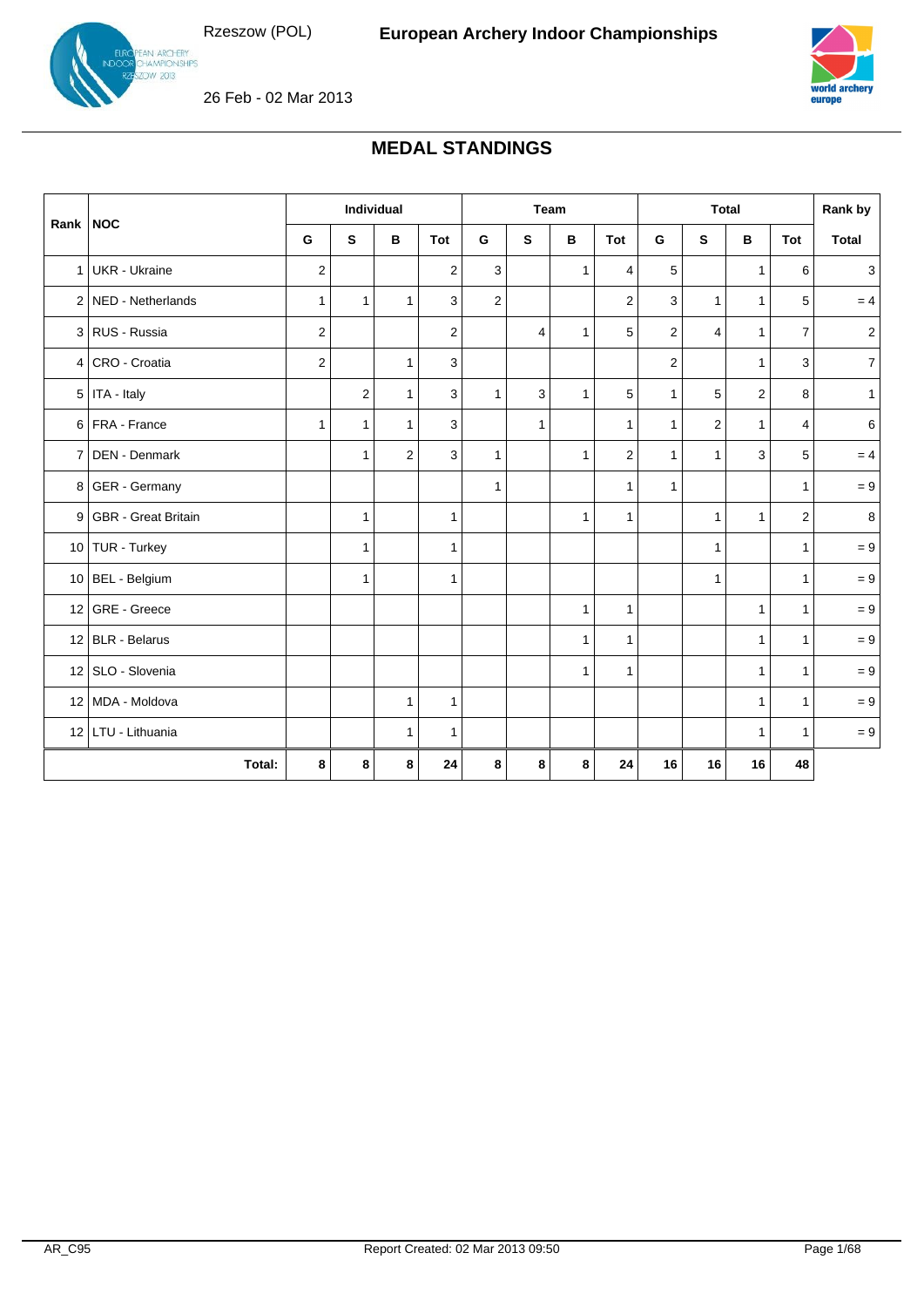Rzeszow (POL)

**European Archery Indoor Championships**

26 Feb - 02 Mar 2013

## MEDAL STANDINGS

| Rank | NOC | Individual | | | | Team | | | | Total | | | | Rank by |
|---|---|---|---|---|---|---|---|---|---|---|---|---|---|---|
| | | G | S | B | Tot | G | S | B | Tot | G | S | B | Tot | Total |
| 1 | UKR - Ukraine | 2 | | | 2 | 3 | | 1 | 4 | 5 | | 1 | 6 | 3 |
| 2 | NED - Netherlands | 1 | 1 | 1 | 3 | 2 | | | 2 | 3 | 1 | 1 | 5 | = 4 |
| 3 | RUS - Russia | 2 | | | 2 | | 4 | 1 | 5 | 2 | 4 | 1 | 7 | 2 |
| 4 | CRO - Croatia | 2 | | 1 | 3 | | | | | 2 | | 1 | 3 | 7 |
| 5 | ITA - Italy | | 2 | 1 | 3 | 1 | 3 | 1 | 5 | 1 | 5 | 2 | 8 | 1 |
| 6 | FRA - France | 1 | 1 | 1 | 3 | | 1 | | 1 | 1 | 2 | 1 | 4 | 6 |
| 7 | DEN - Denmark | | 1 | 2 | 3 | 1 | | 1 | 2 | 1 | 1 | 3 | 5 | = 4 |
| 8 | GER - Germany | | | | | 1 | | | 1 | 1 | | | 1 | = 9 |
| 9 | GBR - Great Britain | | 1 | | 1 | | | 1 | 1 | | 1 | 1 | 2 | 8 |
| 10 | TUR - Turkey | | 1 | | 1 | | | | | | 1 | | 1 | = 9 |
| 10 | BEL - Belgium | | 1 | | 1 | | | | | | 1 | | 1 | = 9 |
| 12 | GRE - Greece | | | | | | | 1 | 1 | | | 1 | 1 | = 9 |
| 12 | BLR - Belarus | | | | | | | 1 | 1 | | | 1 | 1 | = 9 |
| 12 | SLO - Slovenia | | | | | | | 1 | 1 | | | 1 | 1 | = 9 |
| 12 | MDA - Moldova | | | 1 | 1 | | | | | | | 1 | 1 | = 9 |
| 12 | LTU - Lithuania | | | 1 | 1 | | | | | | | 1 | 1 | = 9 |
| | **Total:** | **8** | **8** | **8** | **24** | **8** | **8** | **8** | **24** | **16** | **16** | **16** | **48** | |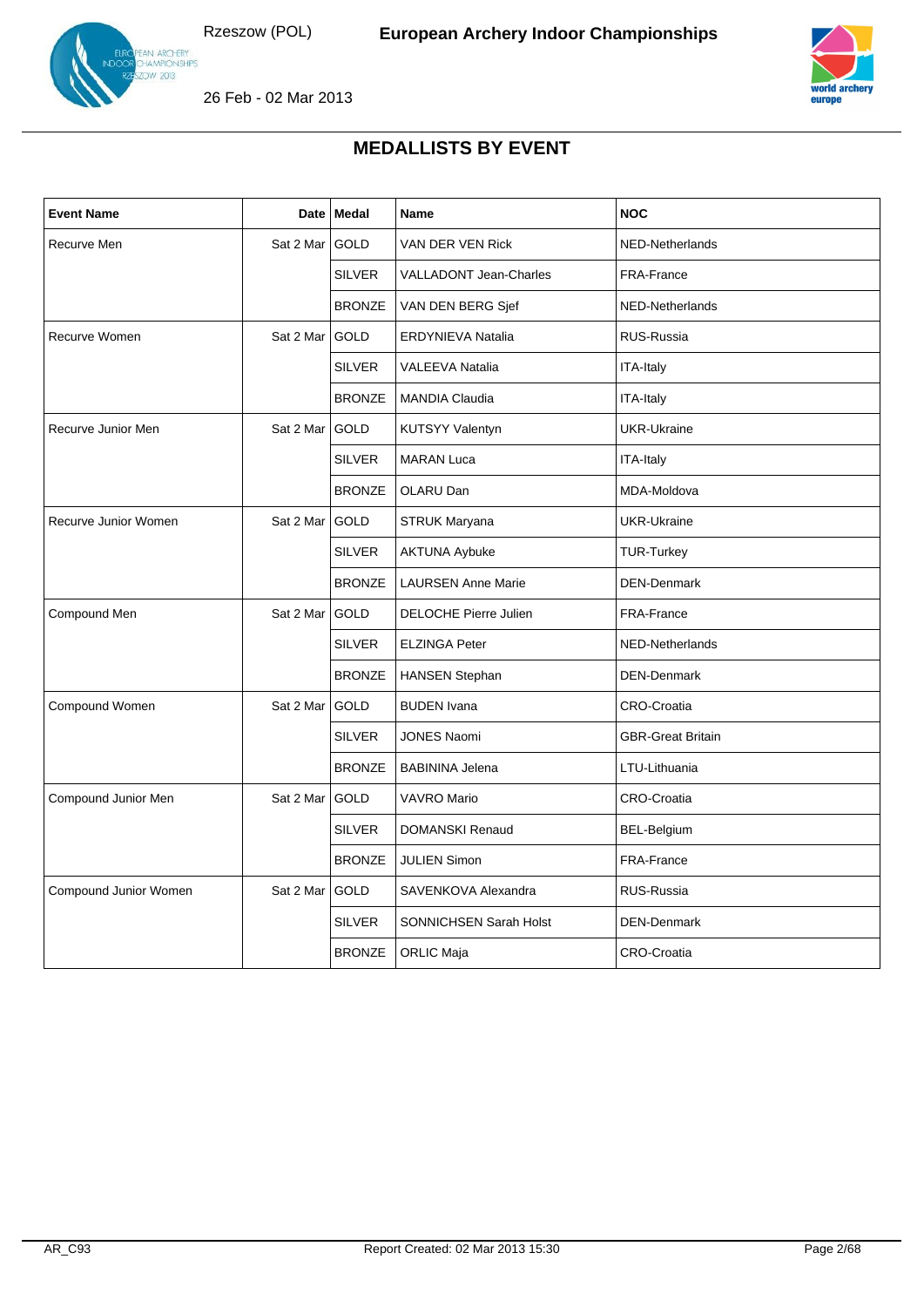# MEDALLISTS BY EVENT

| Event Name | Date | Medal | Name | NOC |
|---|---|---|---|---|
| Recurve Men | Sat 2 Mar | GOLD | VAN DER VEN Rick | NED-Netherlands |
| | | SILVER | VALLADONT Jean-Charles | FRA-France |
| | | BRONZE | VAN DEN BERG Sjef | NED-Netherlands |
| Recurve Women | Sat 2 Mar | GOLD | ERDYNIEVA Natalia | RUS-Russia |
| | | SILVER | VALEEVA Natalia | ITA-Italy |
| | | BRONZE | MANDIA Claudia | ITA-Italy |
| Recurve Junior Men | Sat 2 Mar | GOLD | KUTSYY Valentyn | UKR-Ukraine |
| | | SILVER | MARAN Luca | ITA-Italy |
| | | BRONZE | OLARU Dan | MDA-Moldova |
| Recurve Junior Women | Sat 2 Mar | GOLD | STRUK Maryana | UKR-Ukraine |
| | | SILVER | AKTUNA Aybuke | TUR-Turkey |
| | | BRONZE | LAURSEN Anne Marie | DEN-Denmark |
| Compound Men | Sat 2 Mar | GOLD | DELOCHE Pierre Julien | FRA-France |
| | | SILVER | ELZINGA Peter | NED-Netherlands |
| | | BRONZE | HANSEN Stephan | DEN-Denmark |
| Compound Women | Sat 2 Mar | GOLD | BUDEN Ivana | CRO-Croatia |
| | | SILVER | JONES Naomi | GBR-Great Britain |
| | | BRONZE | BABININA Jelena | LTU-Lithuania |
| Compound Junior Men | Sat 2 Mar | GOLD | VAVRO Mario | CRO-Croatia |
| | | SILVER | DOMANSKI Renaud | BEL-Belgium |
| | | BRONZE | JULIEN Simon | FRA-France |
| Compound Junior Women | Sat 2 Mar | GOLD | SAVENKOVA Alexandra | RUS-Russia |
| | | SILVER | SONNICHSEN Sarah Holst | DEN-Denmark |
| | | BRONZE | ORLIC Maja | CRO-Croatia |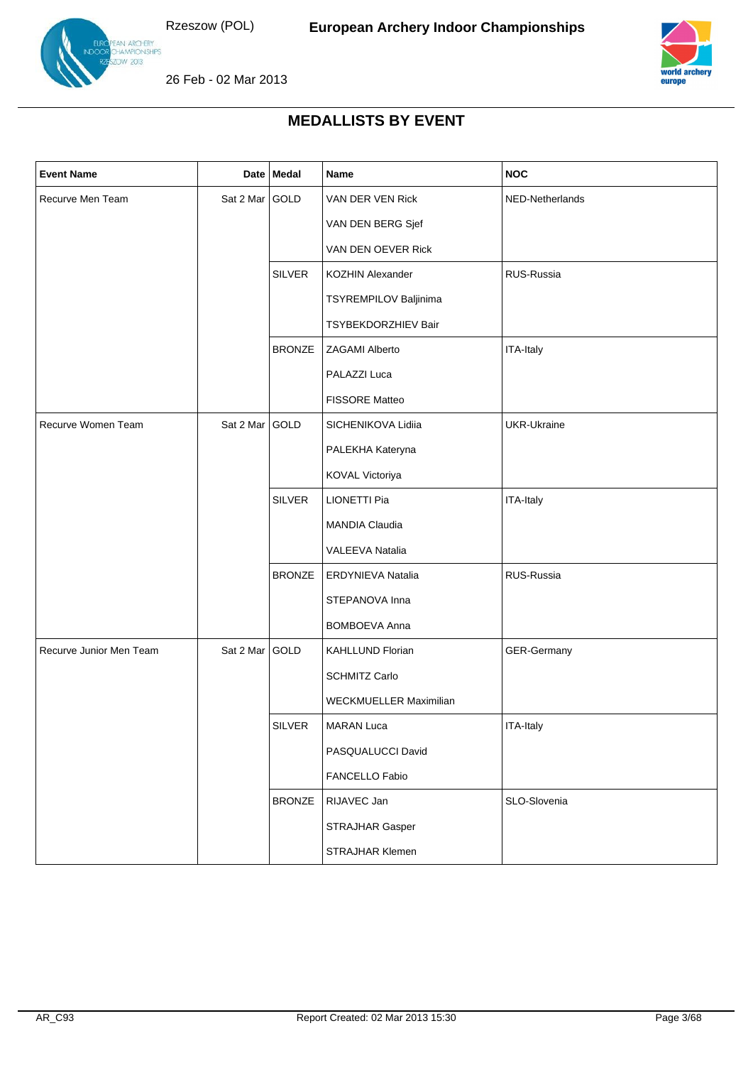## MEDALLISTS BY EVENT

| Event Name | Date | Medal | Name | NOC |
|---|---|---|---|---|
| Recurve Men Team | Sat 2 Mar | GOLD | VAN DER VEN Rick | NED-Netherlands |
| | | | VAN DEN BERG Sjef | |
| | | | VAN DEN OEVER Rick | |
| | | SILVER | KOZHIN Alexander | RUS-Russia |
| | | | TSYREMPILOV Baljinima | |
| | | | TSYBEKDORZHIEV Bair | |
| | | BRONZE | ZAGAMI Alberto | ITA-Italy |
| | | | PALAZZI Luca | |
| | | | FISSORE Matteo | |
| Recurve Women Team | Sat 2 Mar | GOLD | SICHENIKOVA Lidiia | UKR-Ukraine |
| | | | PALEKHA Kateryna | |
| | | | KOVAL Victoriya | |
| | | SILVER | LIONETTI Pia | ITA-Italy |
| | | | MANDIA Claudia | |
| | | | VALEEVA Natalia | |
| | | BRONZE | ERDYNIEVA Natalia | RUS-Russia |
| | | | STEPANOVA Inna | |
| | | | BOMBOEVA Anna | |
| Recurve Junior Men Team | Sat 2 Mar | GOLD | KAHLLUND Florian | GER-Germany |
| | | | SCHMITZ Carlo | |
| | | | WECKMUELLER Maximilian | |
| | | SILVER | MARAN Luca | ITA-Italy |
| | | | PASQUALUCCI David | |
| | | | FANCELLO Fabio | |
| | | BRONZE | RIJAVEC Jan | SLO-Slovenia |
| | | | STRAJHAR Gasper | |
| | | | STRAJHAR Klemen | |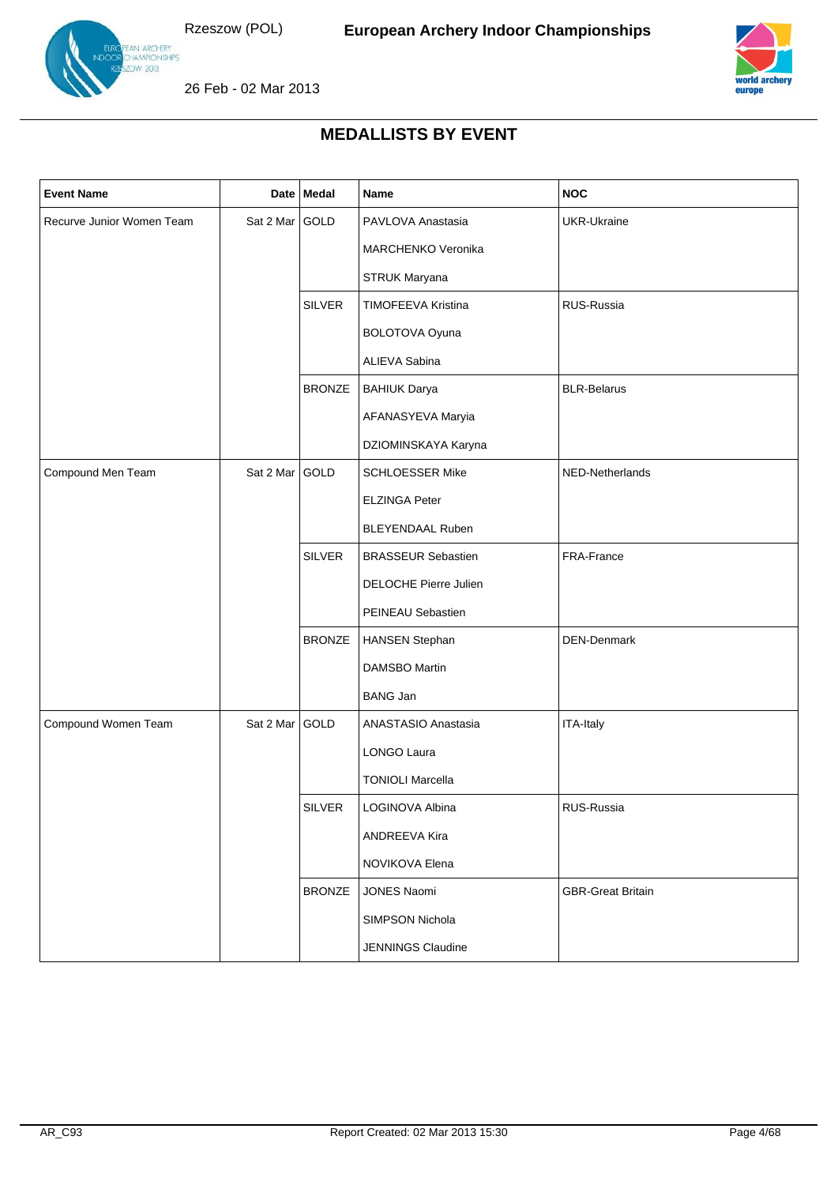## MEDALLISTS BY EVENT

| Event Name | Date | Medal | Name | NOC |
|---|---|---|---|---|
| Recurve Junior Women Team | Sat 2 Mar | GOLD | PAVLOVA Anastasia | UKR-Ukraine |
| | | | MARCHENKO Veronika | |
| | | | STRUK Maryana | |
| | | SILVER | TIMOFEEVA Kristina | RUS-Russia |
| | | | BOLOTOVA Oyuna | |
| | | | ALIEVA Sabina | |
| | | BRONZE | BAHIUK Darya | BLR-Belarus |
| | | | AFANASYEVA Maryia | |
| | | | DZIOMINSKAYA Karyna | |
| Compound Men Team | Sat 2 Mar | GOLD | SCHLOESSER Mike | NED-Netherlands |
| | | | ELZINGA Peter | |
| | | | BLEYENDAAL Ruben | |
| | | SILVER | BRASSEUR Sebastien | FRA-France |
| | | | DELOCHE Pierre Julien | |
| | | | PEINEAU Sebastien | |
| | | BRONZE | HANSEN Stephan | DEN-Denmark |
| | | | DAMSBO Martin | |
| | | | BANG Jan | |
| Compound Women Team | Sat 2 Mar | GOLD | ANASTASIO Anastasia | ITA-Italy |
| | | | LONGO Laura | |
| | | | TONIOLI Marcella | |
| | | SILVER | LOGINOVA Albina | RUS-Russia |
| | | | ANDREEVA Kira | |
| | | | NOVIKOVA Elena | |
| | | BRONZE | JONES Naomi | GBR-Great Britain |
| | | | SIMPSON Nichola | |
| | | | JENNINGS Claudine | |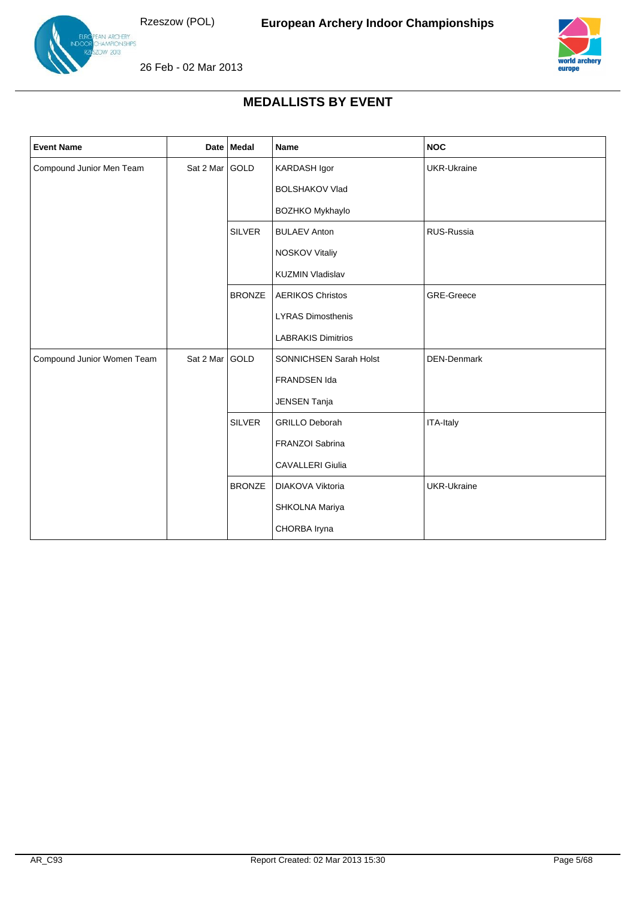# MEDALLISTS BY EVENT

| Event Name | Date | Medal | Name | NOC |
|---|---|---|---|---|
| Compound Junior Men Team | Sat 2 Mar | GOLD | KARDASH Igor | UKR-Ukraine |
| | | | BOLSHAKOV Vlad | |
| | | | BOZHKO Mykhaylo | |
| | | SILVER | BULAEV Anton | RUS-Russia |
| | | | NOSKOV Vitaliy | |
| | | | KUZMIN Vladislav | |
| | | BRONZE | AERIKOS Christos | GRE-Greece |
| | | | LYRAS Dimosthenis | |
| | | | LABRAKIS Dimitrios | |
| Compound Junior Women Team | Sat 2 Mar | GOLD | SONNICHSEN Sarah Holst | DEN-Denmark |
| | | | FRANDSEN Ida | |
| | | | JENSEN Tanja | |
| | | SILVER | GRILLO Deborah | ITA-Italy |
| | | | FRANZOI Sabrina | |
| | | | CAVALLERI Giulia | |
| | | BRONZE | DIAKOVA Viktoria | UKR-Ukraine |
| | | | SHKOLNA Mariya | |
| | | | CHORBA Iryna | |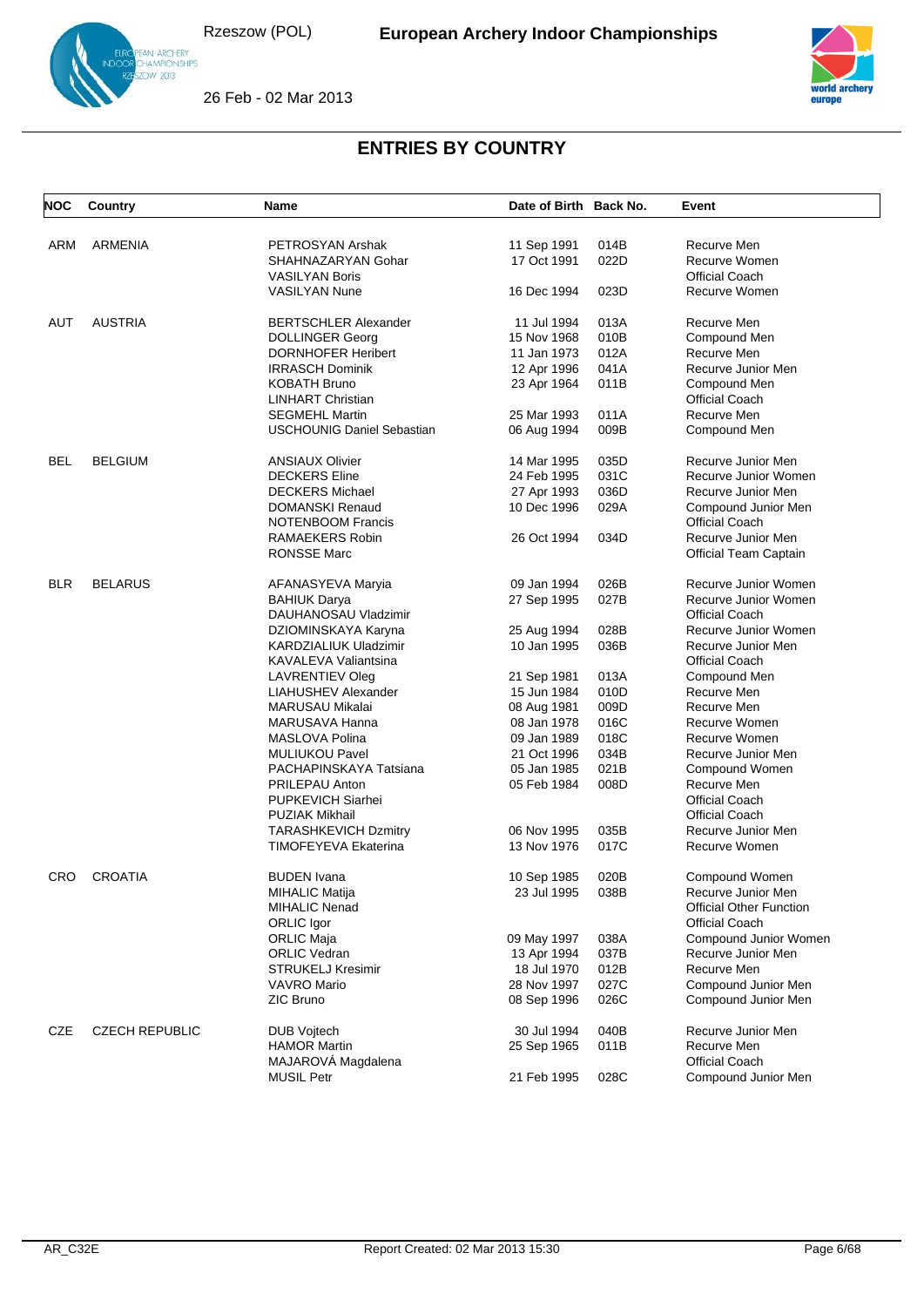## ENTRIES BY COUNTRY

| NOC | Country | Name | Date of Birth | Back No. | Event |
|---|---|---|---|---|---|
| ARM | ARMENIA | PETROSYAN Arshak | 11 Sep 1991 | 014B | Recurve Men |
| | | SHAHNAZARYAN Gohar | 17 Oct 1991 | 022D | Recurve Women |
| | | VASILYAN Boris | | | Official Coach |
| | | VASILYAN Nune | 16 Dec 1994 | 023D | Recurve Women |
| AUT | AUSTRIA | BERTSCHLER Alexander | 11 Jul 1994 | 013A | Recurve Men |
| | | DOLLINGER Georg | 15 Nov 1968 | 010B | Compound Men |
| | | DORNHOFER Heribert | 11 Jan 1973 | 012A | Recurve Men |
| | | IRRASCH Dominik | 12 Apr 1996 | 041A | Recurve Junior Men |
| | | KOBATH Bruno | 23 Apr 1964 | 011B | Compound Men |
| | | LINHART Christian | | | Official Coach |
| | | SEGMEHL Martin | 25 Mar 1993 | 011A | Recurve Men |
| | | USCHOUNIG Daniel Sebastian | 06 Aug 1994 | 009B | Compound Men |
| BEL | BELGIUM | ANSIAUX Olivier | 14 Mar 1995 | 035D | Recurve Junior Men |
| | | DECKERS Eline | 24 Feb 1995 | 031C | Recurve Junior Women |
| | | DECKERS Michael | 27 Apr 1993 | 036D | Recurve Junior Men |
| | | DOMANSKI Renaud | 10 Dec 1996 | 029A | Compound Junior Men |
| | | NOTENBOOM Francis | | | Official Coach |
| | | RAMAEKERS Robin | 26 Oct 1994 | 034D | Recurve Junior Men |
| | | RONSSE Marc | | | Official Team Captain |
| BLR | BELARUS | AFANASYEVA Maryia | 09 Jan 1994 | 026B | Recurve Junior Women |
| | | BAHIUK Darya | 27 Sep 1995 | 027B | Recurve Junior Women |
| | | DAUHANOSAU Vladzimir | | | Official Coach |
| | | DZIOMINSKAYA Karyna | 25 Aug 1994 | 028B | Recurve Junior Women |
| | | KARDZIALIUK Uladzimir | 10 Jan 1995 | 036B | Recurve Junior Men |
| | | KAVALEVA Valiantsina | | | Official Coach |
| | | LAVRENTIEV Oleg | 21 Sep 1981 | 013A | Compound Men |
| | | LIAHUSHEV Alexander | 15 Jun 1984 | 010D | Recurve Men |
| | | MARUSAU Mikalai | 08 Aug 1981 | 009D | Recurve Men |
| | | MARUSAVA Hanna | 08 Jan 1978 | 016C | Recurve Women |
| | | MASLOVA Polina | 09 Jan 1989 | 018C | Recurve Women |
| | | MULIUKOU Pavel | 21 Oct 1996 | 034B | Recurve Junior Men |
| | | PACHAPINSKAYA Tatsiana | 05 Jan 1985 | 021B | Compound Women |
| | | PRILEPAU Anton | 05 Feb 1984 | 008D | Recurve Men |
| | | PUPKEVICH Siarhei | | | Official Coach |
| | | PUZIAK Mikhail | | | Official Coach |
| | | TARASHKEVICH Dzmitry | 06 Nov 1995 | 035B | Recurve Junior Men |
| | | TIMOFEYEVA Ekaterina | 13 Nov 1976 | 017C | Recurve Women |
| CRO | CROATIA | BUDEN Ivana | 10 Sep 1985 | 020B | Compound Women |
| | | MIHALIC Matija | 23 Jul 1995 | 038B | Recurve Junior Men |
| | | MIHALIC Nenad | | | Official Other Function |
| | | ORLIC Igor | | | Official Coach |
| | | ORLIC Maja | 09 May 1997 | 038A | Compound Junior Women |
| | | ORLIC Vedran | 13 Apr 1994 | 037B | Recurve Junior Men |
| | | STRUKELJ Kresimir | 18 Jul 1970 | 012B | Recurve Men |
| | | VAVRO Mario | 28 Nov 1997 | 027C | Compound Junior Men |
| | | ZIC Bruno | 08 Sep 1996 | 026C | Compound Junior Men |
| CZE | CZECH REPUBLIC | DUB Vojtech | 30 Jul 1994 | 040B | Recurve Junior Men |
| | | HAMOR Martin | 25 Sep 1965 | 011B | Recurve Men |
| | | MAJAROVÁ Magdalena | | | Official Coach |
| | | MUSIL Petr | 21 Feb 1995 | 028C | Compound Junior Men |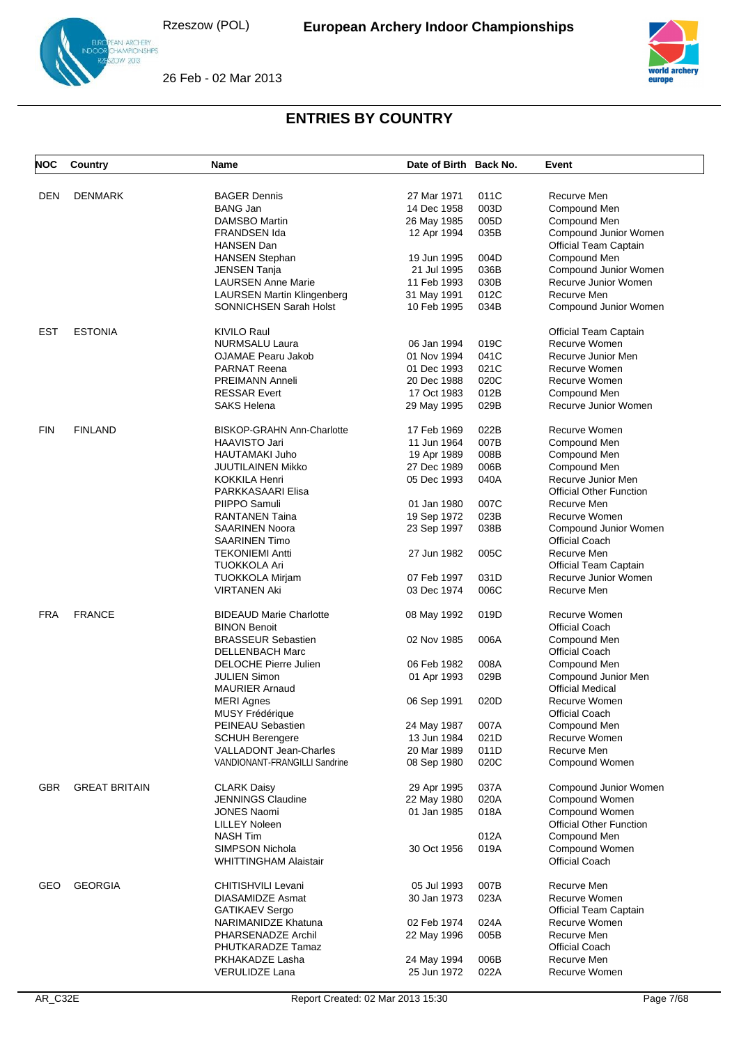## ENTRIES BY COUNTRY

| NOC | Country | Name | Date of Birth | Back No. | Event |
|---|---|---|---|---|---|
| DEN | DENMARK | BAGER Dennis | 27 Mar 1971 | 011C | Recurve Men |
| | | BANG Jan | 14 Dec 1958 | 003D | Compound Men |
| | | DAMSBO Martin | 26 May 1985 | 005D | Compound Men |
| | | FRANDSEN Ida | 12 Apr 1994 | 035B | Compound Junior Women |
| | | HANSEN Dan | | | Official Team Captain |
| | | HANSEN Stephan | 19 Jun 1995 | 004D | Compound Men |
| | | JENSEN Tanja | 21 Jul 1995 | 036B | Compound Junior Women |
| | | LAURSEN Anne Marie | 11 Feb 1993 | 030B | Recurve Junior Women |
| | | LAURSEN Martin Klingenberg | 31 May 1991 | 012C | Recurve Men |
| | | SONNICHSEN Sarah Holst | 10 Feb 1995 | 034B | Compound Junior Women |
| EST | ESTONIA | KIVILO Raul | | | Official Team Captain |
| | | NURMSALU Laura | 06 Jan 1994 | 019C | Recurve Women |
| | | OJAMAE Pearu Jakob | 01 Nov 1994 | 041C | Recurve Junior Men |
| | | PARNAT Reena | 01 Dec 1993 | 021C | Recurve Women |
| | | PREIMANN Anneli | 20 Dec 1988 | 020C | Recurve Women |
| | | RESSAR Evert | 17 Oct 1983 | 012B | Compound Men |
| | | SAKS Helena | 29 May 1995 | 029B | Recurve Junior Women |
| FIN | FINLAND | BISKOP-GRAHN Ann-Charlotte | 17 Feb 1969 | 022B | Recurve Women |
| | | HAAVISTO Jari | 11 Jun 1964 | 007B | Compound Men |
| | | HAUTAMAKI Juho | 19 Apr 1989 | 008B | Compound Men |
| | | JUUTILAINEN Mikko | 27 Dec 1989 | 006B | Compound Men |
| | | KOKKILA Henri | 05 Dec 1993 | 040A | Recurve Junior Men |
| | | PARKKASAARI Elisa | | | Official Other Function |
| | | PIIPPO Samuli | 01 Jan 1980 | 007C | Recurve Men |
| | | RANTANEN Taina | 19 Sep 1972 | 023B | Recurve Women |
| | | SAARINEN Noora | 23 Sep 1997 | 038B | Compound Junior Women |
| | | SAARINEN Timo | | | Official Coach |
| | | TEKONIEMI Antti | 27 Jun 1982 | 005C | Recurve Men |
| | | TUOKKOLA Ari | | | Official Team Captain |
| | | TUOKKOLA Mirjam | 07 Feb 1997 | 031D | Recurve Junior Women |
| | | VIRTANEN Aki | 03 Dec 1974 | 006C | Recurve Men |
| FRA | FRANCE | BIDEAUD Marie Charlotte | 08 May 1992 | 019D | Recurve Women |
| | | BINON Benoit | | | Official Coach |
| | | BRASSEUR Sebastien | 02 Nov 1985 | 006A | Compound Men |
| | | DELLENBACH Marc | | | Official Coach |
| | | DELOCHE Pierre Julien | 06 Feb 1982 | 008A | Compound Men |
| | | JULIEN Simon | 01 Apr 1993 | 029B | Compound Junior Men |
| | | MAURIER Arnaud | | | Official Medical |
| | | MERI Agnes | 06 Sep 1991 | 020D | Recurve Women |
| | | MUSY Frédérique | | | Official Coach |
| | | PEINEAU Sebastien | 24 May 1987 | 007A | Compound Men |
| | | SCHUH Berengere | 13 Jun 1984 | 021D | Recurve Women |
| | | VALLADONT Jean-Charles | 20 Mar 1989 | 011D | Recurve Men |
| | | VANDIONANT-FRANGILLI Sandrine | 08 Sep 1980 | 020C | Compound Women |
| GBR | GREAT BRITAIN | CLARK Daisy | 29 Apr 1995 | 037A | Compound Junior Women |
| | | JENNINGS Claudine | 22 May 1980 | 020A | Compound Women |
| | | JONES Naomi | 01 Jan 1985 | 018A | Compound Women |
| | | LILLEY Noleen | | | Official Other Function |
| | | NASH Tim | | 012A | Compound Men |
| | | SIMPSON Nichola | 30 Oct 1956 | 019A | Compound Women |
| | | WHITTINGHAM Alaistair | | | Official Coach |
| GEO | GEORGIA | CHITISHVILI Levani | 05 Jul 1993 | 007B | Recurve Men |
| | | DIASAMIDZE Asmat | 30 Jan 1973 | 023A | Recurve Women |
| | | GATIKAEV Sergo | | | Official Team Captain |
| | | NARIMANIDZE Khatuna | 02 Feb 1974 | 024A | Recurve Women |
| | | PHARSENADZE Archil | 22 May 1996 | 005B | Recurve Men |
| | | PHUTKARADZE Tamaz | | | Official Coach |
| | | PKHAKADZE Lasha | 24 May 1994 | 006B | Recurve Men |
| | | VERULIDZE Lana | 25 Jun 1972 | 022A | Recurve Women |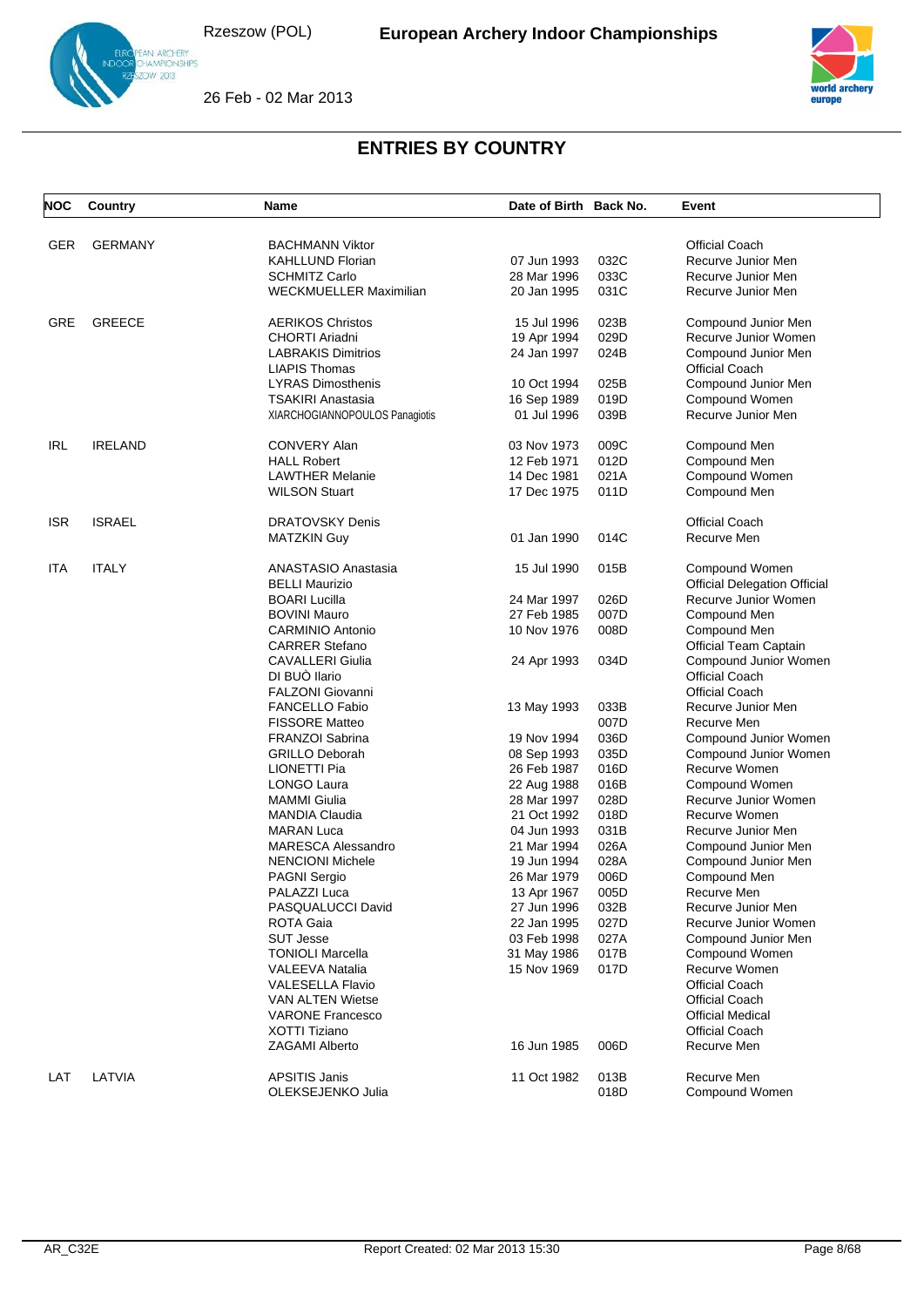## ENTRIES BY COUNTRY

| NOC | Country | Name | Date of Birth | Back No. | Event |
|---|---|---|---|---|---|
| GER | GERMANY | BACHMANN Viktor | | | Official Coach |
| | | KAHLLUND Florian | 07 Jun 1993 | 032C | Recurve Junior Men |
| | | SCHMITZ Carlo | 28 Mar 1996 | 033C | Recurve Junior Men |
| | | WECKMUELLER Maximilian | 20 Jan 1995 | 031C | Recurve Junior Men |
| GRE | GREECE | AERIKOS Christos | 15 Jul 1996 | 023B | Compound Junior Men |
| | | CHORTI Ariadni | 19 Apr 1994 | 029D | Recurve Junior Women |
| | | LABRAKIS Dimitrios | 24 Jan 1997 | 024B | Compound Junior Men |
| | | LIAPIS Thomas | | | Official Coach |
| | | LYRAS Dimosthenis | 10 Oct 1994 | 025B | Compound Junior Men |
| | | TSAKIRI Anastasia | 16 Sep 1989 | 019D | Compound Women |
| | | XIARCHOGIANNOPOULOS Panagiotis | 01 Jul 1996 | 039B | Recurve Junior Men |
| IRL | IRELAND | CONVERY Alan | 03 Nov 1973 | 009C | Compound Men |
| | | HALL Robert | 12 Feb 1971 | 012D | Compound Men |
| | | LAWTHER Melanie | 14 Dec 1981 | 021A | Compound Women |
| | | WILSON Stuart | 17 Dec 1975 | 011D | Compound Men |
| ISR | ISRAEL | DRATOVSKY Denis | | | Official Coach |
| | | MATZKIN Guy | 01 Jan 1990 | 014C | Recurve Men |
| ITA | ITALY | ANASTASIO Anastasia | 15 Jul 1990 | 015B | Compound Women |
| | | BELLI Maurizio | | | Official Delegation Official |
| | | BOARI Lucilla | 24 Mar 1997 | 026D | Recurve Junior Women |
| | | BOVINI Mauro | 27 Feb 1985 | 007D | Compound Men |
| | | CARMINIO Antonio | 10 Nov 1976 | 008D | Compound Men |
| | | CARRER Stefano | | | Official Team Captain |
| | | CAVALLERI Giulia | 24 Apr 1993 | 034D | Compound Junior Women |
| | | DI BUÒ Ilario | | | Official Coach |
| | | FALZONI Giovanni | | | Official Coach |
| | | FANCELLO Fabio | 13 May 1993 | 033B | Recurve Junior Men |
| | | FISSORE Matteo | | 007D | Recurve Men |
| | | FRANZOI Sabrina | 19 Nov 1994 | 036D | Compound Junior Women |
| | | GRILLO Deborah | 08 Sep 1993 | 035D | Compound Junior Women |
| | | LIONETTI Pia | 26 Feb 1987 | 016D | Recurve Women |
| | | LONGO Laura | 22 Aug 1988 | 016B | Compound Women |
| | | MAMMI Giulia | 28 Mar 1997 | 028D | Recurve Junior Women |
| | | MANDIA Claudia | 21 Oct 1992 | 018D | Recurve Women |
| | | MARAN Luca | 04 Jun 1993 | 031B | Recurve Junior Men |
| | | MARESCA Alessandro | 21 Mar 1994 | 026A | Compound Junior Men |
| | | NENCIONI Michele | 19 Jun 1994 | 028A | Compound Junior Men |
| | | PAGNI Sergio | 26 Mar 1979 | 006D | Compound Men |
| | | PALAZZI Luca | 13 Apr 1967 | 005D | Recurve Men |
| | | PASQUALUCCI David | 27 Jun 1996 | 032B | Recurve Junior Men |
| | | ROTA Gaia | 22 Jan 1995 | 027D | Recurve Junior Women |
| | | SUT Jesse | 03 Feb 1998 | 027A | Compound Junior Men |
| | | TONIOLI Marcella | 31 May 1986 | 017B | Compound Women |
| | | VALEEVA Natalia | 15 Nov 1969 | 017D | Recurve Women |
| | | VALESELLA Flavio | | | Official Coach |
| | | VAN ALTEN Wietse | | | Official Coach |
| | | VARONE Francesco | | | Official Medical |
| | | XOTTI Tiziano | | | Official Coach |
| | | ZAGAMI Alberto | 16 Jun 1985 | 006D | Recurve Men |
| LAT | LATVIA | APSITIS Janis | 11 Oct 1982 | 013B | Recurve Men |
| | | OLEKSEJENKO Julia | | 018D | Compound Women |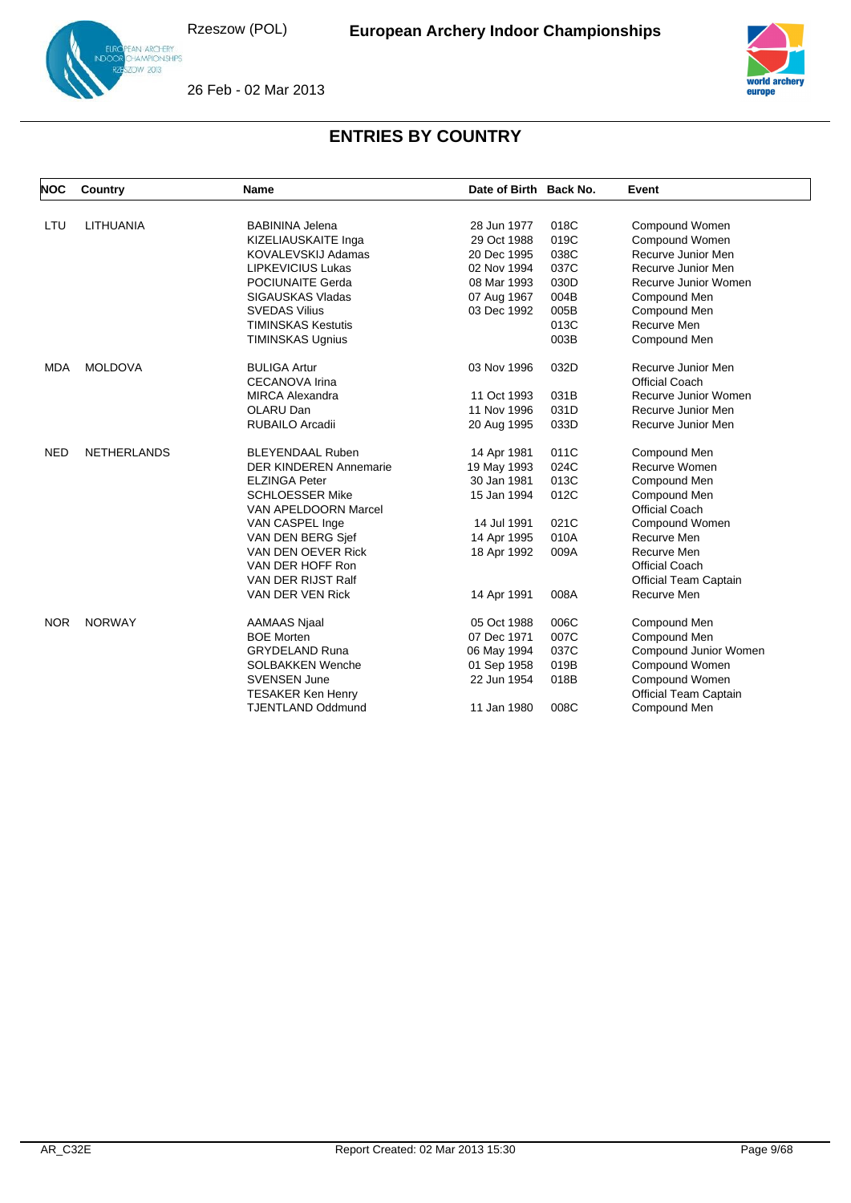## ENTRIES BY COUNTRY

| NOC | Country | Name | Date of Birth | Back No. | Event |
|---|---|---|---|---|---|
| LTU | LITHUANIA | BABININA Jelena | 28 Jun 1977 | 018C | Compound Women |
| | | KIZELIAUSKAITE Inga | 29 Oct 1988 | 019C | Compound Women |
| | | KOVALEVSKIJ Adamas | 20 Dec 1995 | 038C | Recurve Junior Men |
| | | LIPKEVICIUS Lukas | 02 Nov 1994 | 037C | Recurve Junior Men |
| | | POCIUNAITE Gerda | 08 Mar 1993 | 030D | Recurve Junior Women |
| | | SIGAUSKAS Vladas | 07 Aug 1967 | 004B | Compound Men |
| | | SVEDAS Vilius | 03 Dec 1992 | 005B | Compound Men |
| | | TIMINSKAS Kestutis | | 013C | Recurve Men |
| | | TIMINSKAS Ugnius | | 003B | Compound Men |
| MDA | MOLDOVA | BULIGA Artur | 03 Nov 1996 | 032D | Recurve Junior Men |
| | | CECANOVA Irina | | | Official Coach |
| | | MIRCA Alexandra | 11 Oct 1993 | 031B | Recurve Junior Women |
| | | OLARU Dan | 11 Nov 1996 | 031D | Recurve Junior Men |
| | | RUBAILO Arcadii | 20 Aug 1995 | 033D | Recurve Junior Men |
| NED | NETHERLANDS | BLEYENDAAL Ruben | 14 Apr 1981 | 011C | Compound Men |
| | | DER KINDEREN Annemarie | 19 May 1993 | 024C | Recurve Women |
| | | ELZINGA Peter | 30 Jan 1981 | 013C | Compound Men |
| | | SCHLOESSER Mike | 15 Jan 1994 | 012C | Compound Men |
| | | VAN APELDOORN Marcel | | | Official Coach |
| | | VAN CASPEL Inge | 14 Jul 1991 | 021C | Compound Women |
| | | VAN DEN BERG Sjef | 14 Apr 1995 | 010A | Recurve Men |
| | | VAN DEN OEVER Rick | 18 Apr 1992 | 009A | Recurve Men |
| | | VAN DER HOFF Ron | | | Official Coach |
| | | VAN DER RIJST Ralf | | | Official Team Captain |
| | | VAN DER VEN Rick | 14 Apr 1991 | 008A | Recurve Men |
| NOR | NORWAY | AAMAAS Njaal | 05 Oct 1988 | 006C | Compound Men |
| | | BOE Morten | 07 Dec 1971 | 007C | Compound Men |
| | | GRYDELAND Runa | 06 May 1994 | 037C | Compound Junior Women |
| | | SOLBAKKEN Wenche | 01 Sep 1958 | 019B | Compound Women |
| | | SVENSEN June | 22 Jun 1954 | 018B | Compound Women |
| | | TESAKER Ken Henry | | | Official Team Captain |
| | | TJENTLAND Oddmund | 11 Jan 1980 | 008C | Compound Men |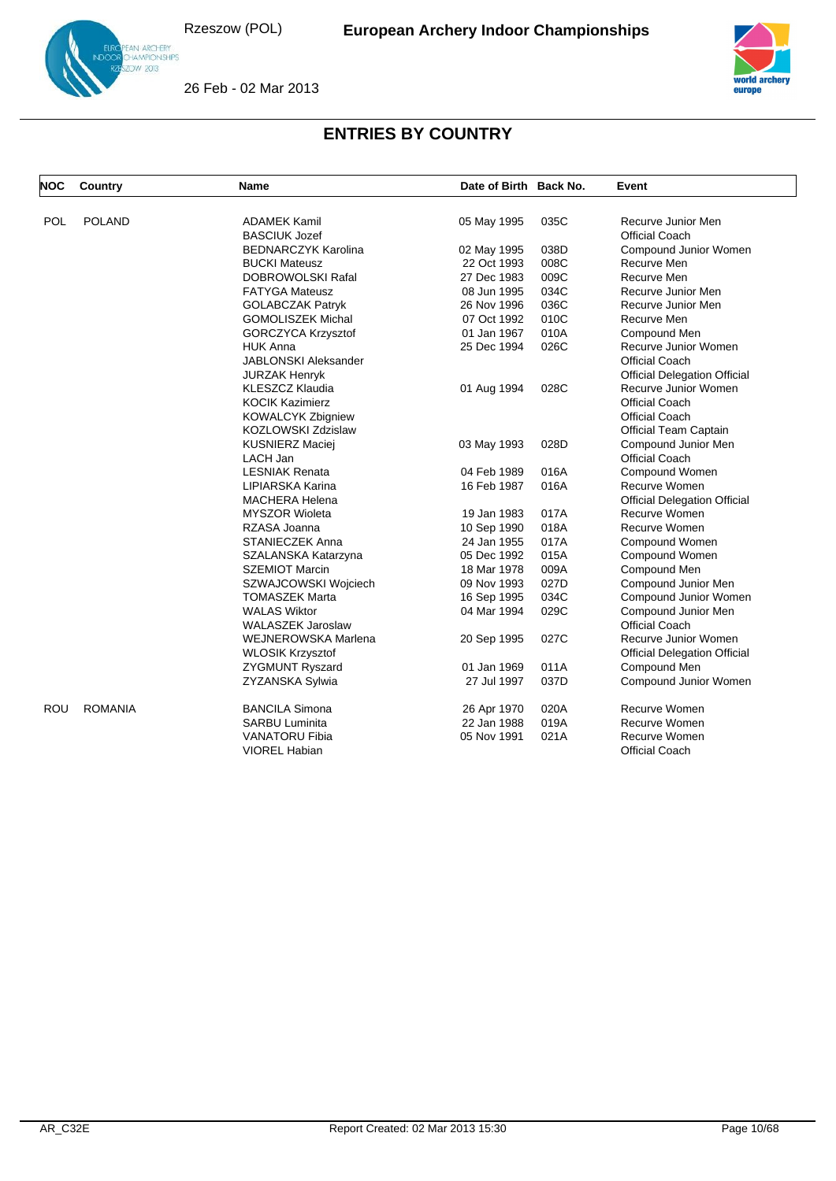# ENTRIES BY COUNTRY

| NOC | Country | Name | Date of Birth | Back No. | Event |
|---|---|---|---|---|---|
| POL | POLAND | ADAMEK Kamil | 05 May 1995 | 035C | Recurve Junior Men |
| | | BASCIUK Jozef | | | Official Coach |
| | | BEDNARCZYK Karolina | 02 May 1995 | 038D | Compound Junior Women |
| | | BUCKI Mateusz | 22 Oct 1993 | 008C | Recurve Men |
| | | DOBROWOLSKI Rafal | 27 Dec 1983 | 009C | Recurve Men |
| | | FATYGA Mateusz | 08 Jun 1995 | 034C | Recurve Junior Men |
| | | GOLABCZAK Patryk | 26 Nov 1996 | 036C | Recurve Junior Men |
| | | GOMOLISZEK Michal | 07 Oct 1992 | 010C | Recurve Men |
| | | GORCZYCA Krzysztof | 01 Jan 1967 | 010A | Compound Men |
| | | HUK Anna | 25 Dec 1994 | 026C | Recurve Junior Women |
| | | JABLONSKI Aleksander | | | Official Coach |
| | | JURZAK Henryk | | | Official Delegation Official |
| | | KLESZCZ Klaudia | 01 Aug 1994 | 028C | Recurve Junior Women |
| | | KOCIK Kazimierz | | | Official Coach |
| | | KOWALCYK Zbigniew | | | Official Coach |
| | | KOZLOWSKI Zdzislaw | | | Official Team Captain |
| | | KUSNIERZ Maciej | 03 May 1993 | 028D | Compound Junior Men |
| | | LACH Jan | | | Official Coach |
| | | LESNIAK Renata | 04 Feb 1989 | 016A | Compound Women |
| | | LIPIARSKA Karina | 16 Feb 1987 | 016A | Recurve Women |
| | | MACHERA Helena | | | Official Delegation Official |
| | | MYSZOR Wioleta | 19 Jan 1983 | 017A | Recurve Women |
| | | RZASA Joanna | 10 Sep 1990 | 018A | Recurve Women |
| | | STANIECZEK Anna | 24 Jan 1955 | 017A | Compound Women |
| | | SZALANSKA Katarzyna | 05 Dec 1992 | 015A | Compound Women |
| | | SZEMIOT Marcin | 18 Mar 1978 | 009A | Compound Men |
| | | SZWAJCOWSKI Wojciech | 09 Nov 1993 | 027D | Compound Junior Men |
| | | TOMASZEK Marta | 16 Sep 1995 | 034C | Compound Junior Women |
| | | WALAS Wiktor | 04 Mar 1994 | 029C | Compound Junior Men |
| | | WALASZEK Jaroslaw | | | Official Coach |
| | | WEJNEROWSKA Marlena | 20 Sep 1995 | 027C | Recurve Junior Women |
| | | WLOSIK Krzysztof | | | Official Delegation Official |
| | | ZYGMUNT Ryszard | 01 Jan 1969 | 011A | Compound Men |
| | | ZYZANSKA Sylwia | 27 Jul 1997 | 037D | Compound Junior Women |
| ROU | ROMANIA | BANCILA Simona | 26 Apr 1970 | 020A | Recurve Women |
| | | SARBU Luminita | 22 Jan 1988 | 019A | Recurve Women |
| | | VANATORU Fibia | 05 Nov 1991 | 021A | Recurve Women |
| | | VIOREL Habian | | | Official Coach |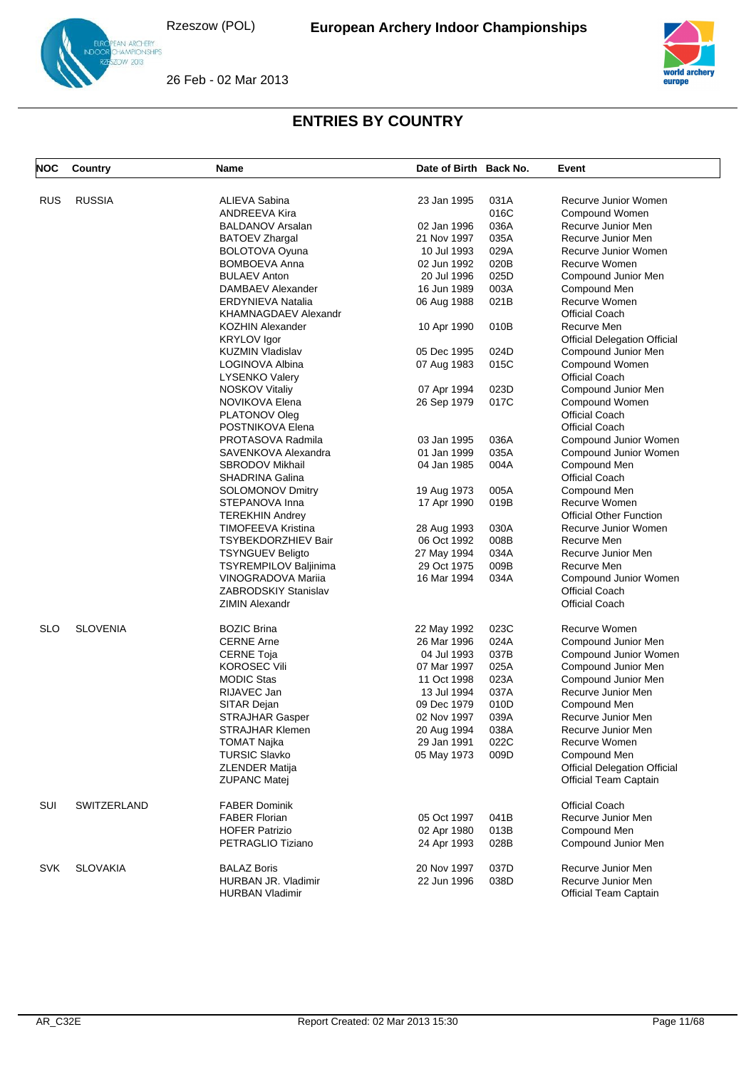# ENTRIES BY COUNTRY

| NOC | Country | Name | Date of Birth | Back No. | Event |
|---|---|---|---|---|---|
| RUS | RUSSIA | ALIEVA Sabina | 23 Jan 1995 | 031A | Recurve Junior Women |
| | | ANDREEVA Kira | | 016C | Compound Women |
| | | BALDANOV Arsalan | 02 Jan 1996 | 036A | Recurve Junior Men |
| | | BATOEV Zhargal | 21 Nov 1997 | 035A | Recurve Junior Men |
| | | BOLOTOVA Oyuna | 10 Jul 1993 | 029A | Recurve Junior Women |
| | | BOMBOEVA Anna | 02 Jun 1992 | 020B | Recurve Women |
| | | BULAEV Anton | 20 Jul 1996 | 025D | Compound Junior Men |
| | | DAMBAEV Alexander | 16 Jun 1989 | 003A | Compound Men |
| | | ERDYNIEVA Natalia | 06 Aug 1988 | 021B | Recurve Women |
| | | KHAMNAGDAEV Alexandr | | | Official Coach |
| | | KOZHIN Alexander | 10 Apr 1990 | 010B | Recurve Men |
| | | KRYLOV Igor | | | Official Delegation Official |
| | | KUZMIN Vladislav | 05 Dec 1995 | 024D | Compound Junior Men |
| | | LOGINOVA Albina | 07 Aug 1983 | 015C | Compound Women |
| | | LYSENKO Valery | | | Official Coach |
| | | NOSKOV Vitaliy | 07 Apr 1994 | 023D | Compound Junior Men |
| | | NOVIKOVA Elena | 26 Sep 1979 | 017C | Compound Women |
| | | PLATONOV Oleg | | | Official Coach |
| | | POSTNIKOVA Elena | | | Official Coach |
| | | PROTASOVA Radmila | 03 Jan 1995 | 036A | Compound Junior Women |
| | | SAVENKOVA Alexandra | 01 Jan 1999 | 035A | Compound Junior Women |
| | | SBRODOV Mikhail | 04 Jan 1985 | 004A | Compound Men |
| | | SHADRINA Galina | | | Official Coach |
| | | SOLOMONOV Dmitry | 19 Aug 1973 | 005A | Compound Men |
| | | STEPANOVA Inna | 17 Apr 1990 | 019B | Recurve Women |
| | | TEREKHIN Andrey | | | Official Other Function |
| | | TIMOFEEVA Kristina | 28 Aug 1993 | 030A | Recurve Junior Women |
| | | TSYBEKDORZHIEV Bair | 06 Oct 1992 | 008B | Recurve Men |
| | | TSYNGUEV Beligto | 27 May 1994 | 034A | Recurve Junior Men |
| | | TSYREMPILOV Baljinima | 29 Oct 1975 | 009B | Recurve Men |
| | | VINOGRADOVA Mariia | 16 Mar 1994 | 034A | Compound Junior Women |
| | | ZABRODSKIY Stanislav | | | Official Coach |
| | | ZIMIN Alexandr | | | Official Coach |
| SLO | SLOVENIA | BOZIC Brina | 22 May 1992 | 023C | Recurve Women |
| | | CERNE Arne | 26 Mar 1996 | 024A | Compound Junior Men |
| | | CERNE Toja | 04 Jul 1993 | 037B | Compound Junior Women |
| | | KOROSEC Vili | 07 Mar 1997 | 025A | Compound Junior Men |
| | | MODIC Stas | 11 Oct 1998 | 023A | Compound Junior Men |
| | | RIJAVEC Jan | 13 Jul 1994 | 037A | Recurve Junior Men |
| | | SITAR Dejan | 09 Dec 1979 | 010D | Compound Men |
| | | STRAJHAR Gasper | 02 Nov 1997 | 039A | Recurve Junior Men |
| | | STRAJHAR Klemen | 20 Aug 1994 | 038A | Recurve Junior Men |
| | | TOMAT Najka | 29 Jan 1991 | 022C | Recurve Women |
| | | TURSIC Slavko | 05 May 1973 | 009D | Compound Men |
| | | ZLENDER Matija | | | Official Delegation Official |
| | | ZUPANC Matej | | | Official Team Captain |
| SUI | SWITZERLAND | FABER Dominik | | | Official Coach |
| | | FABER Florian | 05 Oct 1997 | 041B | Recurve Junior Men |
| | | HOFER Patrizio | 02 Apr 1980 | 013B | Compound Men |
| | | PETRAGLIO Tiziano | 24 Apr 1993 | 028B | Compound Junior Men |
| SVK | SLOVAKIA | BALAZ Boris | 20 Nov 1997 | 037D | Recurve Junior Men |
| | | HURBAN JR. Vladimir | 22 Jun 1996 | 038D | Recurve Junior Men |
| | | HURBAN Vladimir | | | Official Team Captain |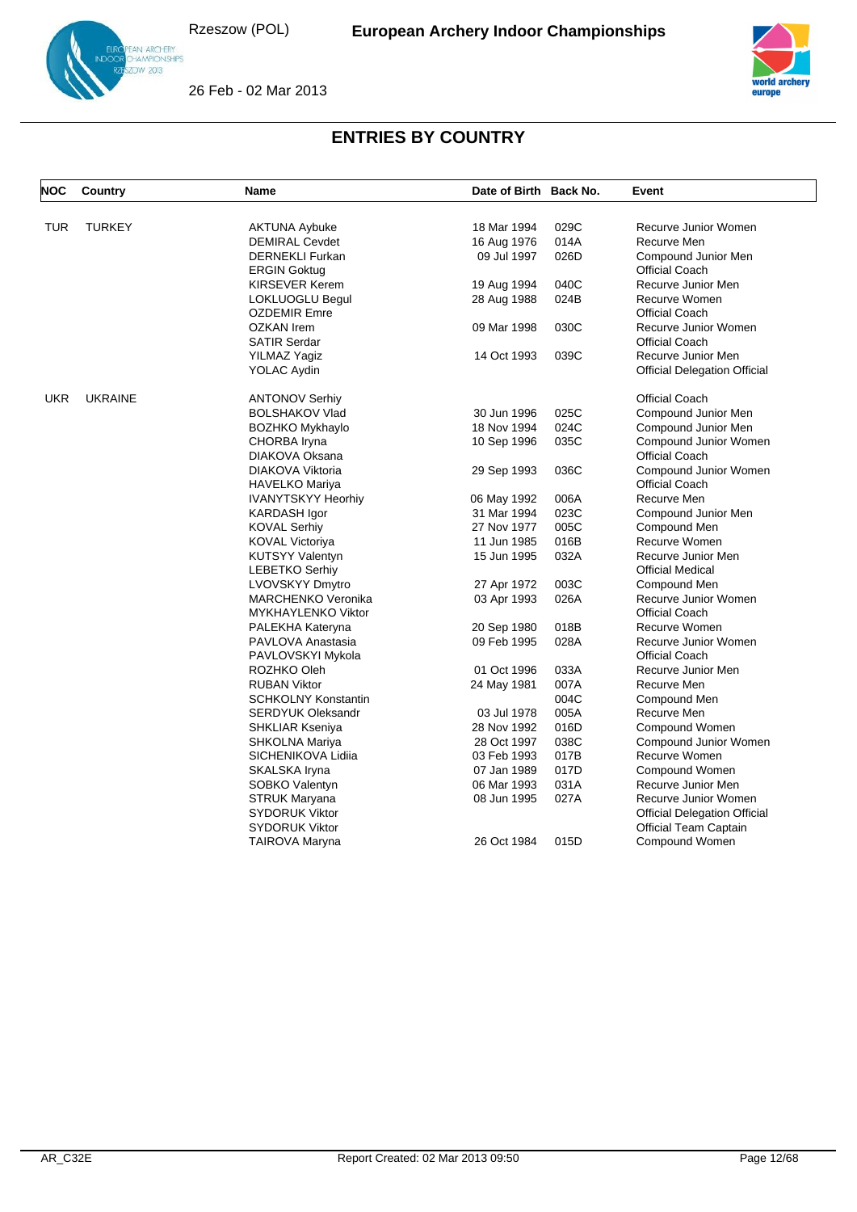## ENTRIES BY COUNTRY

| NOC | Country | Name | Date of Birth | Back No. | Event |
|---|---|---|---|---|---|
| TUR | TURKEY | AKTUNA Aybuke | 18 Mar 1994 | 029C | Recurve Junior Women |
| | | DEMIRAL Cevdet | 16 Aug 1976 | 014A | Recurve Men |
| | | DERNEKLI Furkan | 09 Jul 1997 | 026D | Compound Junior Men |
| | | ERGIN Goktug | | | Official Coach |
| | | KIRSEVER Kerem | 19 Aug 1994 | 040C | Recurve Junior Men |
| | | LOKLUOGLU Begul | 28 Aug 1988 | 024B | Recurve Women |
| | | OZDEMIR Emre | | | Official Coach |
| | | OZKAN Irem | 09 Mar 1998 | 030C | Recurve Junior Women |
| | | SATIR Serdar | | | Official Coach |
| | | YILMAZ Yagiz | 14 Oct 1993 | 039C | Recurve Junior Men |
| | | YOLAC Aydin | | | Official Delegation Official |
| UKR | UKRAINE | ANTONOV Serhiy | | | Official Coach |
| | | BOLSHAKOV Vlad | 30 Jun 1996 | 025C | Compound Junior Men |
| | | BOZHKO Mykhaylo | 18 Nov 1994 | 024C | Compound Junior Men |
| | | CHORBA Iryna | 10 Sep 1996 | 035C | Compound Junior Women |
| | | DIAKOVA Oksana | | | Official Coach |
| | | DIAKOVA Viktoria | 29 Sep 1993 | 036C | Compound Junior Women |
| | | HAVELKO Mariya | | | Official Coach |
| | | IVANYTSKYY Heorhiy | 06 May 1992 | 006A | Recurve Men |
| | | KARDASH Igor | 31 Mar 1994 | 023C | Compound Junior Men |
| | | KOVAL Serhiy | 27 Nov 1977 | 005C | Compound Men |
| | | KOVAL Victoriya | 11 Jun 1985 | 016B | Recurve Women |
| | | KUTSYY Valentyn | 15 Jun 1995 | 032A | Recurve Junior Men |
| | | LEBETKO Serhiy | | | Official Medical |
| | | LVOVSKYY Dmytro | 27 Apr 1972 | 003C | Compound Men |
| | | MARCHENKO Veronika | 03 Apr 1993 | 026A | Recurve Junior Women |
| | | MYKHAYLENKO Viktor | | | Official Coach |
| | | PALEKHA Kateryna | 20 Sep 1980 | 018B | Recurve Women |
| | | PAVLOVA Anastasia | 09 Feb 1995 | 028A | Recurve Junior Women |
| | | PAVLOVSKYI Mykola | | | Official Coach |
| | | ROZHKO Oleh | 01 Oct 1996 | 033A | Recurve Junior Men |
| | | RUBAN Viktor | 24 May 1981 | 007A | Recurve Men |
| | | SCHKOLNY Konstantin | | 004C | Compound Men |
| | | SERDYUK Oleksandr | 03 Jul 1978 | 005A | Recurve Men |
| | | SHKLIAR Kseniya | 28 Nov 1992 | 016D | Compound Women |
| | | SHKOLNA Mariya | 28 Oct 1997 | 038C | Compound Junior Women |
| | | SICHENIKOVA Lidiia | 03 Feb 1993 | 017B | Recurve Women |
| | | SKALSKA Iryna | 07 Jan 1989 | 017D | Compound Women |
| | | SOBKO Valentyn | 06 Mar 1993 | 031A | Recurve Junior Men |
| | | STRUK Maryana | 08 Jun 1995 | 027A | Recurve Junior Women |
| | | SYDORUK Viktor | | | Official Delegation Official |
| | | SYDORUK Viktor | | | Official Team Captain |
| | | TAIROVA Maryna | 26 Oct 1984 | 015D | Compound Women |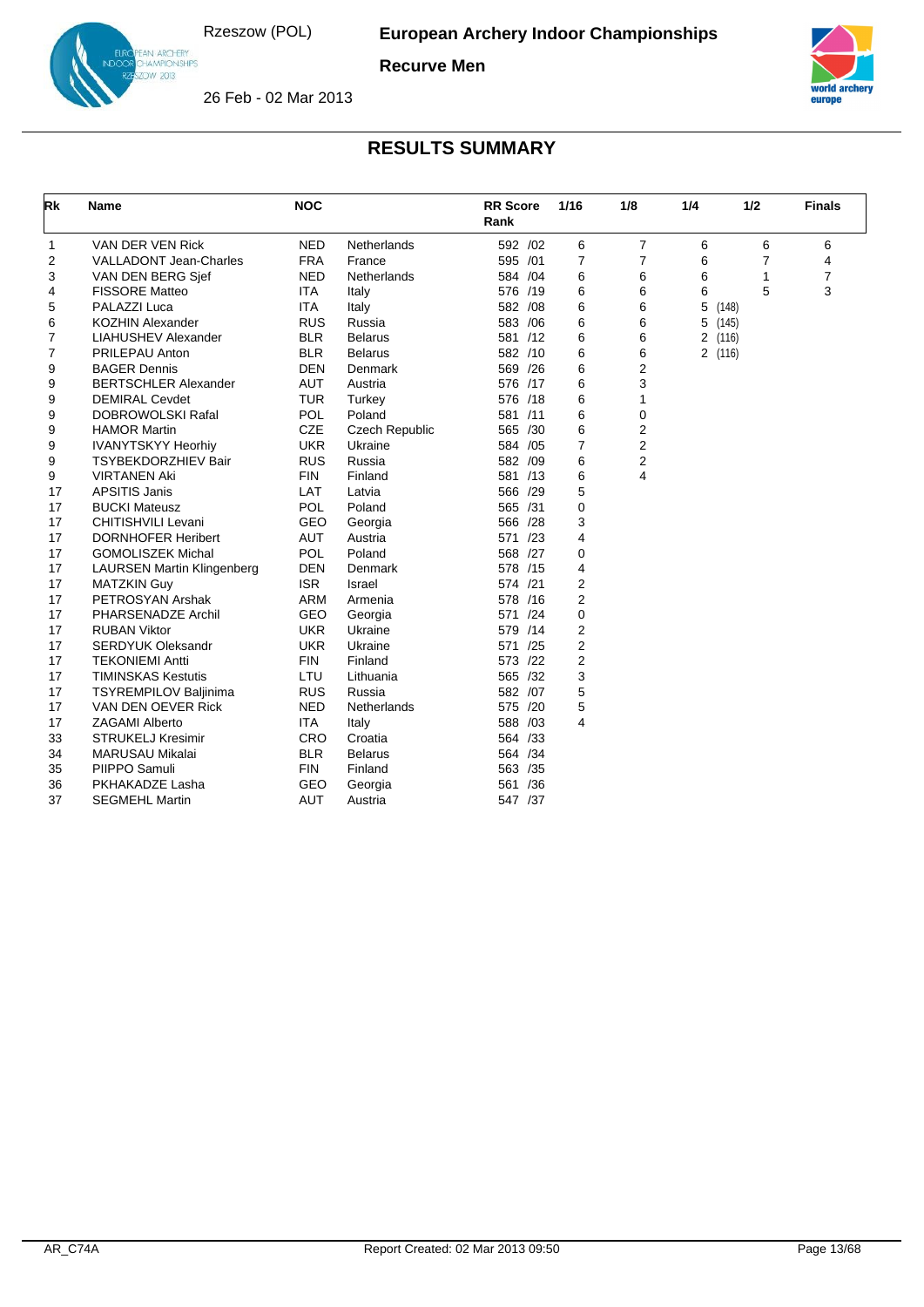# European Archery Indoor Championships

Rzeszow (POL)

**Recurve Men**

26 Feb - 02 Mar 2013

## RESULTS SUMMARY

| Rk | Name | NOC | | RR Score Rank | 1/16 | 1/8 | 1/4 | 1/2 | Finals |
|---|---|---|---|---|---|---|---|---|---|
| 1 | VAN DER VEN Rick | NED | Netherlands | 592 /02 | 6 | 7 | 6 | 6 | 6 |
| 2 | VALLADONT Jean-Charles | FRA | France | 595 /01 | 7 | 7 | 6 | 7 | 4 |
| 3 | VAN DEN BERG Sjef | NED | Netherlands | 584 /04 | 6 | 6 | 6 | 1 | 7 |
| 4 | FISSORE Matteo | ITA | Italy | 576 /19 | 6 | 6 | 6 | 5 | 3 |
| 5 | PALAZZI Luca | ITA | Italy | 582 /08 | 6 | 6 | 5 (148) | | |
| 6 | KOZHIN Alexander | RUS | Russia | 583 /06 | 6 | 6 | 5 (145) | | |
| 7 | LIAHUSHEV Alexander | BLR | Belarus | 581 /12 | 6 | 6 | 2 (116) | | |
| 7 | PRILEPAU Anton | BLR | Belarus | 582 /10 | 6 | 6 | 2 (116) | | |
| 9 | BAGER Dennis | DEN | Denmark | 569 /26 | 6 | 2 | | | |
| 9 | BERTSCHLER Alexander | AUT | Austria | 576 /17 | 6 | 3 | | | |
| 9 | DEMIRAL Cevdet | TUR | Turkey | 576 /18 | 6 | 1 | | | |
| 9 | DOBROWOLSKI Rafal | POL | Poland | 581 /11 | 6 | 0 | | | |
| 9 | HAMOR Martin | CZE | Czech Republic | 565 /30 | 6 | 2 | | | |
| 9 | IVANYTSKYY Heorhiy | UKR | Ukraine | 584 /05 | 7 | 2 | | | |
| 9 | TSYBEKDORZHIEV Bair | RUS | Russia | 582 /09 | 6 | 2 | | | |
| 9 | VIRTANEN Aki | FIN | Finland | 581 /13 | 6 | 4 | | | |
| 17 | APSITIS Janis | LAT | Latvia | 566 /29 | 5 | | | | |
| 17 | BUCKI Mateusz | POL | Poland | 565 /31 | 0 | | | | |
| 17 | CHITISHVILI Levani | GEO | Georgia | 566 /28 | 3 | | | | |
| 17 | DORNHOFER Heribert | AUT | Austria | 571 /23 | 4 | | | | |
| 17 | GOMOLISZEK Michal | POL | Poland | 568 /27 | 0 | | | | |
| 17 | LAURSEN Martin Klingenberg | DEN | Denmark | 578 /15 | 4 | | | | |
| 17 | MATZKIN Guy | ISR | Israel | 574 /21 | 2 | | | | |
| 17 | PETROSYAN Arshak | ARM | Armenia | 578 /16 | 2 | | | | |
| 17 | PHARSENADZE Archil | GEO | Georgia | 571 /24 | 0 | | | | |
| 17 | RUBAN Viktor | UKR | Ukraine | 579 /14 | 2 | | | | |
| 17 | SERDYUK Oleksandr | UKR | Ukraine | 571 /25 | 2 | | | | |
| 17 | TEKONIEMI Antti | FIN | Finland | 573 /22 | 2 | | | | |
| 17 | TIMINSKAS Kestutis | LTU | Lithuania | 565 /32 | 3 | | | | |
| 17 | TSYREMPILOV Baljinima | RUS | Russia | 582 /07 | 5 | | | | |
| 17 | VAN DEN OEVER Rick | NED | Netherlands | 575 /20 | 5 | | | | |
| 17 | ZAGAMI Alberto | ITA | Italy | 588 /03 | 4 | | | | |
| 33 | STRUKELJ Kresimir | CRO | Croatia | 564 /33 | | | | | |
| 34 | MARUSAU Mikalai | BLR | Belarus | 564 /34 | | | | | |
| 35 | PIIPPO Samuli | FIN | Finland | 563 /35 | | | | | |
| 36 | PKHAKADZE Lasha | GEO | Georgia | 561 /36 | | | | | |
| 37 | SEGMEHL Martin | AUT | Austria | 547 /37 | | | | | |

AR_C74A — Report Created: 02 Mar 2013 09:50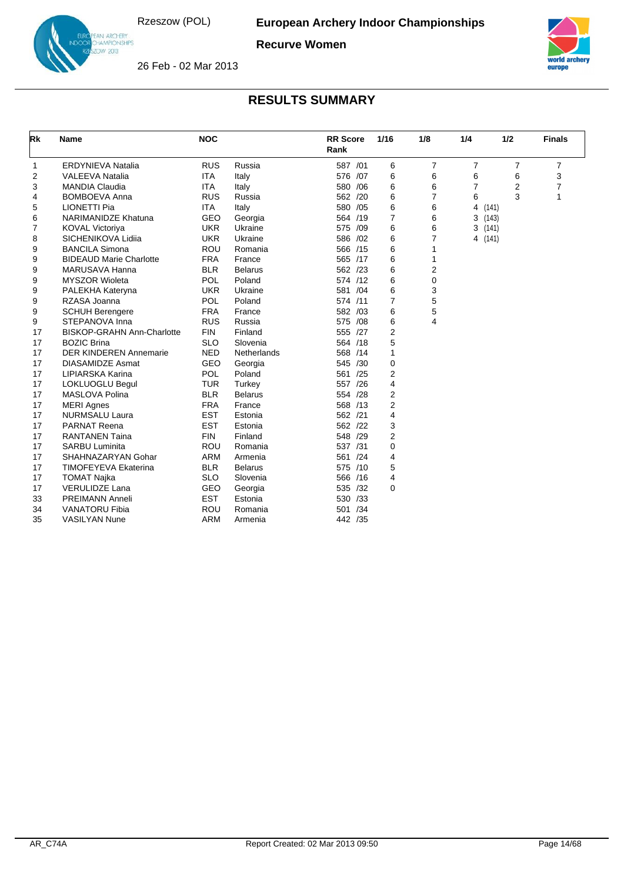# European Archery Indoor Championships

Rzeszow (POL)

**Recurve Women**

26 Feb - 02 Mar 2013

## RESULTS SUMMARY

| Rk | Name | NOC | | RR Score Rank | 1/16 | 1/8 | 1/4 | 1/2 | Finals |
|---|---|---|---|---|---|---|---|---|---|
| 1 | ERDYNIEVA Natalia | RUS | Russia | 587 /01 | 6 | 7 | 7 | 7 | 7 |
| 2 | VALEEVA Natalia | ITA | Italy | 576 /07 | 6 | 6 | 6 | 6 | 3 |
| 3 | MANDIA Claudia | ITA | Italy | 580 /06 | 6 | 6 | 7 | 2 | 7 |
| 4 | BOMBOEVA Anna | RUS | Russia | 562 /20 | 6 | 7 | 6 | 3 | 1 |
| 5 | LIONETTI Pia | ITA | Italy | 580 /05 | 6 | 6 | 4 (141) | | |
| 6 | NARIMANIDZE Khatuna | GEO | Georgia | 564 /19 | 7 | 6 | 3 (143) | | |
| 7 | KOVAL Victoriya | UKR | Ukraine | 575 /09 | 6 | 6 | 3 (141) | | |
| 8 | SICHENIKOVA Lidiia | UKR | Ukraine | 586 /02 | 6 | 7 | 4 (141) | | |
| 9 | BANCILA Simona | ROU | Romania | 566 /15 | 6 | 1 | | | |
| 9 | BIDEAUD Marie Charlotte | FRA | France | 565 /17 | 6 | 1 | | | |
| 9 | MARUSAVA Hanna | BLR | Belarus | 562 /23 | 6 | 2 | | | |
| 9 | MYSZOR Wioleta | POL | Poland | 574 /12 | 6 | 0 | | | |
| 9 | PALEKHA Kateryna | UKR | Ukraine | 581 /04 | 6 | 3 | | | |
| 9 | RZASA Joanna | POL | Poland | 574 /11 | 7 | 5 | | | |
| 9 | SCHUH Berengere | FRA | France | 582 /03 | 6 | 5 | | | |
| 9 | STEPANOVA Inna | RUS | Russia | 575 /08 | 6 | 4 | | | |
| 17 | BISKOP-GRAHN Ann-Charlotte | FIN | Finland | 555 /27 | 2 | | | | |
| 17 | BOZIC Brina | SLO | Slovenia | 564 /18 | 5 | | | | |
| 17 | DER KINDEREN Annemarie | NED | Netherlands | 568 /14 | 1 | | | | |
| 17 | DIASAMIDZE Asmat | GEO | Georgia | 545 /30 | 0 | | | | |
| 17 | LIPIARSKA Karina | POL | Poland | 561 /25 | 2 | | | | |
| 17 | LOKLUOGLU Begul | TUR | Turkey | 557 /26 | 4 | | | | |
| 17 | MASLOVA Polina | BLR | Belarus | 554 /28 | 2 | | | | |
| 17 | MERI Agnes | FRA | France | 568 /13 | 2 | | | | |
| 17 | NURMSALU Laura | EST | Estonia | 562 /21 | 4 | | | | |
| 17 | PARNAT Reena | EST | Estonia | 562 /22 | 3 | | | | |
| 17 | RANTANEN Taina | FIN | Finland | 548 /29 | 2 | | | | |
| 17 | SARBU Luminita | ROU | Romania | 537 /31 | 0 | | | | |
| 17 | SHAHNAZARYAN Gohar | ARM | Armenia | 561 /24 | 4 | | | | |
| 17 | TIMOFEYEVA Ekaterina | BLR | Belarus | 575 /10 | 5 | | | | |
| 17 | TOMAT Najka | SLO | Slovenia | 566 /16 | 4 | | | | |
| 17 | VERULIDZE Lana | GEO | Georgia | 535 /32 | 0 | | | | |
| 33 | PREIMANN Anneli | EST | Estonia | 530 /33 | | | | | |
| 34 | VANATORU Fibia | ROU | Romania | 501 /34 | | | | | |
| 35 | VASILYAN Nune | ARM | Armenia | 442 /35 | | | | | |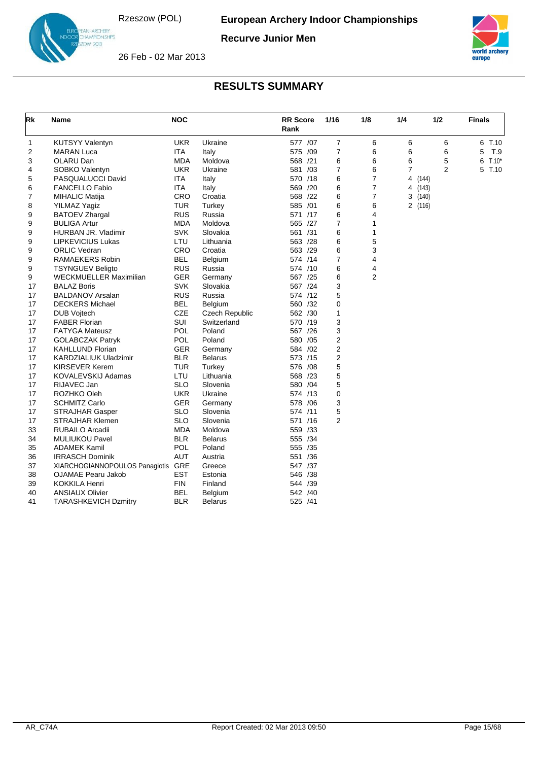# European Archery Indoor Championships

Rzeszow (POL)

## Recurve Junior Men

26 Feb - 02 Mar 2013

## RESULTS SUMMARY

| Rk | Name | NOC | | RR Score Rank | 1/16 | 1/8 | 1/4 | 1/2 | Finals |
|---|---|---|---|---|---|---|---|---|---|
| 1 | KUTSYY Valentyn | UKR | Ukraine | 577 /07 | 7 | 6 | 6 | 6 | 6 T.10 |
| 2 | MARAN Luca | ITA | Italy | 575 /09 | 7 | 6 | 6 | 6 | 5 T.9 |
| 3 | OLARU Dan | MDA | Moldova | 568 /21 | 6 | 6 | 6 | 5 | 6 T.10* |
| 4 | SOBKO Valentyn | UKR | Ukraine | 581 /03 | 7 | 6 | 7 | 2 | 5 T.10 |
| 5 | PASQUALUCCI David | ITA | Italy | 570 /18 | 6 | 7 | 4 (144) | | |
| 6 | FANCELLO Fabio | ITA | Italy | 569 /20 | 6 | 7 | 4 (143) | | |
| 7 | MIHALIC Matija | CRO | Croatia | 568 /22 | 6 | 7 | 3 (140) | | |
| 8 | YILMAZ Yagiz | TUR | Turkey | 585 /01 | 6 | 6 | 2 (116) | | |
| 9 | BATOEV Zhargal | RUS | Russia | 571 /17 | 6 | 4 | | | |
| 9 | BULIGA Artur | MDA | Moldova | 565 /27 | 7 | 1 | | | |
| 9 | HURBAN JR. Vladimir | SVK | Slovakia | 561 /31 | 6 | 1 | | | |
| 9 | LIPKEVICIUS Lukas | LTU | Lithuania | 563 /28 | 6 | 5 | | | |
| 9 | ORLIC Vedran | CRO | Croatia | 563 /29 | 6 | 3 | | | |
| 9 | RAMAEKERS Robin | BEL | Belgium | 574 /14 | 7 | 4 | | | |
| 9 | TSYNGUEV Beligto | RUS | Russia | 574 /10 | 6 | 4 | | | |
| 9 | WECKMUELLER Maximilian | GER | Germany | 567 /25 | 6 | 2 | | | |
| 17 | BALAZ Boris | SVK | Slovakia | 567 /24 | 3 | | | | |
| 17 | BALDANOV Arsalan | RUS | Russia | 574 /12 | 5 | | | | |
| 17 | DECKERS Michael | BEL | Belgium | 560 /32 | 0 | | | | |
| 17 | DUB Vojtech | CZE | Czech Republic | 562 /30 | 1 | | | | |
| 17 | FABER Florian | SUI | Switzerland | 570 /19 | 3 | | | | |
| 17 | FATYGA Mateusz | POL | Poland | 567 /26 | 3 | | | | |
| 17 | GOLABCZAK Patryk | POL | Poland | 580 /05 | 2 | | | | |
| 17 | KAHLLUND Florian | GER | Germany | 584 /02 | 2 | | | | |
| 17 | KARDZIALIUK Uladzimir | BLR | Belarus | 573 /15 | 2 | | | | |
| 17 | KIRSEVER Kerem | TUR | Turkey | 576 /08 | 5 | | | | |
| 17 | KOVALEVSKIJ Adamas | LTU | Lithuania | 568 /23 | 5 | | | | |
| 17 | RIJAVEC Jan | SLO | Slovenia | 580 /04 | 5 | | | | |
| 17 | ROZHKO Oleh | UKR | Ukraine | 574 /13 | 0 | | | | |
| 17 | SCHMITZ Carlo | GER | Germany | 578 /06 | 3 | | | | |
| 17 | STRAJHAR Gasper | SLO | Slovenia | 574 /11 | 5 | | | | |
| 17 | STRAJHAR Klemen | SLO | Slovenia | 571 /16 | 2 | | | | |
| 33 | RUBAILO Arcadii | MDA | Moldova | 559 /33 | | | | | |
| 34 | MULIUKOU Pavel | BLR | Belarus | 555 /34 | | | | | |
| 35 | ADAMEK Kamil | POL | Poland | 555 /35 | | | | | |
| 36 | IRRASCH Dominik | AUT | Austria | 551 /36 | | | | | |
| 37 | XIARCHOGIANNOPOULOS Panagiotis | GRE | Greece | 547 /37 | | | | | |
| 38 | OJAMAE Pearu Jakob | EST | Estonia | 546 /38 | | | | | |
| 39 | KOKKILA Henri | FIN | Finland | 544 /39 | | | | | |
| 40 | ANSIAUX Olivier | BEL | Belgium | 542 /40 | | | | | |
| 41 | TARASHKEVICH Dzmitry | BLR | Belarus | 525 /41 | | | | | |

AR_C74A Report Created: 02 Mar 2013 09:50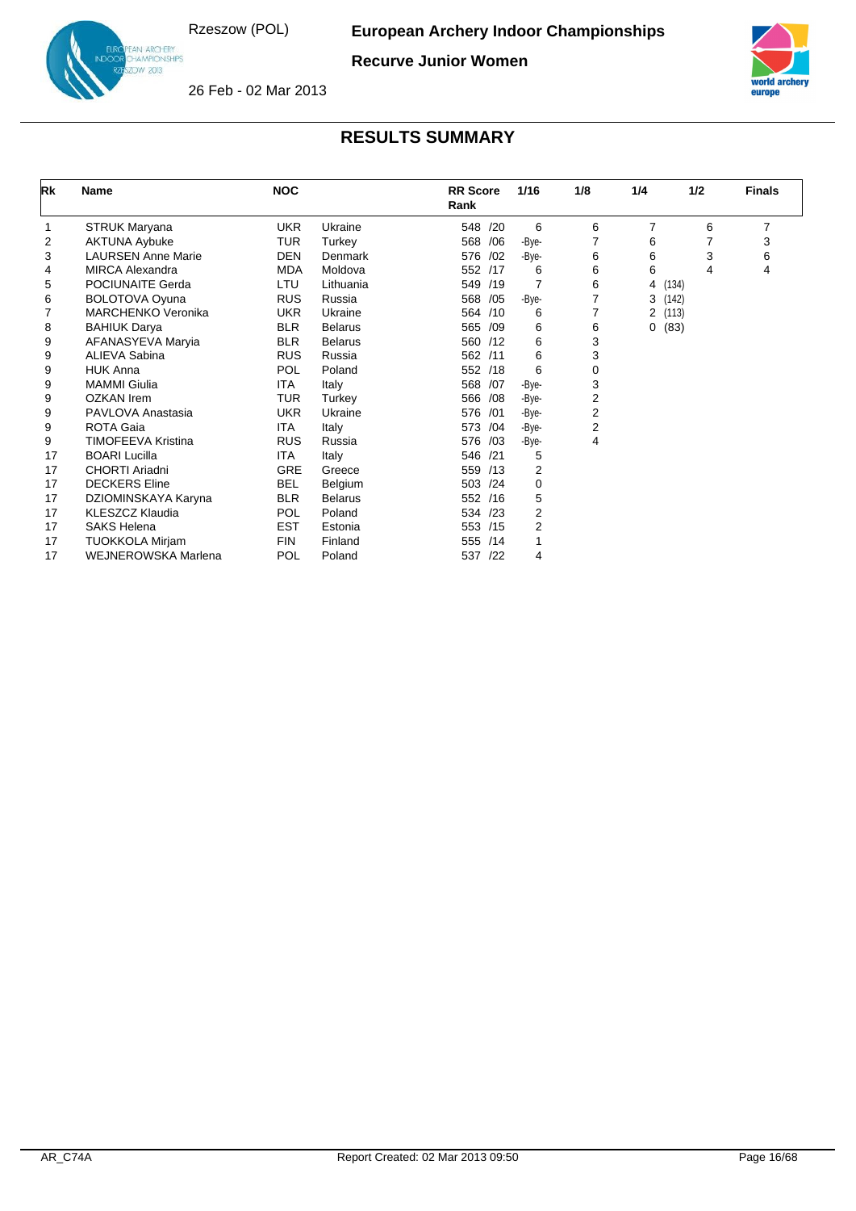# European Archery Indoor Championships

## Recurve Junior Women

Rzeszow (POL)

26 Feb - 02 Mar 2013

## RESULTS SUMMARY

| Rk | Name | NOC | | RR Score Rank | 1/16 | 1/8 | 1/4 | 1/2 | Finals |
|---|---|---|---|---|---|---|---|---|---|
| 1 | STRUK Maryana | UKR | Ukraine | 548 /20 | 6 | 6 | 7 | 6 | 7 |
| 2 | AKTUNA Aybuke | TUR | Turkey | 568 /06 | -Bye- | 7 | 6 | 7 | 3 |
| 3 | LAURSEN Anne Marie | DEN | Denmark | 576 /02 | -Bye- | 6 | 6 | 3 | 6 |
| 4 | MIRCA Alexandra | MDA | Moldova | 552 /17 | 6 | 6 | 6 | 4 | 4 |
| 5 | POCIUNAITE Gerda | LTU | Lithuania | 549 /19 | 7 | 6 | 4 (134) | | |
| 6 | BOLOTOVA Oyuna | RUS | Russia | 568 /05 | -Bye- | 7 | 3 (142) | | |
| 7 | MARCHENKO Veronika | UKR | Ukraine | 564 /10 | 6 | 7 | 2 (113) | | |
| 8 | BAHIUK Darya | BLR | Belarus | 565 /09 | 6 | 6 | 0 (83) | | |
| 9 | AFANASYEVA Maryia | BLR | Belarus | 560 /12 | 6 | 3 | | | |
| 9 | ALIEVA Sabina | RUS | Russia | 562 /11 | 6 | 3 | | | |
| 9 | HUK Anna | POL | Poland | 552 /18 | 6 | 0 | | | |
| 9 | MAMMI Giulia | ITA | Italy | 568 /07 | -Bye- | 3 | | | |
| 9 | OZKAN Irem | TUR | Turkey | 566 /08 | -Bye- | 2 | | | |
| 9 | PAVLOVA Anastasia | UKR | Ukraine | 576 /01 | -Bye- | 2 | | | |
| 9 | ROTA Gaia | ITA | Italy | 573 /04 | -Bye- | 2 | | | |
| 9 | TIMOFEEVA Kristina | RUS | Russia | 576 /03 | -Bye- | 4 | | | |
| 17 | BOARI Lucilla | ITA | Italy | 546 /21 | 5 | | | | |
| 17 | CHORTI Ariadni | GRE | Greece | 559 /13 | 2 | | | | |
| 17 | DECKERS Eline | BEL | Belgium | 503 /24 | 0 | | | | |
| 17 | DZIOMINSKAYA Karyna | BLR | Belarus | 552 /16 | 5 | | | | |
| 17 | KLESZCZ Klaudia | POL | Poland | 534 /23 | 2 | | | | |
| 17 | SAKS Helena | EST | Estonia | 553 /15 | 2 | | | | |
| 17 | TUOKKOLA Mirjam | FIN | Finland | 555 /14 | 1 | | | | |
| 17 | WEJNEROWSKA Marlena | POL | Poland | 537 /22 | 4 | | | | |

AR_C74A    Report Created: 02 Mar 2013 09:50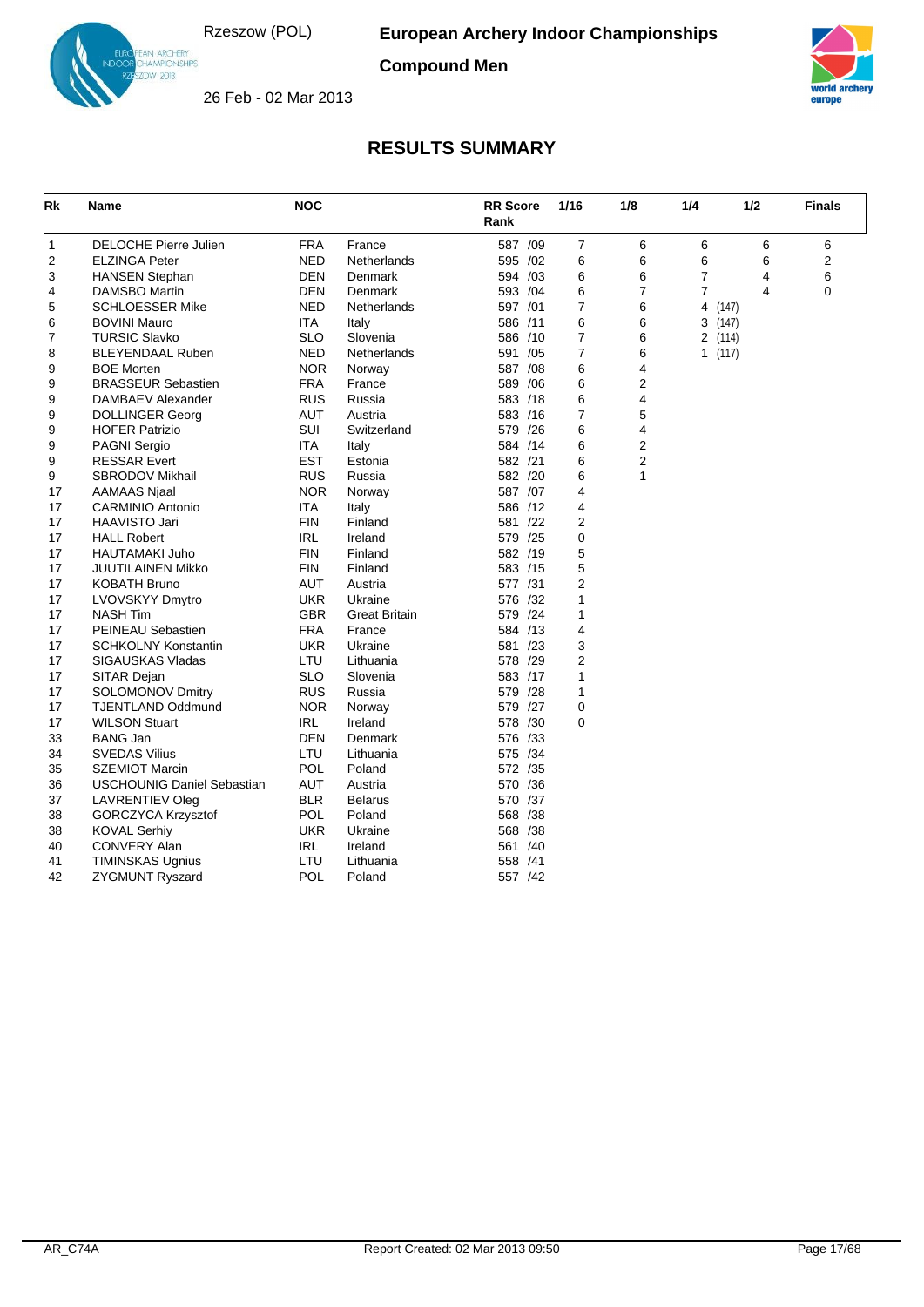# European Archery Indoor Championships

## Compound Men

Rzeszow (POL)

26 Feb - 02 Mar 2013

## RESULTS SUMMARY

| Rk | Name | NOC | | RR Score Rank | 1/16 | 1/8 | 1/4 | 1/2 | Finals |
|---|---|---|---|---|---|---|---|---|---|
| 1 | DELOCHE Pierre Julien | FRA | France | 587 /09 | 7 | 6 | 6 | 6 | 6 |
| 2 | ELZINGA Peter | NED | Netherlands | 595 /02 | 6 | 6 | 6 | 6 | 2 |
| 3 | HANSEN Stephan | DEN | Denmark | 594 /03 | 6 | 6 | 7 | 4 | 6 |
| 4 | DAMSBO Martin | DEN | Denmark | 593 /04 | 6 | 7 | 7 | 4 | 0 |
| 5 | SCHLOESSER Mike | NED | Netherlands | 597 /01 | 7 | 6 | 4 (147) | | |
| 6 | BOVINI Mauro | ITA | Italy | 586 /11 | 6 | 6 | 3 (147) | | |
| 7 | TURSIC Slavko | SLO | Slovenia | 586 /10 | 7 | 6 | 2 (114) | | |
| 8 | BLEYENDAAL Ruben | NED | Netherlands | 591 /05 | 7 | 6 | 1 (117) | | |
| 9 | BOE Morten | NOR | Norway | 587 /08 | 6 | 4 | | | |
| 9 | BRASSEUR Sebastien | FRA | France | 589 /06 | 6 | 2 | | | |
| 9 | DAMBAEV Alexander | RUS | Russia | 583 /18 | 6 | 4 | | | |
| 9 | DOLLINGER Georg | AUT | Austria | 583 /16 | 7 | 5 | | | |
| 9 | HOFER Patrizio | SUI | Switzerland | 579 /26 | 6 | 4 | | | |
| 9 | PAGNI Sergio | ITA | Italy | 584 /14 | 6 | 2 | | | |
| 9 | RESSAR Evert | EST | Estonia | 582 /21 | 6 | 2 | | | |
| 9 | SBRODOV Mikhail | RUS | Russia | 582 /20 | 6 | 1 | | | |
| 17 | AAMAAS Njaal | NOR | Norway | 587 /07 | 4 | | | | |
| 17 | CARMINIO Antonio | ITA | Italy | 586 /12 | 4 | | | | |
| 17 | HAAVISTO Jari | FIN | Finland | 581 /22 | 2 | | | | |
| 17 | HALL Robert | IRL | Ireland | 579 /25 | 0 | | | | |
| 17 | HAUTAMAKI Juho | FIN | Finland | 582 /19 | 5 | | | | |
| 17 | JUUTILAINEN Mikko | FIN | Finland | 583 /15 | 5 | | | | |
| 17 | KOBATH Bruno | AUT | Austria | 577 /31 | 2 | | | | |
| 17 | LVOVSKYY Dmytro | UKR | Ukraine | 576 /32 | 1 | | | | |
| 17 | NASH Tim | GBR | Great Britain | 579 /24 | 1 | | | | |
| 17 | PEINEAU Sebastien | FRA | France | 584 /13 | 4 | | | | |
| 17 | SCHKOLNY Konstantin | UKR | Ukraine | 581 /23 | 3 | | | | |
| 17 | SIGAUSKAS Vladas | LTU | Lithuania | 578 /29 | 2 | | | | |
| 17 | SITAR Dejan | SLO | Slovenia | 583 /17 | 1 | | | | |
| 17 | SOLOMONOV Dmitry | RUS | Russia | 579 /28 | 1 | | | | |
| 17 | TJENTLAND Oddmund | NOR | Norway | 579 /27 | 0 | | | | |
| 17 | WILSON Stuart | IRL | Ireland | 578 /30 | 0 | | | | |
| 33 | BANG Jan | DEN | Denmark | 576 /33 | | | | | |
| 34 | SVEDAS Vilius | LTU | Lithuania | 575 /34 | | | | | |
| 35 | SZEMIOT Marcin | POL | Poland | 572 /35 | | | | | |
| 36 | USCHOUNIG Daniel Sebastian | AUT | Austria | 570 /36 | | | | | |
| 37 | LAVRENTIEV Oleg | BLR | Belarus | 570 /37 | | | | | |
| 38 | GORCZYCA Krzysztof | POL | Poland | 568 /38 | | | | | |
| 38 | KOVAL Serhiy | UKR | Ukraine | 568 /38 | | | | | |
| 40 | CONVERY Alan | IRL | Ireland | 561 /40 | | | | | |
| 41 | TIMINSKAS Ugnius | LTU | Lithuania | 558 /41 | | | | | |
| 42 | ZYGMUNT Ryszard | POL | Poland | 557 /42 | | | | | |

AR_C74A Report Created: 02 Mar 2013 09:50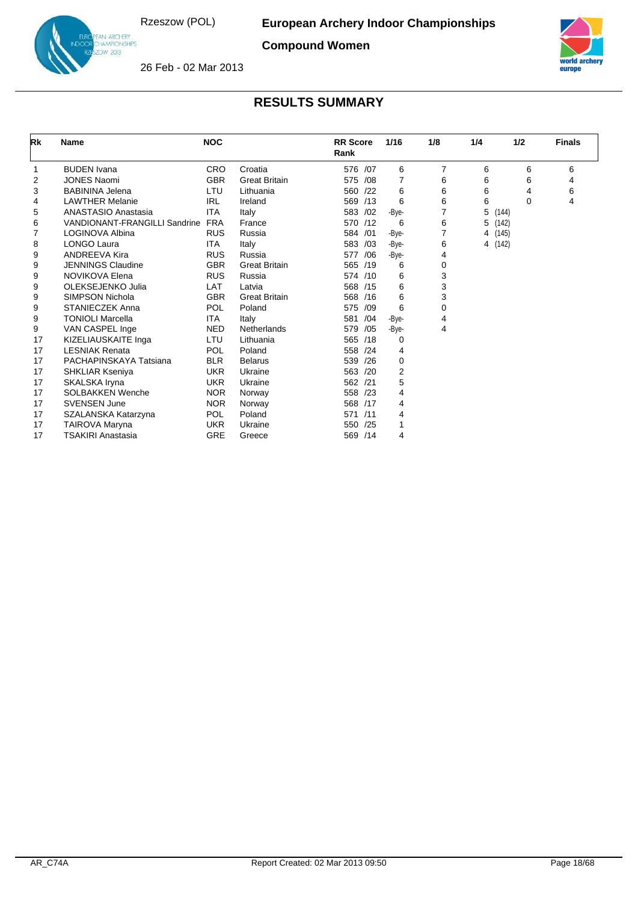# European Archery Indoor Championships

## Compound Women

Rzeszow (POL)

26 Feb - 02 Mar 2013

## RESULTS SUMMARY

| Rk | Name | NOC | | RR Score Rank | 1/16 | 1/8 | 1/4 | 1/2 | Finals |
|---|---|---|---|---|---|---|---|---|---|
| 1 | BUDEN Ivana | CRO | Croatia | 576 /07 | 6 | 7 | 6 | 6 | 6 |
| 2 | JONES Naomi | GBR | Great Britain | 575 /08 | 7 | 6 | 6 | 6 | 4 |
| 3 | BABININA Jelena | LTU | Lithuania | 560 /22 | 6 | 6 | 6 | 4 | 6 |
| 4 | LAWTHER Melanie | IRL | Ireland | 569 /13 | 6 | 6 | 6 | 0 | 4 |
| 5 | ANASTASIO Anastasia | ITA | Italy | 583 /02 | -Bye- | 7 | 5 (144) | | |
| 6 | VANDIONANT-FRANGILLI Sandrine | FRA | France | 570 /12 | 6 | 6 | 5 (142) | | |
| 7 | LOGINOVA Albina | RUS | Russia | 584 /01 | -Bye- | 7 | 4 (145) | | |
| 8 | LONGO Laura | ITA | Italy | 583 /03 | -Bye- | 6 | 4 (142) | | |
| 9 | ANDREEVA Kira | RUS | Russia | 577 /06 | -Bye- | 4 | | | |
| 9 | JENNINGS Claudine | GBR | Great Britain | 565 /19 | 6 | 0 | | | |
| 9 | NOVIKOVA Elena | RUS | Russia | 574 /10 | 6 | 3 | | | |
| 9 | OLEKSEJENKO Julia | LAT | Latvia | 568 /15 | 6 | 3 | | | |
| 9 | SIMPSON Nichola | GBR | Great Britain | 568 /16 | 6 | 3 | | | |
| 9 | STANIECZEK Anna | POL | Poland | 575 /09 | 6 | 0 | | | |
| 9 | TONIOLI Marcella | ITA | Italy | 581 /04 | -Bye- | 4 | | | |
| 9 | VAN CASPEL Inge | NED | Netherlands | 579 /05 | -Bye- | 4 | | | |
| 17 | KIZELIAUSKAITE Inga | LTU | Lithuania | 565 /18 | 0 | | | | |
| 17 | LESNIAK Renata | POL | Poland | 558 /24 | 4 | | | | |
| 17 | PACHAPINSKAYA Tatsiana | BLR | Belarus | 539 /26 | 0 | | | | |
| 17 | SHKLIAR Kseniya | UKR | Ukraine | 563 /20 | 2 | | | | |
| 17 | SKALSKA Iryna | UKR | Ukraine | 562 /21 | 5 | | | | |
| 17 | SOLBAKKEN Wenche | NOR | Norway | 558 /23 | 4 | | | | |
| 17 | SVENSEN June | NOR | Norway | 568 /17 | 4 | | | | |
| 17 | SZALANSKA Katarzyna | POL | Poland | 571 /11 | 4 | | | | |
| 17 | TAIROVA Maryna | UKR | Ukraine | 550 /25 | 1 | | | | |
| 17 | TSAKIRI Anastasia | GRE | Greece | 569 /14 | 4 | | | | |

AR_C74A — Report Created: 02 Mar 2013 09:50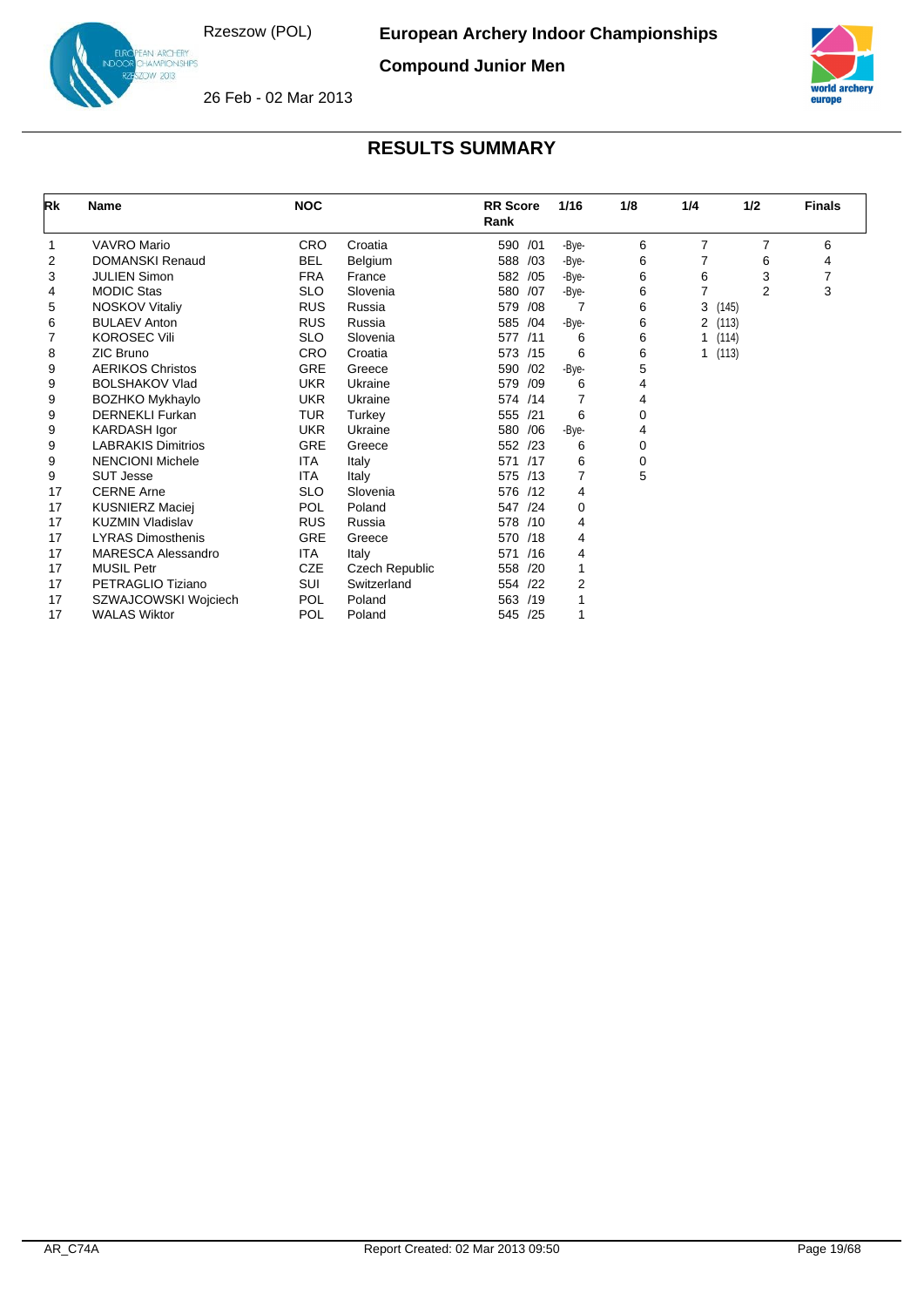# European Archery Indoor Championships

Rzeszow (POL)

## Compound Junior Men

26 Feb - 02 Mar 2013

## RESULTS SUMMARY

| Rk | Name | NOC | | RR Score Rank | 1/16 | 1/8 | 1/4 | 1/2 | Finals |
|---|---|---|---|---|---|---|---|---|---|
| 1 | VAVRO Mario | CRO | Croatia | 590 /01 | -Bye- | 6 | 7 | 7 | 6 |
| 2 | DOMANSKI Renaud | BEL | Belgium | 588 /03 | -Bye- | 6 | 7 | 6 | 4 |
| 3 | JULIEN Simon | FRA | France | 582 /05 | -Bye- | 6 | 6 | 3 | 7 |
| 4 | MODIC Stas | SLO | Slovenia | 580 /07 | -Bye- | 6 | 7 | 2 | 3 |
| 5 | NOSKOV Vitaliy | RUS | Russia | 579 /08 | 7 | 6 | 3 (145) | | |
| 6 | BULAEV Anton | RUS | Russia | 585 /04 | -Bye- | 6 | 2 (113) | | |
| 7 | KOROSEC Vili | SLO | Slovenia | 577 /11 | 6 | 6 | 1 (114) | | |
| 8 | ZIC Bruno | CRO | Croatia | 573 /15 | 6 | 6 | 1 (113) | | |
| 9 | AERIKOS Christos | GRE | Greece | 590 /02 | -Bye- | 5 | | | |
| 9 | BOLSHAKOV Vlad | UKR | Ukraine | 579 /09 | 6 | 4 | | | |
| 9 | BOZHKO Mykhaylo | UKR | Ukraine | 574 /14 | 7 | 4 | | | |
| 9 | DERNEKLI Furkan | TUR | Turkey | 555 /21 | 6 | 0 | | | |
| 9 | KARDASH Igor | UKR | Ukraine | 580 /06 | -Bye- | 4 | | | |
| 9 | LABRAKIS Dimitrios | GRE | Greece | 552 /23 | 6 | 0 | | | |
| 9 | NENCIONI Michele | ITA | Italy | 571 /17 | 6 | 0 | | | |
| 9 | SUT Jesse | ITA | Italy | 575 /13 | 7 | 5 | | | |
| 17 | CERNE Arne | SLO | Slovenia | 576 /12 | 4 | | | | |
| 17 | KUSNIERZ Maciej | POL | Poland | 547 /24 | 0 | | | | |
| 17 | KUZMIN Vladislav | RUS | Russia | 578 /10 | 4 | | | | |
| 17 | LYRAS Dimosthenis | GRE | Greece | 570 /18 | 4 | | | | |
| 17 | MARESCA Alessandro | ITA | Italy | 571 /16 | 4 | | | | |
| 17 | MUSIL Petr | CZE | Czech Republic | 558 /20 | 1 | | | | |
| 17 | PETRAGLIO Tiziano | SUI | Switzerland | 554 /22 | 2 | | | | |
| 17 | SZWAJCOWSKI Wojciech | POL | Poland | 563 /19 | 1 | | | | |
| 17 | WALAS Wiktor | POL | Poland | 545 /25 | 1 | | | | |

AR_C74A Report Created: 02 Mar 2013 09:50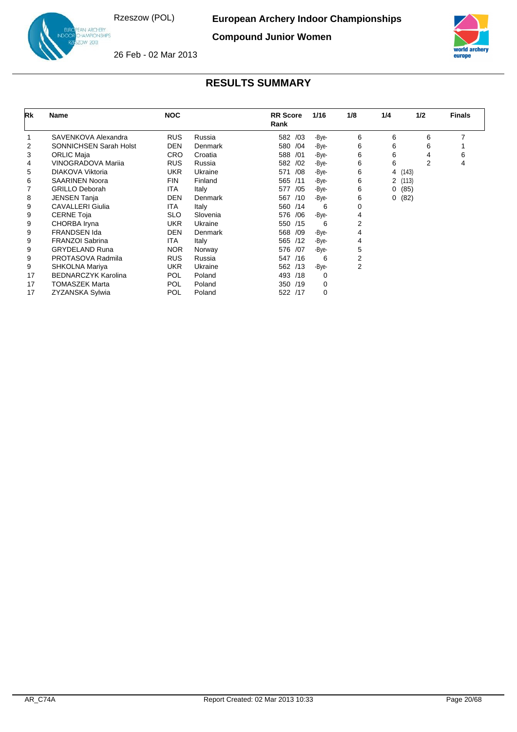Rzeszow (POL)

**European Archery Indoor Championships**

**Compound Junior Women**

26 Feb - 02 Mar 2013

## RESULTS SUMMARY

| Rk | Name | NOC | | RR Score Rank | 1/16 | 1/8 | 1/4 | 1/2 | Finals |
|---|---|---|---|---|---|---|---|---|---|
| 1 | SAVENKOVA Alexandra | RUS | Russia | 582 /03 | -Bye- | 6 | 6 | 6 | 7 |
| 2 | SONNICHSEN Sarah Holst | DEN | Denmark | 580 /04 | -Bye- | 6 | 6 | 6 | 1 |
| 3 | ORLIC Maja | CRO | Croatia | 588 /01 | -Bye- | 6 | 6 | 4 | 6 |
| 4 | VINOGRADOVA Mariia | RUS | Russia | 582 /02 | -Bye- | 6 | 6 | 2 | 4 |
| 5 | DIAKOVA Viktoria | UKR | Ukraine | 571 /08 | -Bye- | 6 | 4 (143) | | |
| 6 | SAARINEN Noora | FIN | Finland | 565 /11 | -Bye- | 6 | 2 (113) | | |
| 7 | GRILLO Deborah | ITA | Italy | 577 /05 | -Bye- | 6 | 0 (85) | | |
| 8 | JENSEN Tanja | DEN | Denmark | 567 /10 | -Bye- | 6 | 0 (82) | | |
| 9 | CAVALLERI Giulia | ITA | Italy | 560 /14 | 6 | 0 | | | |
| 9 | CERNE Toja | SLO | Slovenia | 576 /06 | -Bye- | 4 | | | |
| 9 | CHORBA Iryna | UKR | Ukraine | 550 /15 | 6 | 2 | | | |
| 9 | FRANDSEN Ida | DEN | Denmark | 568 /09 | -Bye- | 4 | | | |
| 9 | FRANZOI Sabrina | ITA | Italy | 565 /12 | -Bye- | 4 | | | |
| 9 | GRYDELAND Runa | NOR | Norway | 576 /07 | -Bye- | 5 | | | |
| 9 | PROTASOVA Radmila | RUS | Russia | 547 /16 | 6 | 2 | | | |
| 9 | SHKOLNA Mariya | UKR | Ukraine | 562 /13 | -Bye- | 2 | | | |
| 17 | BEDNARCZYK Karolina | POL | Poland | 493 /18 | 0 | | | | |
| 17 | TOMASZEK Marta | POL | Poland | 350 /19 | 0 | | | | |
| 17 | ZYZANSKA Sylwia | POL | Poland | 522 /17 | 0 | | | | |

AR_C74A Report Created: 02 Mar 2013 10:33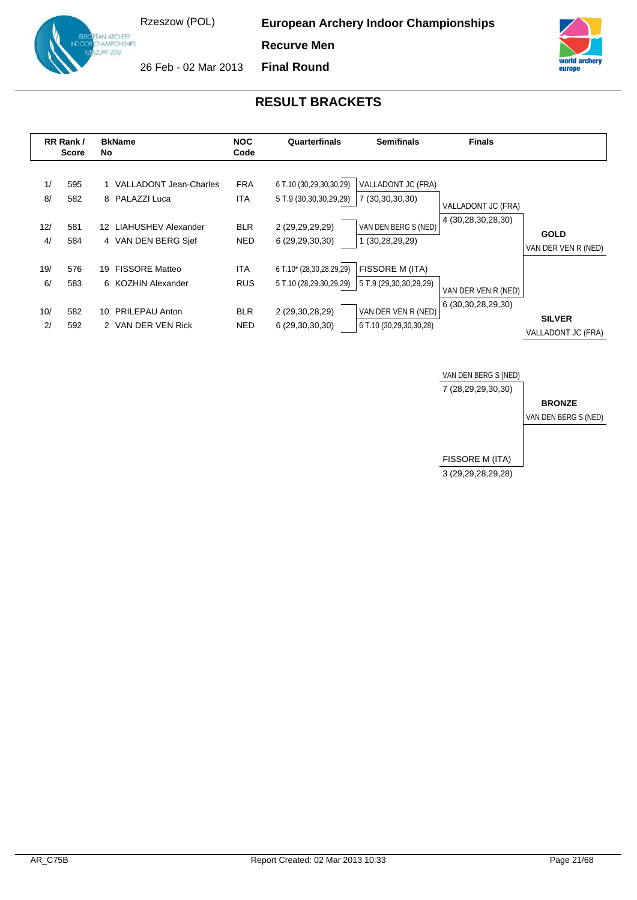# European Archery Indoor Championships

**Recurve Men**

**Final Round**

Rzeszow (POL)

26 Feb - 02 Mar 2013

## RESULT BRACKETS

| RR Rank / Score | | BkNo | Name | NOC Code | Quarterfinals | Semifinals | Finals | |
|---|---|---|---|---|---|---|---|---|
| 1/ | 595 | 1 | VALLADONT Jean-Charles | FRA | 6 T.10 (30,29,30,30,29) | VALLADONT JC (FRA) | | |
| 8/ | 582 | 8 | PALAZZI Luca | ITA | 5 T.9 (30,30,30,29,29) | 7 (30,30,30,30) | VALLADONT JC (FRA) | |
| | | | | | | | 4 (30,28,30,28,30) | |
| 12/ | 581 | 12 | LIAHUSHEV Alexander | BLR | 2 (29,29,29,29) | VAN DEN BERG S (NED) | | **GOLD** |
| 4/ | 584 | 4 | VAN DEN BERG Sjef | NED | 6 (29,29,30,30) | 1 (30,28,29,29) | | VAN DER VEN R (NED) |
| 19/ | 576 | 19 | FISSORE Matteo | ITA | 6 T.10* (28,30,28,29,29) | FISSORE M (ITA) | | |
| 6/ | 583 | 6 | KOZHIN Alexander | RUS | 5 T.10 (28,29,30,29,29) | 5 T.9 (29,30,30,29,29) | VAN DER VEN R (NED) | |
| | | | | | | | 6 (30,30,28,29,30) | |
| 10/ | 582 | 10 | PRILEPAU Anton | BLR | 2 (29,30,28,29) | VAN DER VEN R (NED) | | **SILVER** |
| 2/ | 592 | 2 | VAN DER VEN Rick | NED | 6 (29,30,30,30) | 6 T.10 (30,29,30,30,28) | | VALLADONT JC (FRA) |

**Bronze Match**

| Finals | |
|---|---|
| VAN DEN BERG S (NED) | |
| 7 (28,29,29,30,30) | **BRONZE** |
| | VAN DEN BERG S (NED) |
| FISSORE M (ITA) | |
| 3 (29,29,28,29,28) | |

AR_C75B

Report Created: 02 Mar 2013 10:33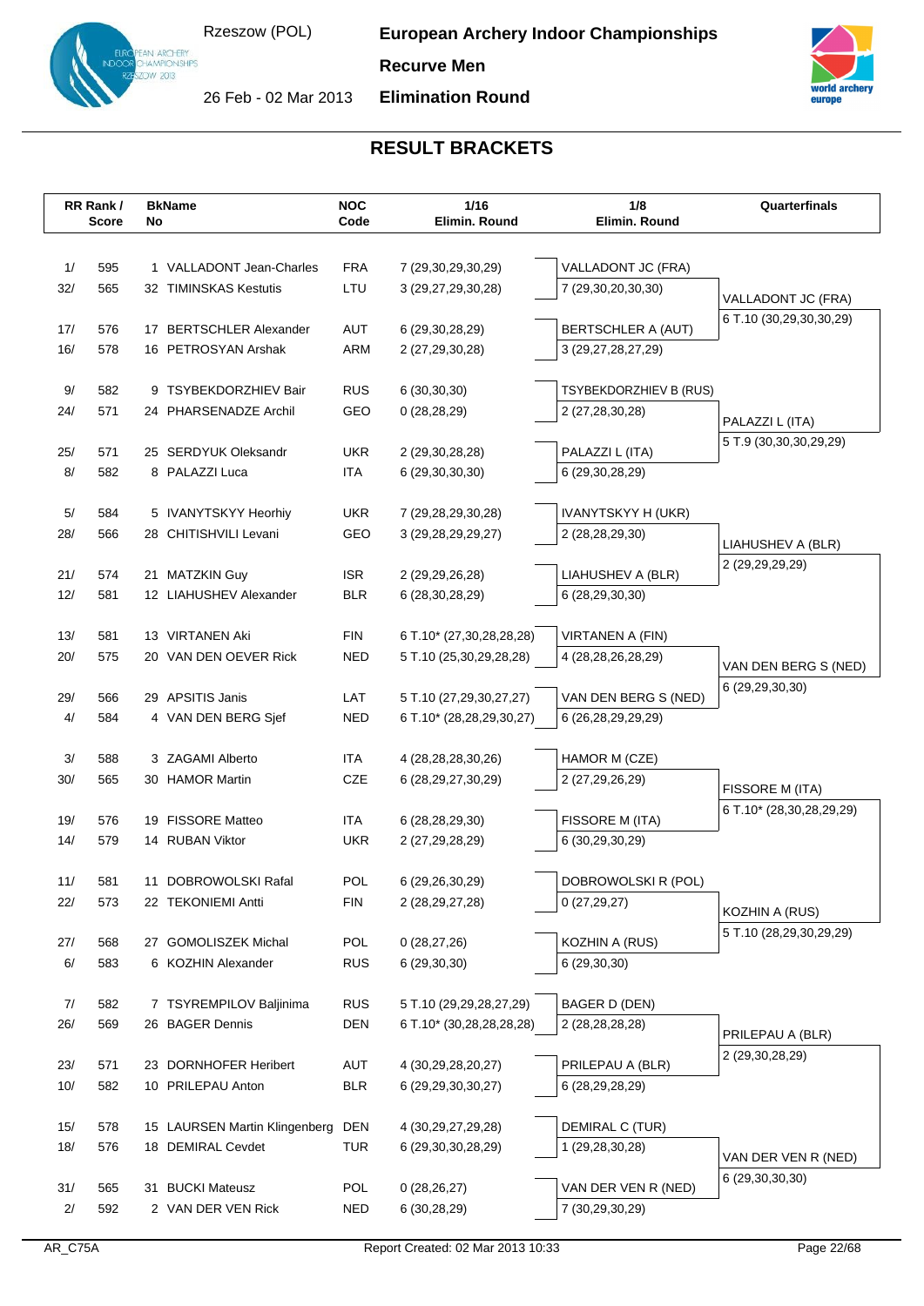# European Archery Indoor Championships

**Rzeszow (POL)** — 26 Feb - 02 Mar 2013

**Recurve Men**

**Elimination Round**

## RESULT BRACKETS

| RR Rank / Score | BkNo | Name | NOC Code | 1/16 Elimin. Round | 1/8 Elimin. Round | Quarterfinals |
|---|---|---|---|---|---|---|
| 1/ 595 | 1 | VALLADONT Jean-Charles | FRA | 7 (29,30,29,30,29) | VALLADONT JC (FRA) | |
| 32/ 565 | 32 | TIMINSKAS Kestutis | LTU | 3 (29,27,29,30,28) | 7 (29,30,20,30,30) | VALLADONT JC (FRA) |
| | | | | | | 6 T.10 (30,29,30,30,29) |
| 17/ 576 | 17 | BERTSCHLER Alexander | AUT | 6 (29,30,28,29) | BERTSCHLER A (AUT) | |
| 16/ 578 | 16 | PETROSYAN Arshak | ARM | 2 (27,29,30,28) | 3 (29,27,28,27,29) | |
| 9/ 582 | 9 | TSYBEKDORZHIEV Bair | RUS | 6 (30,30,30) | TSYBEKDORZHIEV B (RUS) | |
| 24/ 571 | 24 | PHARSENADZE Archil | GEO | 0 (28,28,29) | 2 (27,28,30,28) | PALAZZI L (ITA) |
| | | | | | | 5 T.9 (30,30,30,29,29) |
| 25/ 571 | 25 | SERDYUK Oleksandr | UKR | 2 (29,30,28,28) | PALAZZI L (ITA) | |
| 8/ 582 | 8 | PALAZZI Luca | ITA | 6 (29,30,30,30) | 6 (29,30,28,29) | |
| 5/ 584 | 5 | IVANYTSKYY Heorhiy | UKR | 7 (29,28,29,30,28) | IVANYTSKYY H (UKR) | |
| 28/ 566 | 28 | CHITISHVILI Levani | GEO | 3 (29,28,29,29,27) | 2 (28,28,29,30) | LIAHUSHEV A (BLR) |
| | | | | | | 2 (29,29,29,29) |
| 21/ 574 | 21 | MATZKIN Guy | ISR | 2 (29,29,26,28) | LIAHUSHEV A (BLR) | |
| 12/ 581 | 12 | LIAHUSHEV Alexander | BLR | 6 (28,30,28,29) | 6 (28,29,30,30) | |
| 13/ 581 | 13 | VIRTANEN Aki | FIN | 6 T.10* (27,30,28,28,28) | VIRTANEN A (FIN) | |
| 20/ 575 | 20 | VAN DEN OEVER Rick | NED | 5 T.10 (25,30,29,28,28) | 4 (28,28,26,28,29) | VAN DEN BERG S (NED) |
| | | | | | | 6 (29,29,30,30) |
| 29/ 566 | 29 | APSITIS Janis | LAT | 5 T.10 (27,29,30,27,27) | VAN DEN BERG S (NED) | |
| 4/ 584 | 4 | VAN DEN BERG Sjef | NED | 6 T.10* (28,28,29,30,27) | 6 (26,28,29,29,29) | |
| 3/ 588 | 3 | ZAGAMI Alberto | ITA | 4 (28,28,28,30,26) | HAMOR M (CZE) | |
| 30/ 565 | 30 | HAMOR Martin | CZE | 6 (28,29,27,30,29) | 2 (27,29,26,29) | FISSORE M (ITA) |
| | | | | | | 6 T.10* (28,30,28,29,29) |
| 19/ 576 | 19 | FISSORE Matteo | ITA | 6 (28,28,29,30) | FISSORE M (ITA) | |
| 14/ 579 | 14 | RUBAN Viktor | UKR | 2 (27,29,28,29) | 6 (30,29,30,29) | |
| 11/ 581 | 11 | DOBROWOLSKI Rafal | POL | 6 (29,26,30,29) | DOBROWOLSKI R (POL) | |
| 22/ 573 | 22 | TEKONIEMI Antti | FIN | 2 (28,29,27,28) | 0 (27,29,27) | KOZHIN A (RUS) |
| | | | | | | 5 T.10 (28,29,30,29,29) |
| 27/ 568 | 27 | GOMOLISZEK Michal | POL | 0 (28,27,26) | KOZHIN A (RUS) | |
| 6/ 583 | 6 | KOZHIN Alexander | RUS | 6 (29,30,30) | 6 (29,30,30) | |
| 7/ 582 | 7 | TSYREMPILOV Baljinima | RUS | 5 T.10 (29,29,28,27,29) | BAGER D (DEN) | |
| 26/ 569 | 26 | BAGER Dennis | DEN | 6 T.10* (30,28,28,28,28) | 2 (28,28,28,28) | PRILEPAU A (BLR) |
| | | | | | | 2 (29,30,28,29) |
| 23/ 571 | 23 | DORNHOFER Heribert | AUT | 4 (30,29,28,20,27) | PRILEPAU A (BLR) | |
| 10/ 582 | 10 | PRILEPAU Anton | BLR | 6 (29,29,30,30,27) | 6 (28,29,28,29) | |
| 15/ 578 | 15 | LAURSEN Martin Klingenberg | DEN | 4 (30,29,27,29,28) | DEMIRAL C (TUR) | |
| 18/ 576 | 18 | DEMIRAL Cevdet | TUR | 6 (29,30,28,30,29) | 1 (29,28,30,28) | VAN DER VEN R (NED) |
| | | | | | | 6 (29,30,30,30) |
| 31/ 565 | 31 | BUCKI Mateusz | POL | 0 (28,26,27) | VAN DER VEN R (NED) | |
| 2/ 592 | 2 | VAN DER VEN Rick | NED | 6 (30,28,29) | 7 (30,29,30,29) | |

AR_C75A — Report Created: 02 Mar 2013 10:33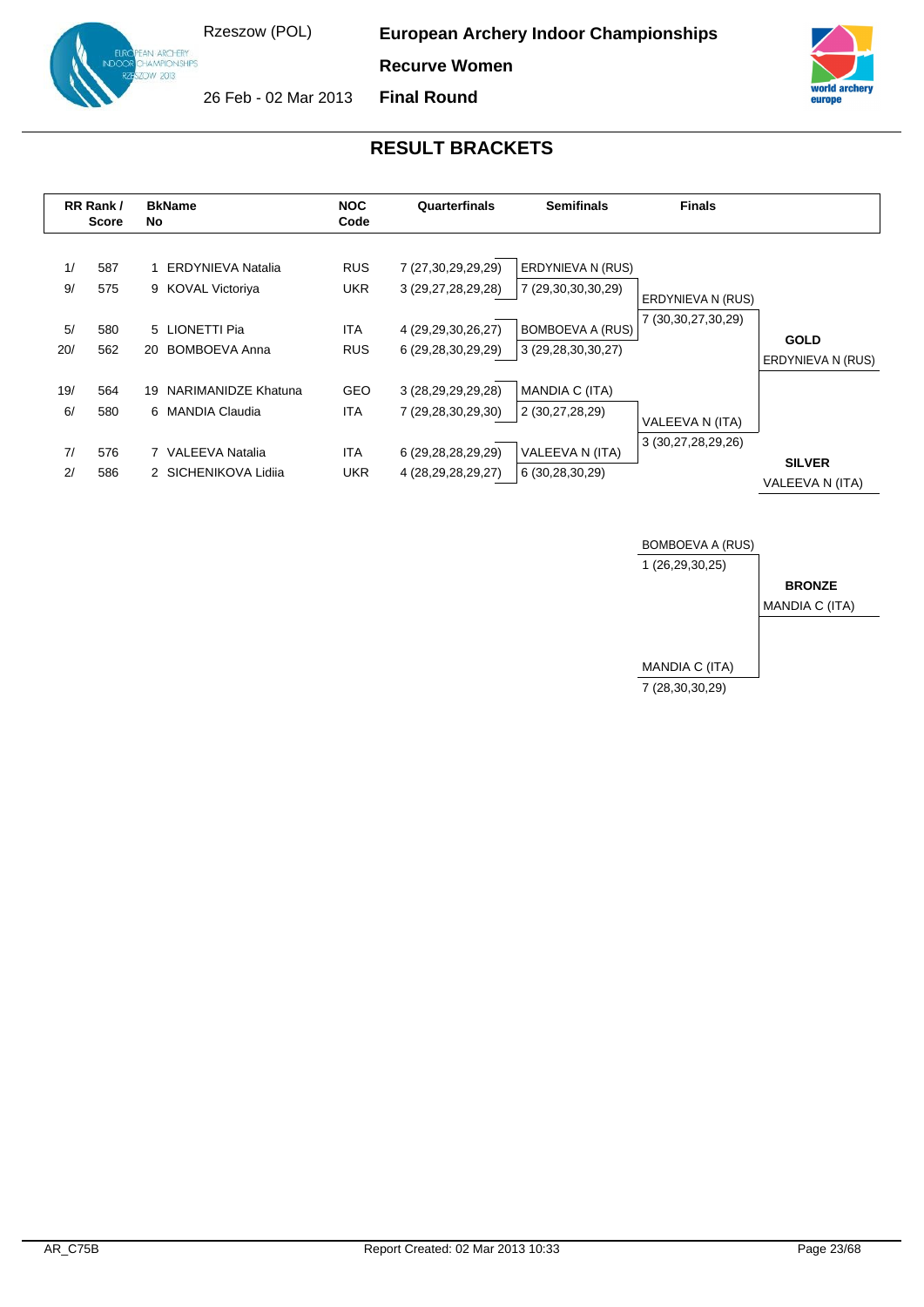# European Archery Indoor Championships

Rzeszow (POL)

26 Feb - 02 Mar 2013

**Recurve Women**

**Final Round**

## RESULT BRACKETS

| RR Rank / Score | BkNo | Name | NOC Code | Quarterfinals | Semifinals | Finals | |
|---|---|---|---|---|---|---|---|
| 1/ 587 | 1 | ERDYNIEVA Natalia | RUS | 7 (27,30,29,29,29) | ERDYNIEVA N (RUS) | | |
| 9/ 575 | 9 | KOVAL Victoriya | UKR | 3 (29,27,28,29,28) | 7 (29,30,30,30,29) | ERDYNIEVA N (RUS) | |
| 5/ 580 | 5 | LIONETTI Pia | ITA | 4 (29,29,30,26,27) | BOMBOEVA A (RUS) | 7 (30,30,27,30,29) | **GOLD** |
| 20/ 562 | 20 | BOMBOEVA Anna | RUS | 6 (29,28,30,29,29) | 3 (29,28,30,30,27) | | ERDYNIEVA N (RUS) |
| 19/ 564 | 19 | NARIMANIDZE Khatuna | GEO | 3 (28,29,29,29,28) | MANDIA C (ITA) | | |
| 6/ 580 | 6 | MANDIA Claudia | ITA | 7 (29,28,30,29,30) | 2 (30,27,28,29) | VALEEVA N (ITA) | |
| 7/ 576 | 7 | VALEEVA Natalia | ITA | 6 (29,28,28,29,29) | VALEEVA N (ITA) | 3 (30,27,28,29,26) | **SILVER** |
| 2/ 586 | 2 | SICHENIKOVA Lidiia | UKR | 4 (28,29,28,29,27) | 6 (30,28,30,29) | | VALEEVA N (ITA) |

**Bronze Match**

| Finals | |
|---|---|
| BOMBOEVA A (RUS) | |
| 1 (26,29,30,25) | **BRONZE** |
| | MANDIA C (ITA) |
| MANDIA C (ITA) | |
| 7 (28,30,30,29) | |

AR_C75B

Report Created: 02 Mar 2013 10:33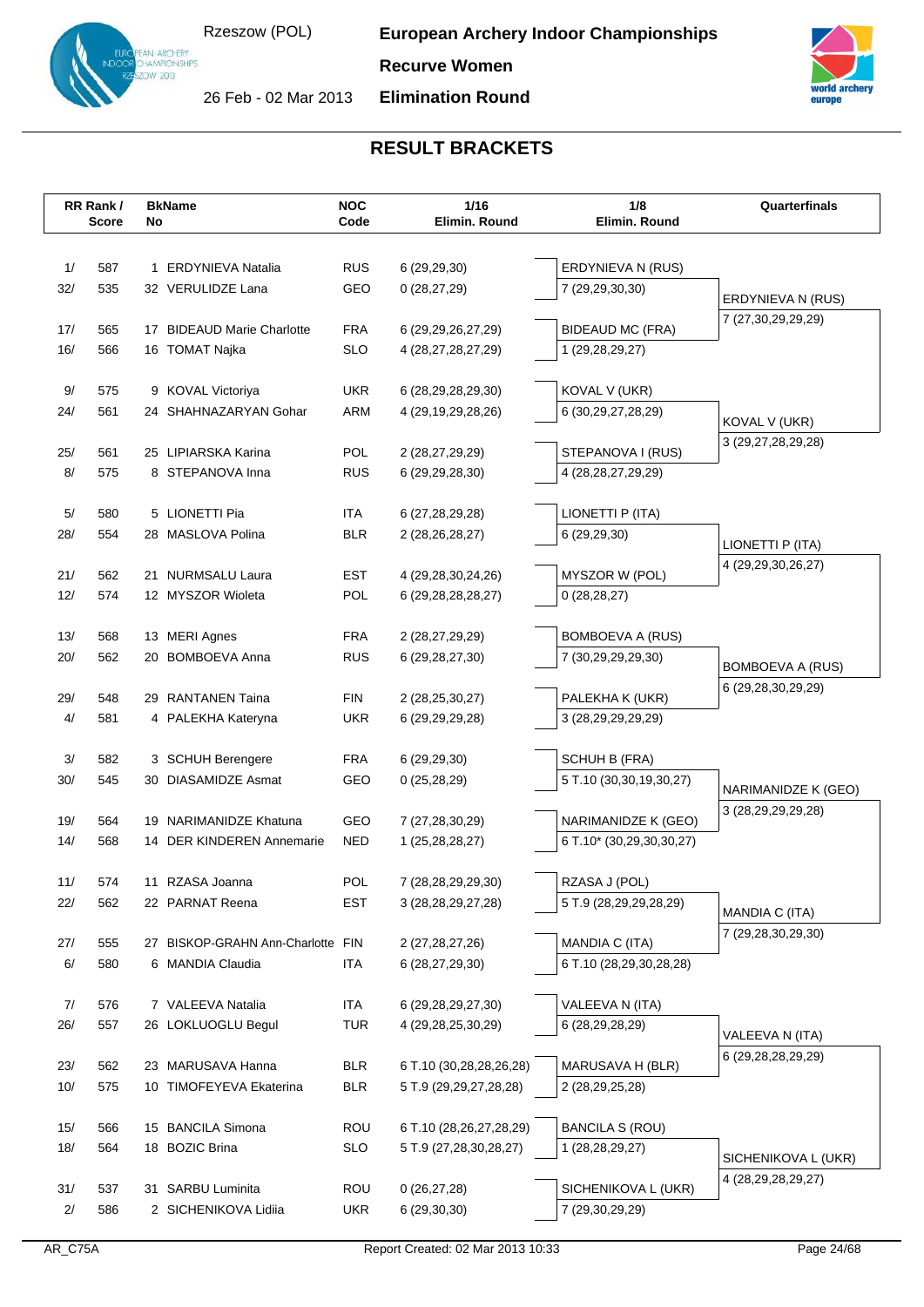# European Archery Indoor Championships

**Rzeszow (POL)**

**26 Feb - 02 Mar 2013**

**Recurve Women**

**Elimination Round**

## RESULT BRACKETS

| RR Rank / Score | | BkNo | Name | NOC Code | 1/16 Elimin. Round | 1/8 Elimin. Round | Quarterfinals |
|---|---|---|---|---|---|---|---|
| 1/ | 587 | 1 | ERDYNIEVA Natalia | RUS | 6 (29,29,30) | ERDYNIEVA N (RUS) | |
| 32/ | 535 | 32 | VERULIDZE Lana | GEO | 0 (28,27,29) | 7 (29,29,30,30) | ERDYNIEVA N (RUS) |
| 17/ | 565 | 17 | BIDEAUD Marie Charlotte | FRA | 6 (29,29,26,27,29) | BIDEAUD MC (FRA) | 7 (27,30,29,29,29) |
| 16/ | 566 | 16 | TOMAT Najka | SLO | 4 (28,27,28,27,29) | 1 (29,28,29,27) | |
| 9/ | 575 | 9 | KOVAL Victoriya | UKR | 6 (28,29,28,29,30) | KOVAL V (UKR) | |
| 24/ | 561 | 24 | SHAHNAZARYAN Gohar | ARM | 4 (29,19,29,28,26) | 6 (30,29,27,28,29) | KOVAL V (UKR) |
| 25/ | 561 | 25 | LIPIARSKA Karina | POL | 2 (28,27,29,29) | STEPANOVA I (RUS) | 3 (29,27,28,29,28) |
| 8/ | 575 | 8 | STEPANOVA Inna | RUS | 6 (29,29,28,30) | 4 (28,28,27,29,29) | |
| 5/ | 580 | 5 | LIONETTI Pia | ITA | 6 (27,28,29,28) | LIONETTI P (ITA) | |
| 28/ | 554 | 28 | MASLOVA Polina | BLR | 2 (28,26,28,27) | 6 (29,29,30) | LIONETTI P (ITA) |
| 21/ | 562 | 21 | NURMSALU Laura | EST | 4 (29,28,30,24,26) | MYSZOR W (POL) | 4 (29,29,30,26,27) |
| 12/ | 574 | 12 | MYSZOR Wioleta | POL | 6 (29,28,28,28,27) | 0 (28,28,27) | |
| 13/ | 568 | 13 | MERI Agnes | FRA | 2 (28,27,29,29) | BOMBOEVA A (RUS) | |
| 20/ | 562 | 20 | BOMBOEVA Anna | RUS | 6 (29,28,27,30) | 7 (30,29,29,29,30) | BOMBOEVA A (RUS) |
| 29/ | 548 | 29 | RANTANEN Taina | FIN | 2 (28,25,30,27) | PALEKHA K (UKR) | 6 (29,28,30,29,29) |
| 4/ | 581 | 4 | PALEKHA Kateryna | UKR | 6 (29,29,29,28) | 3 (28,29,29,29,29) | |
| 3/ | 582 | 3 | SCHUH Berengere | FRA | 6 (29,29,30) | SCHUH B (FRA) | |
| 30/ | 545 | 30 | DIASAMIDZE Asmat | GEO | 0 (25,28,29) | 5 T.10 (30,30,19,30,27) | NARIMANIDZE K (GEO) |
| 19/ | 564 | 19 | NARIMANIDZE Khatuna | GEO | 7 (27,28,30,29) | NARIMANIDZE K (GEO) | 3 (28,29,29,29,28) |
| 14/ | 568 | 14 | DER KINDEREN Annemarie | NED | 1 (25,28,28,27) | 6 T.10* (30,29,30,30,27) | |
| 11/ | 574 | 11 | RZASA Joanna | POL | 7 (28,28,29,29,30) | RZASA J (POL) | |
| 22/ | 562 | 22 | PARNAT Reena | EST | 3 (28,28,29,27,28) | 5 T.9 (28,29,29,28,29) | MANDIA C (ITA) |
| 27/ | 555 | 27 | BISKOP-GRAHN Ann-Charlotte | FIN | 2 (27,28,27,26) | MANDIA C (ITA) | 7 (29,28,30,29,30) |
| 6/ | 580 | 6 | MANDIA Claudia | ITA | 6 (28,27,29,30) | 6 T.10 (28,29,30,28,28) | |
| 7/ | 576 | 7 | VALEEVA Natalia | ITA | 6 (29,28,29,27,30) | VALEEVA N (ITA) | |
| 26/ | 557 | 26 | LOKLUOGLU Begul | TUR | 4 (29,28,25,30,29) | 6 (28,29,28,29) | VALEEVA N (ITA) |
| 23/ | 562 | 23 | MARUSAVA Hanna | BLR | 6 T.10 (30,28,28,26,28) | MARUSAVA H (BLR) | 6 (29,28,28,29,29) |
| 10/ | 575 | 10 | TIMOFEYEVA Ekaterina | BLR | 5 T.9 (29,29,27,28,28) | 2 (28,29,25,28) | |
| 15/ | 566 | 15 | BANCILA Simona | ROU | 6 T.10 (28,26,27,28,29) | BANCILA S (ROU) | |
| 18/ | 564 | 18 | BOZIC Brina | SLO | 5 T.9 (27,28,30,28,27) | 1 (28,28,29,27) | SICHENIKOVA L (UKR) |
| 31/ | 537 | 31 | SARBU Luminita | ROU | 0 (26,27,28) | SICHENIKOVA L (UKR) | 4 (28,29,28,29,27) |
| 2/ | 586 | 2 | SICHENIKOVA Lidiia | UKR | 6 (29,30,30) | 7 (29,30,29,29) | |

AR_C75A

Report Created: 02 Mar 2013 10:33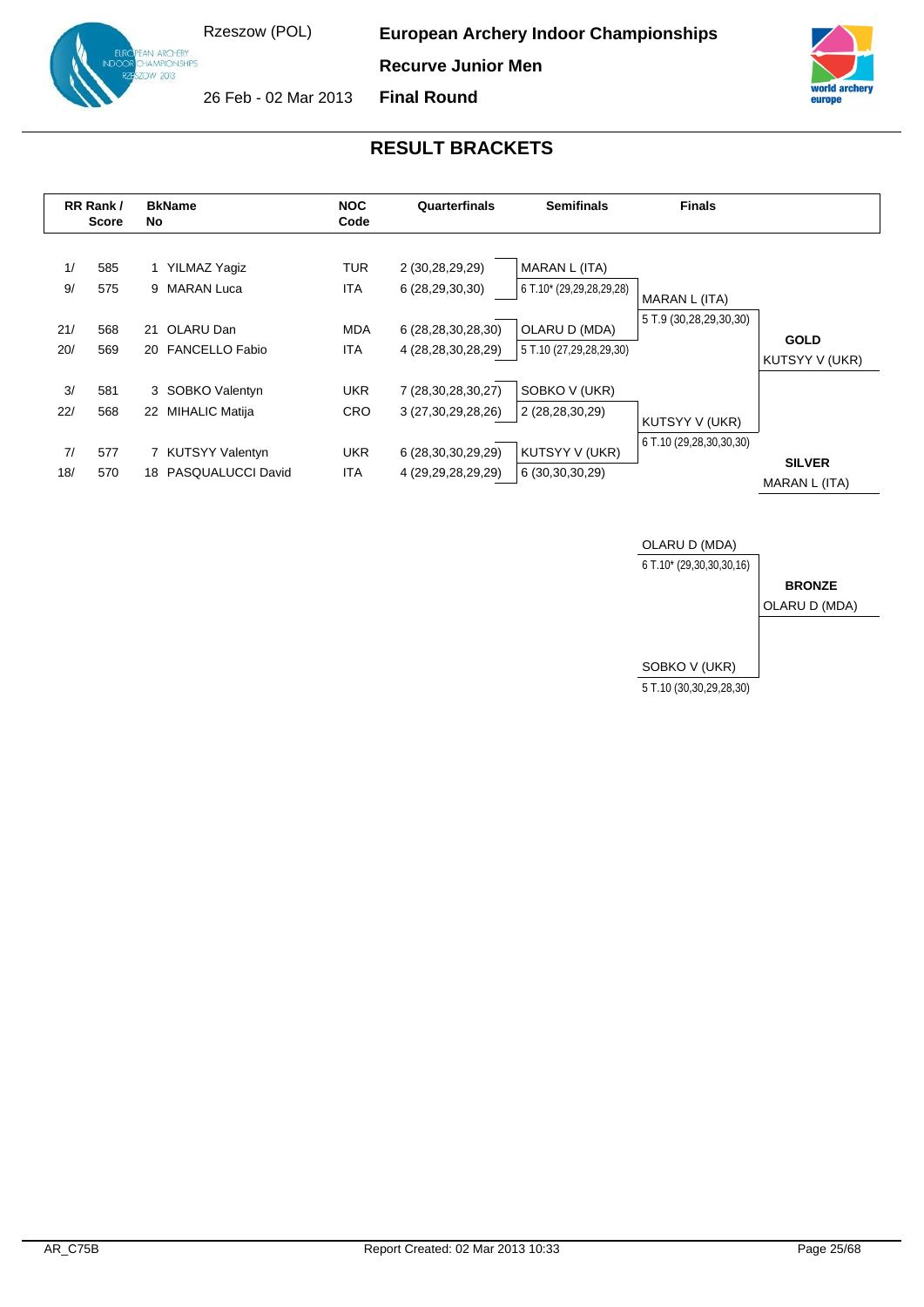# European Archery Indoor Championships

**Recurve Junior Men**

**Final Round**

Rzeszow (POL)

26 Feb - 02 Mar 2013

## RESULT BRACKETS

| RR Rank / | Score | BkNo | Name | NOC Code | Quarterfinals | Semifinals | Finals | |
|---|---|---|---|---|---|---|---|---|
| 1/ | 585 | 1 | YILMAZ Yagiz | TUR | 2 (30,28,29,29) | MARAN L (ITA) | | |
| 9/ | 575 | 9 | MARAN Luca | ITA | 6 (28,29,30,30) | 6 T.10* (29,29,28,29,28) | MARAN L (ITA) | |
| | | | | | | | 5 T.9 (30,28,29,30,30) | |
| 21/ | 568 | 21 | OLARU Dan | MDA | 6 (28,28,30,28,30) | OLARU D (MDA) | | **GOLD** |
| 20/ | 569 | 20 | FANCELLO Fabio | ITA | 4 (28,28,30,28,29) | 5 T.10 (27,29,28,29,30) | | KUTSYY V (UKR) |
| 3/ | 581 | 3 | SOBKO Valentyn | UKR | 7 (28,30,28,30,27) | SOBKO V (UKR) | | |
| 22/ | 568 | 22 | MIHALIC Matija | CRO | 3 (27,30,29,28,26) | 2 (28,28,30,29) | KUTSYY V (UKR) | |
| | | | | | | | 6 T.10 (29,28,30,30,30) | |
| 7/ | 577 | 7 | KUTSYY Valentyn | UKR | 6 (28,30,30,29,29) | KUTSYY V (UKR) | | **SILVER** |
| 18/ | 570 | 18 | PASQUALUCCI David | ITA | 4 (29,29,28,29,29) | 6 (30,30,30,29) | | MARAN L (ITA) |

### Bronze Medal Match

| Athlete | Score |
|---|---|
| OLARU D (MDA) | 6 T.10* (29,30,30,30,16) |
| SOBKO V (UKR) | 5 T.10 (30,30,29,28,30) |

**BRONZE**

OLARU D (MDA)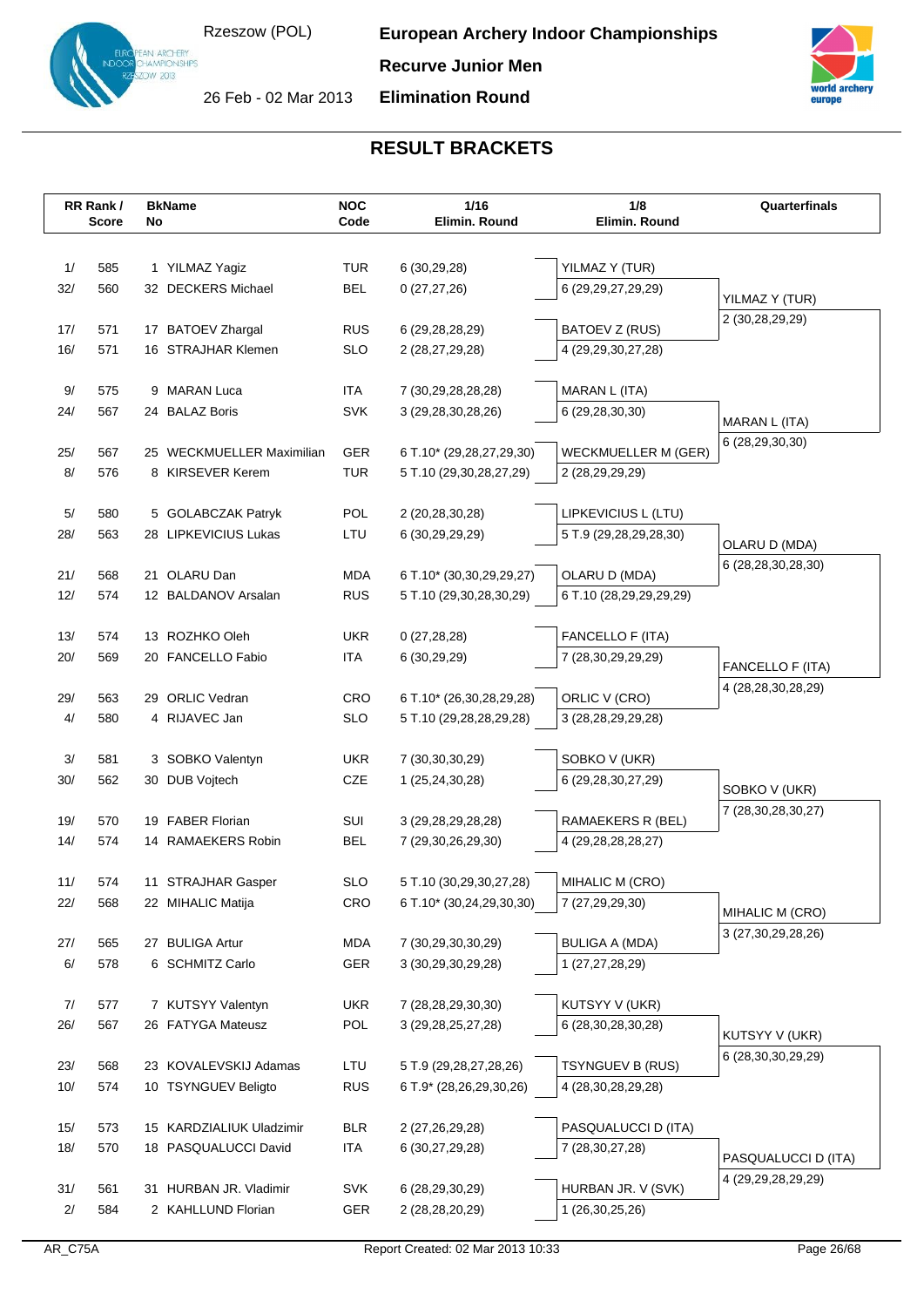# European Archery Indoor Championships

Rzeszow (POL)

26 Feb - 02 Mar 2013

**Recurve Junior Men**

**Elimination Round**

## RESULT BRACKETS

| RR Rank / Score | | BkName No | | NOC Code | 1/16 Elimin. Round | 1/8 Elimin. Round | Quarterfinals |
|---|---|---|---|---|---|---|---|
| 1/ | 585 | 1 | YILMAZ Yagiz | TUR | 6 (30,29,28) | YILMAZ Y (TUR) | |
| 32/ | 560 | 32 | DECKERS Michael | BEL | 0 (27,27,26) | 6 (29,29,27,29,29) | YILMAZ Y (TUR) |
| 17/ | 571 | 17 | BATOEV Zhargal | RUS | 6 (29,28,28,29) | BATOEV Z (RUS) | 2 (30,28,29,29) |
| 16/ | 571 | 16 | STRAJHAR Klemen | SLO | 2 (28,27,29,28) | 4 (29,29,30,27,28) | |
| 9/ | 575 | 9 | MARAN Luca | ITA | 7 (30,29,28,28,28) | MARAN L (ITA) | |
| 24/ | 567 | 24 | BALAZ Boris | SVK | 3 (29,28,30,28,26) | 6 (29,28,30,30) | MARAN L (ITA) |
| 25/ | 567 | 25 | WECKMUELLER Maximilian | GER | 6 T.10* (29,28,27,29,30) | WECKMUELLER M (GER) | 6 (28,29,30,30) |
| 8/ | 576 | 8 | KIRSEVER Kerem | TUR | 5 T.10 (29,30,28,27,29) | 2 (28,29,29,29) | |
| 5/ | 580 | 5 | GOLABCZAK Patryk | POL | 2 (20,28,30,28) | LIPKEVICIUS L (LTU) | |
| 28/ | 563 | 28 | LIPKEVICIUS Lukas | LTU | 6 (30,29,29,29) | 5 T.9 (29,28,29,28,30) | OLARU D (MDA) |
| 21/ | 568 | 21 | OLARU Dan | MDA | 6 T.10* (30,30,29,29,27) | OLARU D (MDA) | 6 (28,28,30,28,30) |
| 12/ | 574 | 12 | BALDANOV Arsalan | RUS | 5 T.10 (29,30,28,30,29) | 6 T.10 (28,29,29,29,29) | |
| 13/ | 574 | 13 | ROZHKO Oleh | UKR | 0 (27,28,28) | FANCELLO F (ITA) | |
| 20/ | 569 | 20 | FANCELLO Fabio | ITA | 6 (30,29,29) | 7 (28,30,29,29,29) | FANCELLO F (ITA) |
| 29/ | 563 | 29 | ORLIC Vedran | CRO | 6 T.10* (26,30,28,29,28) | ORLIC V (CRO) | 4 (28,28,30,28,29) |
| 4/ | 580 | 4 | RIJAVEC Jan | SLO | 5 T.10 (29,28,28,29,28) | 3 (28,28,29,29,28) | |
| 3/ | 581 | 3 | SOBKO Valentyn | UKR | 7 (30,30,30,29) | SOBKO V (UKR) | |
| 30/ | 562 | 30 | DUB Vojtech | CZE | 1 (25,24,30,28) | 6 (29,28,30,27,29) | SOBKO V (UKR) |
| 19/ | 570 | 19 | FABER Florian | SUI | 3 (29,28,29,28,28) | RAMAEKERS R (BEL) | 7 (28,30,28,30,27) |
| 14/ | 574 | 14 | RAMAEKERS Robin | BEL | 7 (29,30,26,29,30) | 4 (29,28,28,28,27) | |
| 11/ | 574 | 11 | STRAJHAR Gasper | SLO | 5 T.10 (30,29,30,27,28) | MIHALIC M (CRO) | |
| 22/ | 568 | 22 | MIHALIC Matija | CRO | 6 T.10* (30,24,29,30,30) | 7 (27,29,29,30) | MIHALIC M (CRO) |
| 27/ | 565 | 27 | BULIGA Artur | MDA | 7 (30,29,30,30,29) | BULIGA A (MDA) | 3 (27,30,29,28,26) |
| 6/ | 578 | 6 | SCHMITZ Carlo | GER | 3 (30,29,30,29,28) | 1 (27,27,28,29) | |
| 7/ | 577 | 7 | KUTSYY Valentyn | UKR | 7 (28,28,29,30,30) | KUTSYY V (UKR) | |
| 26/ | 567 | 26 | FATYGA Mateusz | POL | 3 (29,28,25,27,28) | 6 (28,30,28,30,28) | KUTSYY V (UKR) |
| 23/ | 568 | 23 | KOVALEVSKIJ Adamas | LTU | 5 T.9 (29,28,27,28,26) | TSYNGUEV B (RUS) | 6 (28,30,30,29,29) |
| 10/ | 574 | 10 | TSYNGUEV Beligto | RUS | 6 T.9* (28,26,29,30,26) | 4 (28,30,28,29,28) | |
| 15/ | 573 | 15 | KARDZIALIUK Uladzimir | BLR | 2 (27,26,29,28) | PASQUALUCCI D (ITA) | |
| 18/ | 570 | 18 | PASQUALUCCI David | ITA | 6 (30,27,29,28) | 7 (28,30,27,28) | PASQUALUCCI D (ITA) |
| 31/ | 561 | 31 | HURBAN JR. Vladimir | SVK | 6 (28,29,30,29) | HURBAN JR. V (SVK) | 4 (29,29,28,29,29) |
| 2/ | 584 | 2 | KAHLLUND Florian | GER | 2 (28,28,20,29) | 1 (26,30,25,26) | |

AR_C75A

Report Created: 02 Mar 2013 10:33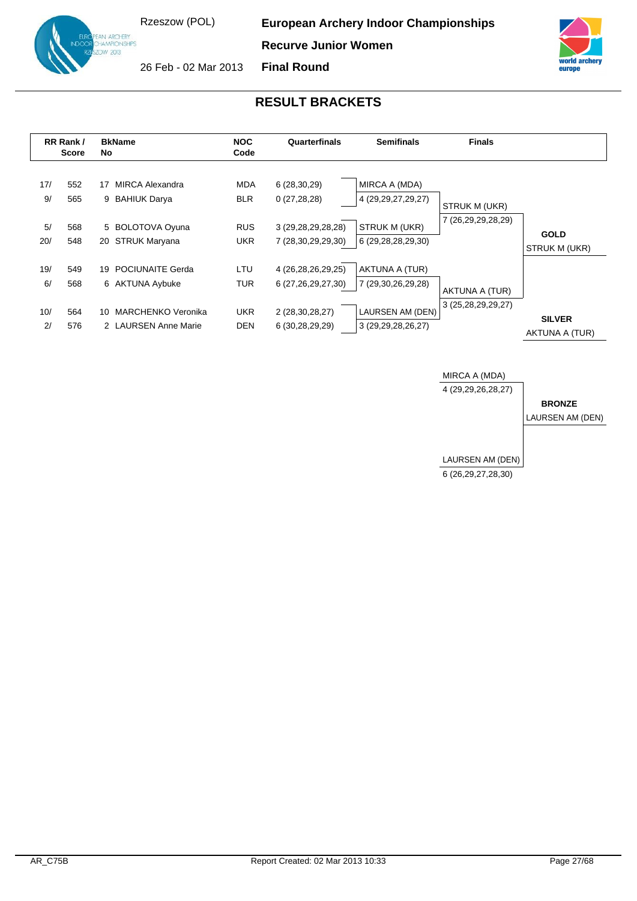# European Archery Indoor Championships

**Recurve Junior Women**

**Final Round**

Rzeszow (POL)

26 Feb - 02 Mar 2013

## RESULT BRACKETS

| RR Rank / | Score | BkNo | Name | NOC Code | Quarterfinals | Semifinals | Finals |
|---|---|---|---|---|---|---|---|
| 17/ | 552 | 17 | MIRCA Alexandra | MDA | 6 (28,30,29) | MIRCA A (MDA) 4 (29,29,27,29,27) | STRUK M (UKR) 7 (26,29,29,28,29) |
| 9/ | 565 | 9 | BAHIUK Darya | BLR | 0 (27,28,28) | | |
| 5/ | 568 | 5 | BOLOTOVA Oyuna | RUS | 3 (29,28,29,28,28) | STRUK M (UKR) 6 (29,28,28,29,30) | |
| 20/ | 548 | 20 | STRUK Maryana | UKR | 7 (28,30,29,29,30) | | |
| 19/ | 549 | 19 | POCIUNAITE Gerda | LTU | 4 (26,28,26,29,25) | AKTUNA A (TUR) 7 (29,30,26,29,28) | AKTUNA A (TUR) 3 (25,28,29,29,27) |
| 6/ | 568 | 6 | AKTUNA Aybuke | TUR | 6 (27,26,29,27,30) | | |
| 10/ | 564 | 10 | MARCHENKO Veronika | UKR | 2 (28,30,28,27) | LAURSEN AM (DEN) 3 (29,29,28,26,27) | |
| 2/ | 576 | 2 | LAURSEN Anne Marie | DEN | 6 (30,28,29,29) | | |

**GOLD** STRUK M (UKR)

**SILVER** AKTUNA A (TUR)

### Bronze Match

| Athlete | Score |
|---|---|
| MIRCA A (MDA) | 4 (29,29,26,28,27) |
| LAURSEN AM (DEN) | 6 (26,29,27,28,30) |

**BRONZE** LAURSEN AM (DEN)

AR_C75B

Report Created: 02 Mar 2013 10:33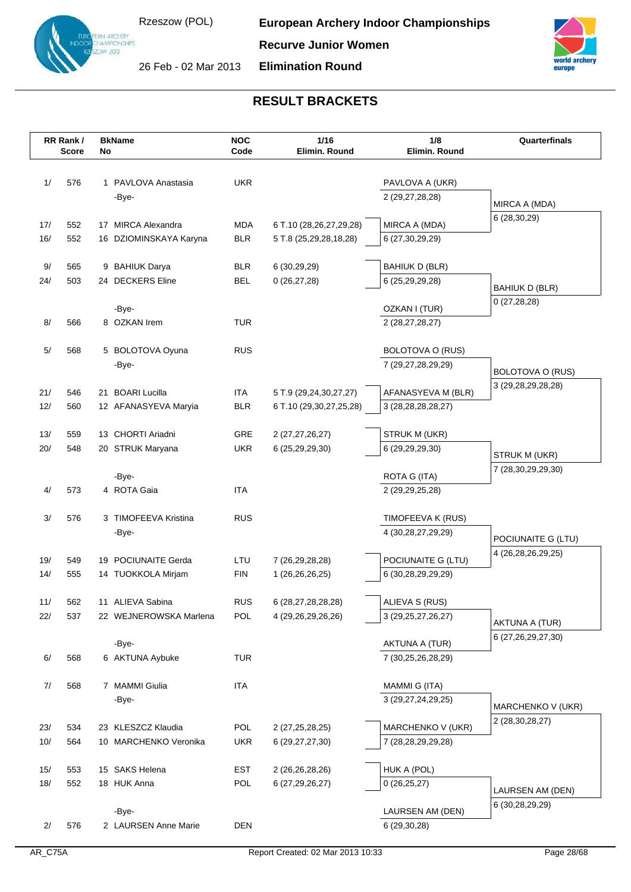Rzeszow (POL)

26 Feb - 02 Mar 2013

**European Archery Indoor Championships**

**Recurve Junior Women**

**Elimination Round**

## RESULT BRACKETS

| RR Rank / | Score | BkNo | Name | NOC Code | 1/16 Elimin. Round | 1/8 Elimin. Round | Quarterfinals |
|---|---|---|---|---|---|---|---|
| 1/ | 576 | 1 | PAVLOVA Anastasia | UKR | | PAVLOVA A (UKR) | |
| | | | -Bye- | | | 2 (29,27,28,28) | MIRCA A (MDA) |
| | | | | | | | 6 (28,30,29) |
| 17/ | 552 | 17 | MIRCA Alexandra | MDA | 6 T.10 (28,26,27,29,28) | MIRCA A (MDA) | |
| 16/ | 552 | 16 | DZIOMINSKAYA Karyna | BLR | 5 T.8 (25,29,28,18,28) | 6 (27,30,29,29) | |
| 9/ | 565 | 9 | BAHIUK Darya | BLR | 6 (30,29,29) | BAHIUK D (BLR) | |
| 24/ | 503 | 24 | DECKERS Eline | BEL | 0 (26,27,28) | 6 (25,29,29,28) | BAHIUK D (BLR) |
| | | | | | | | 0 (27,28,28) |
| | | | -Bye- | | | OZKAN I (TUR) | |
| 8/ | 566 | 8 | OZKAN Irem | TUR | | 2 (28,27,28,27) | |
| 5/ | 568 | 5 | BOLOTOVA Oyuna | RUS | | BOLOTOVA O (RUS) | |
| | | | -Bye- | | | 7 (29,27,28,29,29) | BOLOTOVA O (RUS) |
| | | | | | | | 3 (29,28,29,28,28) |
| 21/ | 546 | 21 | BOARI Lucilla | ITA | 5 T.9 (29,24,30,27,27) | AFANASYEVA M (BLR) | |
| 12/ | 560 | 12 | AFANASYEVA Maryia | BLR | 6 T.10 (29,30,27,25,28) | 3 (28,28,28,28,27) | |
| 13/ | 559 | 13 | CHORTI Ariadni | GRE | 2 (27,27,26,27) | STRUK M (UKR) | |
| 20/ | 548 | 20 | STRUK Maryana | UKR | 6 (25,29,29,30) | 6 (29,29,29,30) | STRUK M (UKR) |
| | | | | | | | 7 (28,30,29,29,30) |
| | | | -Bye- | | | ROTA G (ITA) | |
| 4/ | 573 | 4 | ROTA Gaia | ITA | | 2 (29,29,25,28) | |
| 3/ | 576 | 3 | TIMOFEEVA Kristina | RUS | | TIMOFEEVA K (RUS) | |
| | | | -Bye- | | | 4 (30,28,27,29,29) | POCIUNAITE G (LTU) |
| | | | | | | | 4 (26,28,26,29,25) |
| 19/ | 549 | 19 | POCIUNAITE Gerda | LTU | 7 (26,29,28,28) | POCIUNAITE G (LTU) | |
| 14/ | 555 | 14 | TUOKKOLA Mirjam | FIN | 1 (26,26,26,25) | 6 (30,28,29,29,29) | |
| 11/ | 562 | 11 | ALIEVA Sabina | RUS | 6 (28,27,28,28,28) | ALIEVA S (RUS) | |
| 22/ | 537 | 22 | WEJNEROWSKA Marlena | POL | 4 (29,26,29,26,26) | 3 (29,25,27,26,27) | AKTUNA A (TUR) |
| | | | | | | | 6 (27,26,29,27,30) |
| | | | -Bye- | | | AKTUNA A (TUR) | |
| 6/ | 568 | 6 | AKTUNA Aybuke | TUR | | 7 (30,25,26,28,29) | |
| 7/ | 568 | 7 | MAMMI Giulia | ITA | | MAMMI G (ITA) | |
| | | | -Bye- | | | 3 (29,27,24,29,25) | MARCHENKO V (UKR) |
| | | | | | | | 2 (28,30,28,27) |
| 23/ | 534 | 23 | KLESZCZ Klaudia | POL | 2 (27,25,28,25) | MARCHENKO V (UKR) | |
| 10/ | 564 | 10 | MARCHENKO Veronika | UKR | 6 (29,27,27,30) | 7 (28,28,29,29,28) | |
| 15/ | 553 | 15 | SAKS Helena | EST | 2 (26,26,28,26) | HUK A (POL) | |
| 18/ | 552 | 18 | HUK Anna | POL | 6 (27,29,26,27) | 0 (26,25,27) | LAURSEN AM (DEN) |
| | | | | | | | 6 (30,28,29,29) |
| | | | -Bye- | | | LAURSEN AM (DEN) | |
| 2/ | 576 | 2 | LAURSEN Anne Marie | DEN | | 6 (29,30,28) | |

AR_C75A

Report Created: 02 Mar 2013 10:33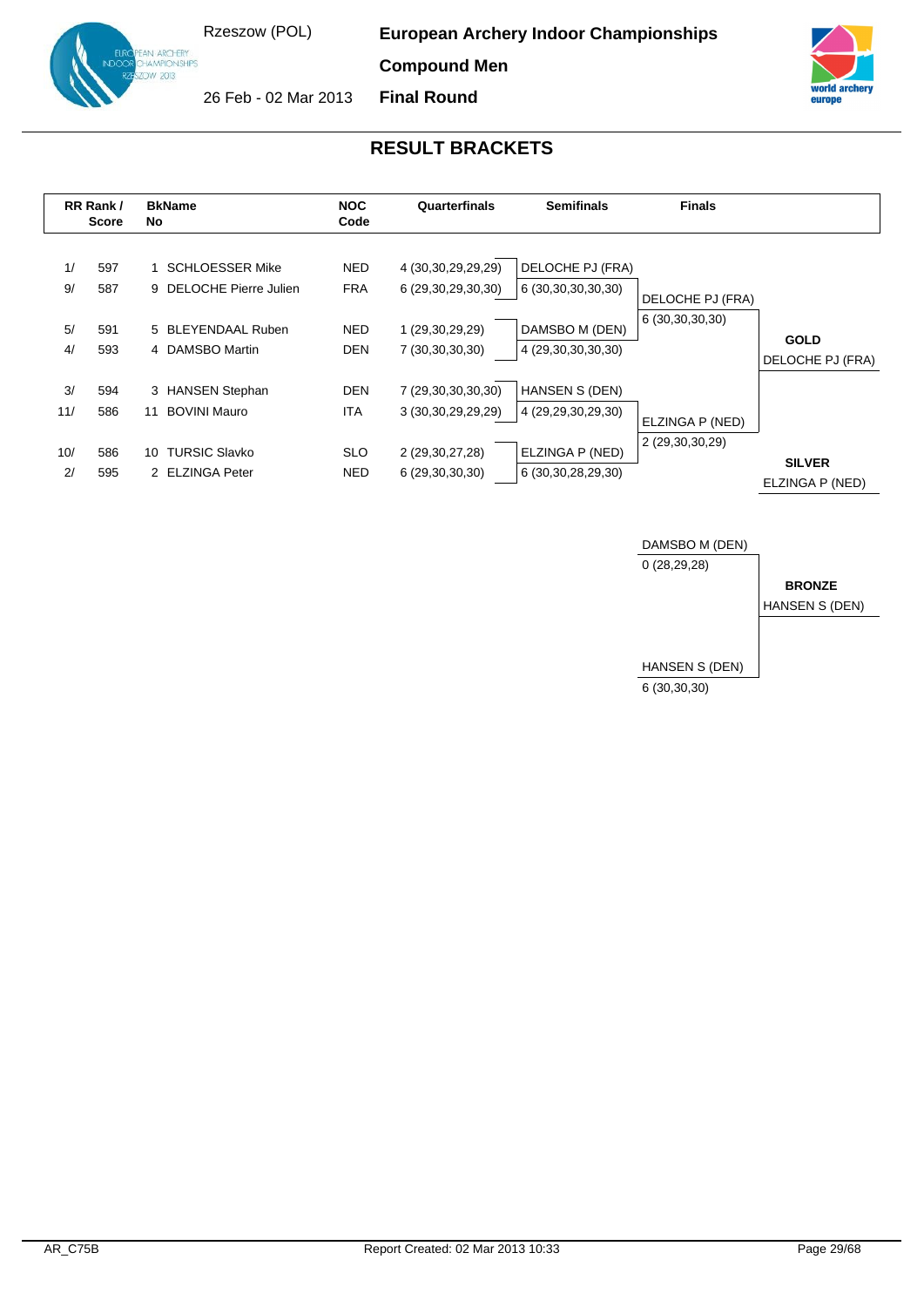Rzeszow (POL)

26 Feb - 02 Mar 2013

**European Archery Indoor Championships**

**Compound Men**

**Final Round**

## RESULT BRACKETS

| RR Rank / Score | | BkName No | | NOC Code | Quarterfinals | Semifinals | Finals | |
|---|---|---|---|---|---|---|---|---|
| 1/ | 597 | 1 | SCHLOESSER Mike | NED | 4 (30,30,29,29,29) | DELOCHE PJ (FRA) | | |
| 9/ | 587 | 9 | DELOCHE Pierre Julien | FRA | 6 (29,30,29,30,30) | 6 (30,30,30,30,30) | DELOCHE PJ (FRA) | |
| | | | | | | | 6 (30,30,30,30) | |
| 5/ | 591 | 5 | BLEYENDAAL Ruben | NED | 1 (29,30,29,29) | DAMSBO M (DEN) | | **GOLD** |
| 4/ | 593 | 4 | DAMSBO Martin | DEN | 7 (30,30,30,30) | 4 (29,30,30,30,30) | | DELOCHE PJ (FRA) |
| 3/ | 594 | 3 | HANSEN Stephan | DEN | 7 (29,30,30,30,30) | HANSEN S (DEN) | | |
| 11/ | 586 | 11 | BOVINI Mauro | ITA | 3 (30,30,29,29,29) | 4 (29,29,30,29,30) | ELZINGA P (NED) | |
| | | | | | | | 2 (29,30,30,29) | |
| 10/ | 586 | 10 | TURSIC Slavko | SLO | 2 (29,30,27,28) | ELZINGA P (NED) | | **SILVER** |
| 2/ | 595 | 2 | ELZINGA Peter | NED | 6 (29,30,30,30) | 6 (30,30,28,29,30) | | ELZINGA P (NED) |

**Bronze Match**

| Finals | |
|---|---|
| DAMSBO M (DEN) | |
| 0 (28,29,28) | |
| | **BRONZE** |
| | HANSEN S (DEN) |
| HANSEN S (DEN) | |
| 6 (30,30,30) | |

AR_C75B

Report Created: 02 Mar 2013 10:33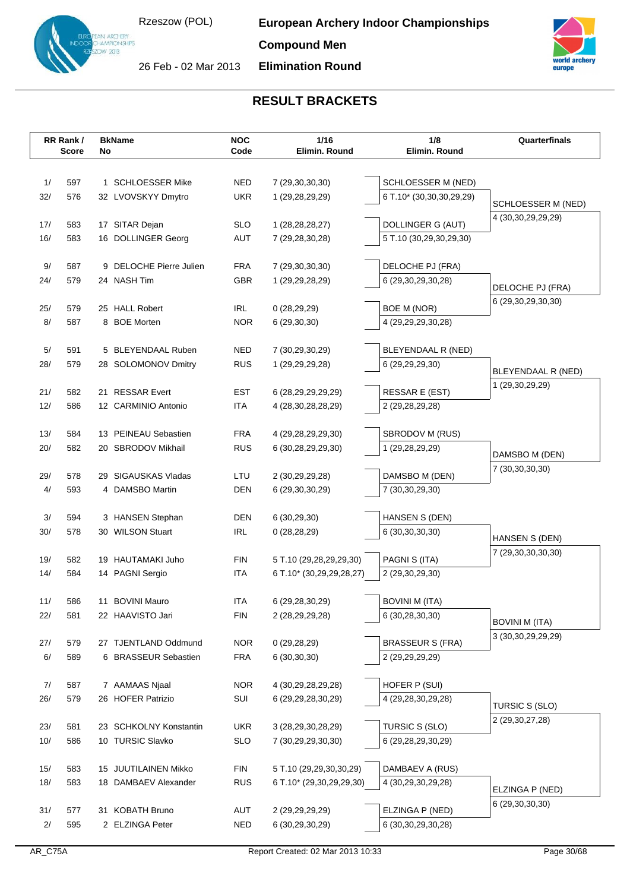Rzeszow (POL)

**European Archery Indoor Championships**

**Compound Men**

**Elimination Round**

26 Feb - 02 Mar 2013

# RESULT BRACKETS

| RR Rank / | Score | Bk No | Name | NOC Code | 1/16 Elimin. Round | 1/8 Elimin. Round | Quarterfinals |
|---|---|---|---|---|---|---|---|
| 1/ | 597 | 1 | SCHLOESSER Mike | NED | 7 (29,30,30,30) | SCHLOESSER M (NED) | |
| 32/ | 576 | 32 | LVOVSKYY Dmytro | UKR | 1 (29,28,29,29) | 6 T.10* (30,30,30,29,29) | SCHLOESSER M (NED) |
| | | | | | | | 4 (30,30,29,29,29) |
| 17/ | 583 | 17 | SITAR Dejan | SLO | 1 (28,28,28,27) | DOLLINGER G (AUT) | |
| 16/ | 583 | 16 | DOLLINGER Georg | AUT | 7 (29,28,30,28) | 5 T.10 (30,29,30,29,30) | |
| 9/ | 587 | 9 | DELOCHE Pierre Julien | FRA | 7 (29,30,30,30) | DELOCHE PJ (FRA) | |
| 24/ | 579 | 24 | NASH Tim | GBR | 1 (29,29,28,29) | 6 (29,30,29,30,28) | DELOCHE PJ (FRA) |
| | | | | | | | 6 (29,30,29,30,30) |
| 25/ | 579 | 25 | HALL Robert | IRL | 0 (28,29,29) | BOE M (NOR) | |
| 8/ | 587 | 8 | BOE Morten | NOR | 6 (29,30,30) | 4 (29,29,29,30,28) | |
| 5/ | 591 | 5 | BLEYENDAAL Ruben | NED | 7 (30,29,30,29) | BLEYENDAAL R (NED) | |
| 28/ | 579 | 28 | SOLOMONOV Dmitry | RUS | 1 (29,29,29,28) | 6 (29,29,29,30) | BLEYENDAAL R (NED) |
| | | | | | | | 1 (29,30,29,29) |
| 21/ | 582 | 21 | RESSAR Evert | EST | 6 (28,29,29,29,29) | RESSAR E (EST) | |
| 12/ | 586 | 12 | CARMINIO Antonio | ITA | 4 (28,30,28,28,29) | 2 (29,28,29,28) | |
| 13/ | 584 | 13 | PEINEAU Sebastien | FRA | 4 (29,28,29,29,30) | SBRODOV M (RUS) | |
| 20/ | 582 | 20 | SBRODOV Mikhail | RUS | 6 (30,28,29,29,30) | 1 (29,28,29,29) | DAMSBO M (DEN) |
| | | | | | | | 7 (30,30,30,30) |
| 29/ | 578 | 29 | SIGAUSKAS Vladas | LTU | 2 (30,29,29,28) | DAMSBO M (DEN) | |
| 4/ | 593 | 4 | DAMSBO Martin | DEN | 6 (29,30,30,29) | 7 (30,30,29,30) | |
| 3/ | 594 | 3 | HANSEN Stephan | DEN | 6 (30,29,30) | HANSEN S (DEN) | |
| 30/ | 578 | 30 | WILSON Stuart | IRL | 0 (28,28,29) | 6 (30,30,30,30) | HANSEN S (DEN) |
| | | | | | | | 7 (29,30,30,30,30) |
| 19/ | 582 | 19 | HAUTAMAKI Juho | FIN | 5 T.10 (29,28,29,29,30) | PAGNI S (ITA) | |
| 14/ | 584 | 14 | PAGNI Sergio | ITA | 6 T.10* (30,29,29,28,27) | 2 (29,30,29,30) | |
| 11/ | 586 | 11 | BOVINI Mauro | ITA | 6 (29,28,30,29) | BOVINI M (ITA) | |
| 22/ | 581 | 22 | HAAVISTO Jari | FIN | 2 (28,29,29,28) | 6 (30,28,30,30) | BOVINI M (ITA) |
| | | | | | | | 3 (30,30,29,29,29) |
| 27/ | 579 | 27 | TJENTLAND Oddmund | NOR | 0 (29,28,29) | BRASSEUR S (FRA) | |
| 6/ | 589 | 6 | BRASSEUR Sebastien | FRA | 6 (30,30,30) | 2 (29,29,29,29) | |
| 7/ | 587 | 7 | AAMAAS Njaal | NOR | 4 (30,29,28,29,28) | HOFER P (SUI) | |
| 26/ | 579 | 26 | HOFER Patrizio | SUI | 6 (29,29,28,30,29) | 4 (29,28,30,29,28) | TURSIC S (SLO) |
| | | | | | | | 2 (29,30,27,28) |
| 23/ | 581 | 23 | SCHKOLNY Konstantin | UKR | 3 (28,29,30,28,29) | TURSIC S (SLO) | |
| 10/ | 586 | 10 | TURSIC Slavko | SLO | 7 (30,29,29,30,30) | 6 (29,28,29,30,29) | |
| 15/ | 583 | 15 | JUUTILAINEN Mikko | FIN | 5 T.10 (29,29,30,30,29) | DAMBAEV A (RUS) | |
| 18/ | 583 | 18 | DAMBAEV Alexander | RUS | 6 T.10* (29,30,29,29,30) | 4 (30,29,30,29,28) | ELZINGA P (NED) |
| | | | | | | | 6 (29,30,30,30) |
| 31/ | 577 | 31 | KOBATH Bruno | AUT | 2 (29,29,29,29) | ELZINGA P (NED) | |
| 2/ | 595 | 2 | ELZINGA Peter | NED | 6 (30,29,30,29) | 6 (30,30,29,30,28) | |

AR_C75A

Report Created: 02 Mar 2013 10:33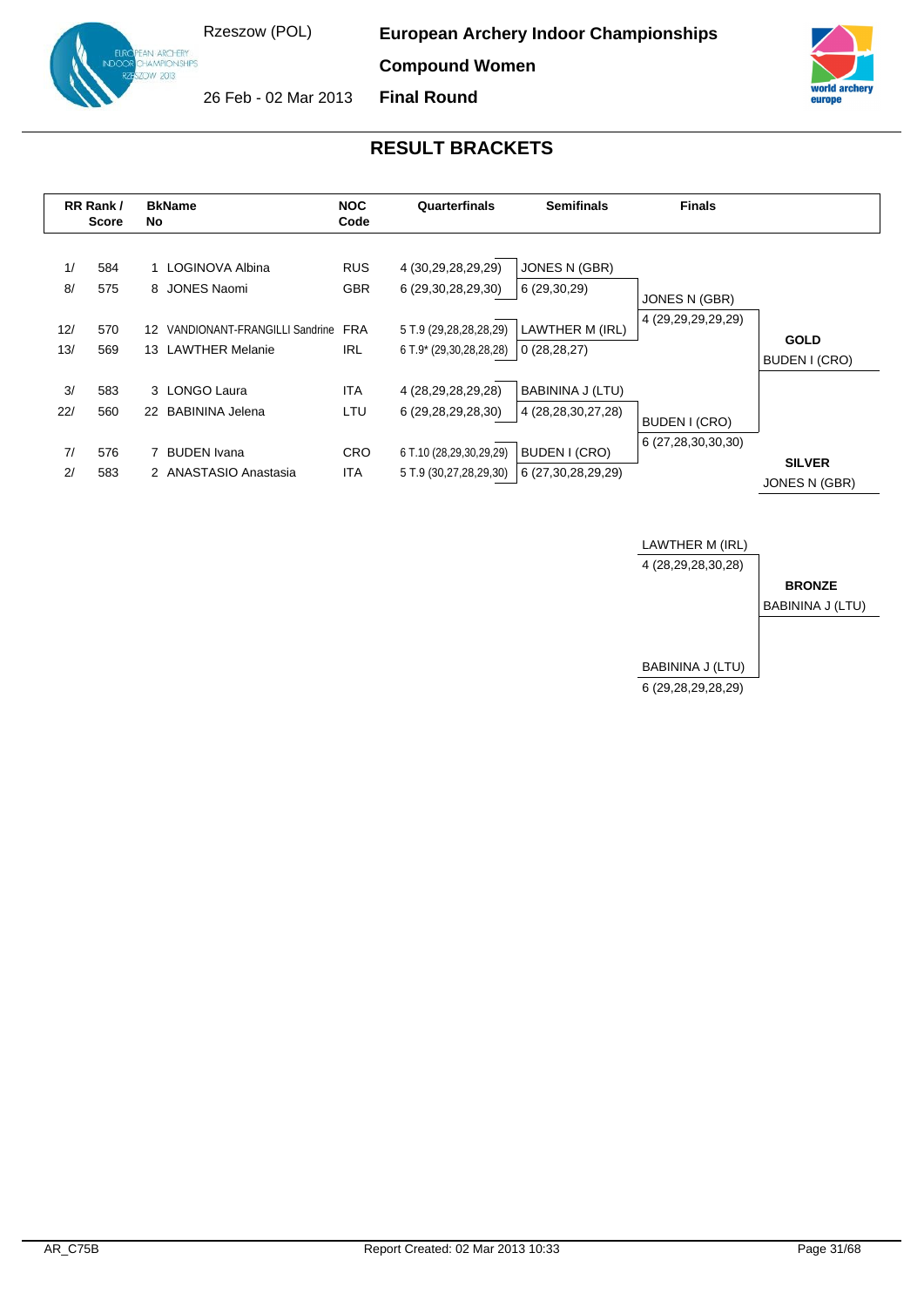Rzeszow (POL)

# European Archery Indoor Championships

## Compound Women

26 Feb - 02 Mar 2013

**Final Round**

## RESULT BRACKETS

| RR Rank / | Score | BkNo | Name | NOC Code | Quarterfinals | Semifinals | Finals |
|---|---|---|---|---|---|---|---|
| 1/ | 584 | 1 | LOGINOVA Albina | RUS | 4 (30,29,28,29,29) | JONES N (GBR) | |
| 8/ | 575 | 8 | JONES Naomi | GBR | 6 (29,30,28,29,30) | 6 (29,30,29) | JONES N (GBR) |
| | | | | | | | 4 (29,29,29,29,29) |
| 12/ | 570 | 12 | VANDIONANT-FRANGILLI Sandrine | FRA | 5 T.9 (29,28,28,28,29) | LAWTHER M (IRL) | |
| 13/ | 569 | 13 | LAWTHER Melanie | IRL | 6 T.9* (29,30,28,28,28) | 0 (28,28,27) | |
| 3/ | 583 | 3 | LONGO Laura | ITA | 4 (28,29,28,29,28) | BABININA J (LTU) | |
| 22/ | 560 | 22 | BABININA Jelena | LTU | 6 (29,28,29,28,30) | 4 (28,28,30,27,28) | BUDEN I (CRO) |
| | | | | | | | 6 (27,28,30,30,30) |
| 7/ | 576 | 7 | BUDEN Ivana | CRO | 6 T.10 (28,29,30,29,29) | BUDEN I (CRO) | |
| 2/ | 583 | 2 | ANASTASIO Anastasia | ITA | 5 T.9 (30,27,28,29,30) | 6 (27,30,28,29,29) | |

**GOLD**
BUDEN I (CRO)

**SILVER**
JONES N (GBR)

### Bronze Match

| Athlete | Score |
|---|---|
| LAWTHER M (IRL) | 4 (28,29,28,30,28) |
| BABININA J (LTU) | 6 (29,28,29,28,29) |

**BRONZE**
BABININA J (LTU)

AR_C75B

Report Created: 02 Mar 2013 10:33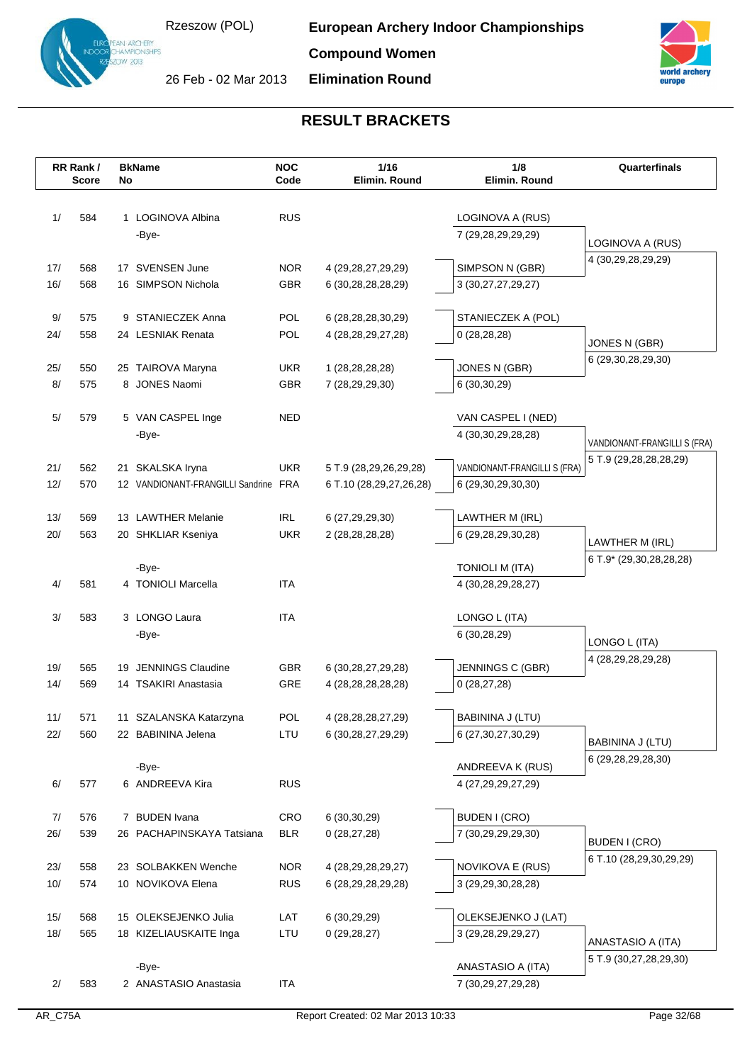# European Archery Indoor Championships

**Compound Women**

**Elimination Round**

Rzeszow (POL)

26 Feb - 02 Mar 2013

## RESULT BRACKETS

| RR Rank / | Score | BkNo | Name | NOC Code | 1/16 Elimin. Round | 1/8 Elimin. Round | Quarterfinals |
|---|---|---|---|---|---|---|---|
| 1/ | 584 | 1 | LOGINOVA Albina | RUS | | LOGINOVA A (RUS) | |
| | | | -Bye- | | | 7 (29,28,29,29,29) | LOGINOVA A (RUS) |
| | | | | | | | 4 (30,29,28,29,29) |
| 17/ | 568 | 17 | SVENSEN June | NOR | 4 (29,28,27,29,29) | SIMPSON N (GBR) | |
| 16/ | 568 | 16 | SIMPSON Nichola | GBR | 6 (30,28,28,28,29) | 3 (30,27,27,29,27) | |
| 9/ | 575 | 9 | STANIECZEK Anna | POL | 6 (28,28,28,30,29) | STANIECZEK A (POL) | |
| 24/ | 558 | 24 | LESNIAK Renata | POL | 4 (28,28,29,27,28) | 0 (28,28,28) | JONES N (GBR) |
| | | | | | | | 6 (29,30,28,29,30) |
| 25/ | 550 | 25 | TAIROVA Maryna | UKR | 1 (28,28,28,28) | JONES N (GBR) | |
| 8/ | 575 | 8 | JONES Naomi | GBR | 7 (28,29,29,30) | 6 (30,30,29) | |
| 5/ | 579 | 5 | VAN CASPEL Inge | NED | | VAN CASPEL I (NED) | |
| | | | -Bye- | | | 4 (30,30,29,28,28) | VANDIONANT-FRANGILLI S (FRA) |
| | | | | | | | 5 T.9 (29,28,28,28,29) |
| 21/ | 562 | 21 | SKALSKA Iryna | UKR | 5 T.9 (28,29,26,29,28) | VANDIONANT-FRANGILLI S (FRA) | |
| 12/ | 570 | 12 | VANDIONANT-FRANGILLI Sandrine | FRA | 6 T.10 (28,29,27,26,28) | 6 (29,30,29,30,28) | |
| 13/ | 569 | 13 | LAWTHER Melanie | IRL | 6 (27,29,29,30) | LAWTHER M (IRL) | |
| 20/ | 563 | 20 | SHKLIAR Kseniya | UKR | 2 (28,28,28,28) | 6 (29,28,29,30,28) | LAWTHER M (IRL) |
| | | | | | | | 6 T.9* (29,30,28,28,28) |
| | | | -Bye- | | | TONIOLI M (ITA) | |
| 4/ | 581 | 4 | TONIOLI Marcella | ITA | | 4 (30,28,29,28,27) | |
| 3/ | 583 | 3 | LONGO Laura | ITA | | LONGO L (ITA) | |
| | | | -Bye- | | | 6 (30,28,29) | LONGO L (ITA) |
| | | | | | | | 4 (28,29,28,29,28) |
| 19/ | 565 | 19 | JENNINGS Claudine | GBR | 6 (30,28,27,29,28) | JENNINGS C (GBR) | |
| 14/ | 569 | 14 | TSAKIRI Anastasia | GRE | 4 (28,28,28,28,28) | 0 (28,27,28) | |
| 11/ | 571 | 11 | SZALANSKA Katarzyna | POL | 4 (28,28,28,27,29) | BABININA J (LTU) | |
| 22/ | 560 | 22 | BABININA Jelena | LTU | 6 (30,28,27,29,29) | 6 (27,30,27,30,29) | BABININA J (LTU) |
| | | | | | | | 6 (29,28,29,28,30) |
| | | | -Bye- | | | ANDREEVA K (RUS) | |
| 6/ | 577 | 6 | ANDREEVA Kira | RUS | | 4 (27,29,29,27,29) | |
| 7/ | 576 | 7 | BUDEN Ivana | CRO | 6 (30,30,29) | BUDEN I (CRO) | |
| 26/ | 539 | 26 | PACHAPINSKAYA Tatsiana | BLR | 0 (28,27,28) | 7 (30,29,29,29,30) | BUDEN I (CRO) |
| | | | | | | | 6 T.10 (28,29,30,29,29) |
| 23/ | 558 | 23 | SOLBAKKEN Wenche | NOR | 4 (28,29,28,29,27) | NOVIKOVA E (RUS) | |
| 10/ | 574 | 10 | NOVIKOVA Elena | RUS | 6 (28,28,29,29,28) | 3 (29,29,30,28,28) | |
| 15/ | 568 | 15 | OLEKSEJENKO Julia | LAT | 6 (30,29,29) | OLEKSEJENKO J (LAT) | |
| 18/ | 565 | 18 | KIZELIAUSKAITE Inga | LTU | 0 (29,28,27) | 3 (29,28,29,29,27) | ANASTASIO A (ITA) |
| | | | | | | | 5 T.9 (30,27,28,29,30) |
| | | | -Bye- | | | ANASTASIO A (ITA) | |
| 2/ | 583 | 2 | ANASTASIO Anastasia | ITA | | 7 (30,29,27,29,28) | |

AR_C75A

Report Created: 02 Mar 2013 10:33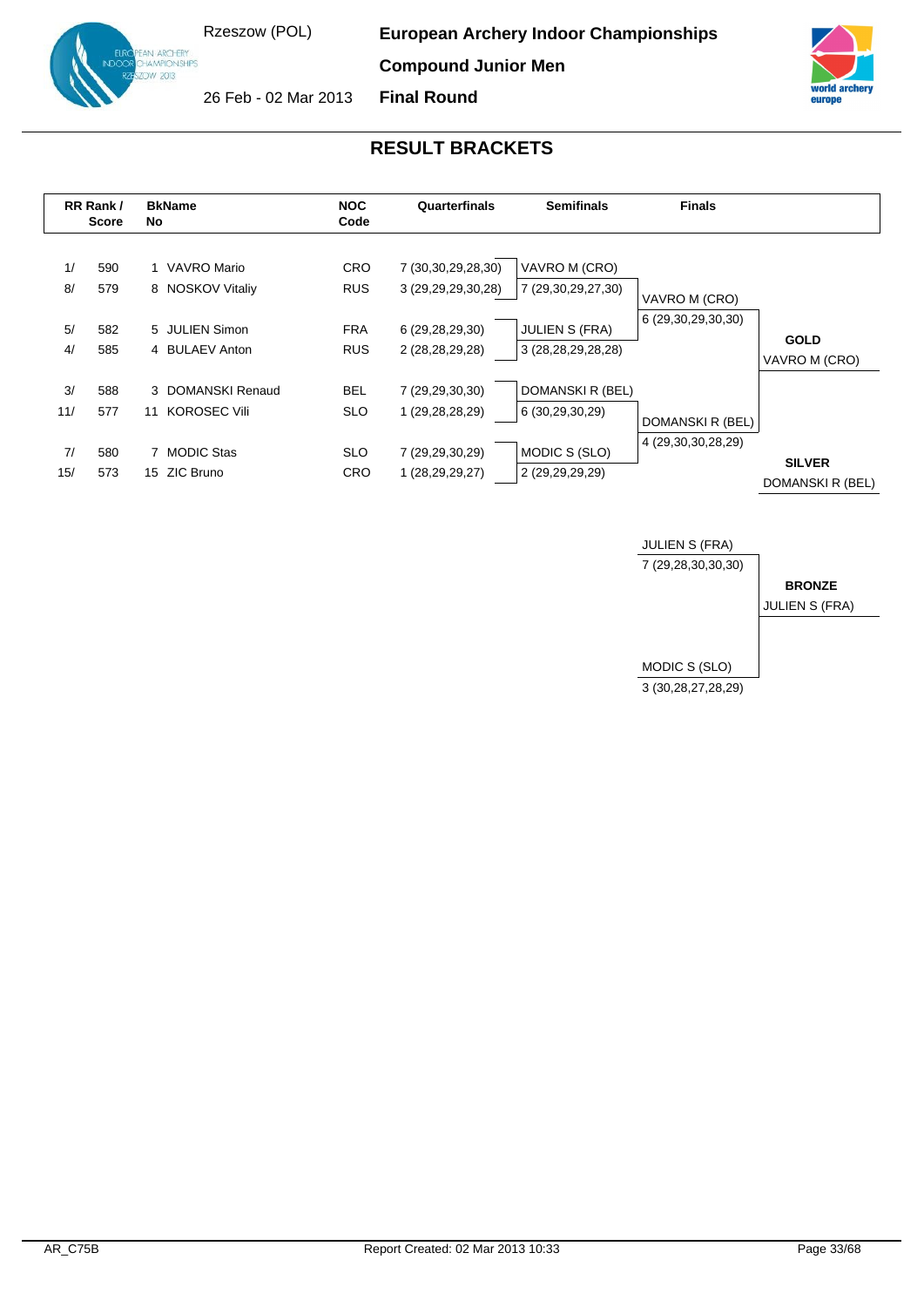# European Archery Indoor Championships

Rzeszow (POL)

26 Feb - 02 Mar 2013

## Compound Junior Men

## Final Round

## RESULT BRACKETS

| RR Rank / Score | BkNo | Name | NOC Code | Quarterfinals | Semifinals | Finals | |
|---|---|---|---|---|---|---|---|
| 1/ 590 | 1 | VAVRO Mario | CRO | 7 (30,30,29,28,30) | VAVRO M (CRO) | | |
| 8/ 579 | 8 | NOSKOV Vitaliy | RUS | 3 (29,29,29,30,28) | 7 (29,30,29,27,30) | VAVRO M (CRO) | |
| | | | | | | 6 (29,30,29,30,30) | |
| 5/ 582 | 5 | JULIEN Simon | FRA | 6 (29,28,29,30) | JULIEN S (FRA) | | **GOLD** |
| 4/ 585 | 4 | BULAEV Anton | RUS | 2 (28,28,29,28) | 3 (28,28,29,28,28) | | VAVRO M (CRO) |
| 3/ 588 | 3 | DOMANSKI Renaud | BEL | 7 (29,29,30,30) | DOMANSKI R (BEL) | | |
| 11/ 577 | 11 | KOROSEC Vili | SLO | 1 (29,28,28,29) | 6 (30,29,30,29) | DOMANSKI R (BEL) | |
| | | | | | | 4 (29,30,30,28,29) | |
| 7/ 580 | 7 | MODIC Stas | SLO | 7 (29,29,30,29) | MODIC S (SLO) | | **SILVER** |
| 15/ 573 | 15 | ZIC Bruno | CRO | 1 (28,29,29,27) | 2 (29,29,29,29) | | DOMANSKI R (BEL) |

### Bronze Match

| Finals | |
|---|---|
| JULIEN S (FRA) | |
| 7 (29,28,30,30,30) | **BRONZE** |
| | JULIEN S (FRA) |
| MODIC S (SLO) | |
| 3 (30,28,27,28,29) | |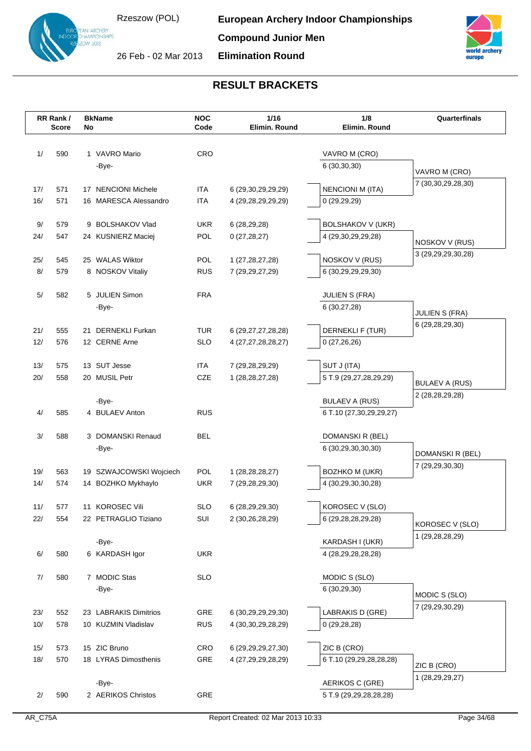# European Archery Indoor Championships

**Compound Junior Men**

**Elimination Round**

Rzeszow (POL)

26 Feb - 02 Mar 2013

## RESULT BRACKETS

| RR Rank / | Score | BkNo | Name | NOC Code | 1/16 Elimin. Round | 1/8 Elimin. Round | Quarterfinals |
|---|---|---|---|---|---|---|---|
| 1/ | 590 | 1 | VAVRO Mario | CRO | | VAVRO M (CRO) 6 (30,30,30) | VAVRO M (CRO) 7 (30,30,29,28,30) |
| | | | -Bye- | | | | |
| 17/ | 571 | 17 | NENCIONI Michele | ITA | 6 (29,30,29,29,29) | NENCIONI M (ITA) 0 (29,29,29) | |
| 16/ | 571 | 16 | MARESCA Alessandro | ITA | 4 (29,28,29,29,29) | | |
| 9/ | 579 | 9 | BOLSHAKOV Vlad | UKR | 6 (28,29,28) | BOLSHAKOV V (UKR) 4 (29,30,29,29,28) | NOSKOV V (RUS) 3 (29,29,29,30,28) |
| 24/ | 547 | 24 | KUSNIERZ Maciej | POL | 0 (27,28,27) | | |
| 25/ | 545 | 25 | WALAS Wiktor | POL | 1 (27,28,27,28) | NOSKOV V (RUS) 6 (30,29,29,29,30) | |
| 8/ | 579 | 8 | NOSKOV Vitaliy | RUS | 7 (29,29,27,29) | | |
| 5/ | 582 | 5 | JULIEN Simon | FRA | | JULIEN S (FRA) 6 (30,27,28) | JULIEN S (FRA) 6 (29,28,29,30) |
| | | | -Bye- | | | | |
| 21/ | 555 | 21 | DERNEKLI Furkan | TUR | 6 (29,27,27,28,28) | DERNEKLI F (TUR) 0 (27,26,26) | |
| 12/ | 576 | 12 | CERNE Arne | SLO | 4 (27,27,28,28,27) | | |
| 13/ | 575 | 13 | SUT Jesse | ITA | 7 (29,28,29,29) | SUT J (ITA) 5 T.9 (29,27,28,29,29) | BULAEV A (RUS) 2 (28,28,29,28) |
| 20/ | 558 | 20 | MUSIL Petr | CZE | 1 (28,28,27,28) | | |
| | | | -Bye- | | | BULAEV A (RUS) 6 T.10 (27,30,29,29,27) | |
| 4/ | 585 | 4 | BULAEV Anton | RUS | | | |
| 3/ | 588 | 3 | DOMANSKI Renaud | BEL | | DOMANSKI R (BEL) 6 (30,29,30,30,30) | DOMANSKI R (BEL) 7 (29,29,30,30) |
| | | | -Bye- | | | | |
| 19/ | 563 | 19 | SZWAJCOWSKI Wojciech | POL | 1 (28,28,28,27) | BOZHKO M (UKR) 4 (30,29,30,30,28) | |
| 14/ | 574 | 14 | BOZHKO Mykhaylo | UKR | 7 (29,28,29,30) | | |
| 11/ | 577 | 11 | KOROSEC Vili | SLO | 6 (28,29,29,30) | KOROSEC V (SLO) 6 (29,28,28,29,28) | KOROSEC V (SLO) 1 (29,28,28,29) |
| 22/ | 554 | 22 | PETRAGLIO Tiziano | SUI | 2 (30,26,28,29) | | |
| | | | -Bye- | | | KARDASH I (UKR) 4 (28,29,28,28,28) | |
| 6/ | 580 | 6 | KARDASH Igor | UKR | | | |
| 7/ | 580 | 7 | MODIC Stas | SLO | | MODIC S (SLO) 6 (30,29,30) | MODIC S (SLO) 7 (29,29,30,29) |
| | | | -Bye- | | | | |
| 23/ | 552 | 23 | LABRAKIS Dimitrios | GRE | 6 (30,29,29,29,30) | LABRAKIS D (GRE) 0 (29,28,28) | |
| 10/ | 578 | 10 | KUZMIN Vladislav | RUS | 4 (30,30,29,28,29) | | |
| 15/ | 573 | 15 | ZIC Bruno | CRO | 6 (29,29,29,27,30) | ZIC B (CRO) 6 T.10 (29,29,28,28,28) | ZIC B (CRO) 1 (28,29,29,27) |
| 18/ | 570 | 18 | LYRAS Dimosthenis | GRE | 4 (27,29,29,28,29) | | |
| | | | -Bye- | | | AERIKOS C (GRE) 5 T.9 (29,29,28,28,28) | |
| 2/ | 590 | 2 | AERIKOS Christos | GRE | | | |

AR_C75A — Report Created: 02 Mar 2013 10:33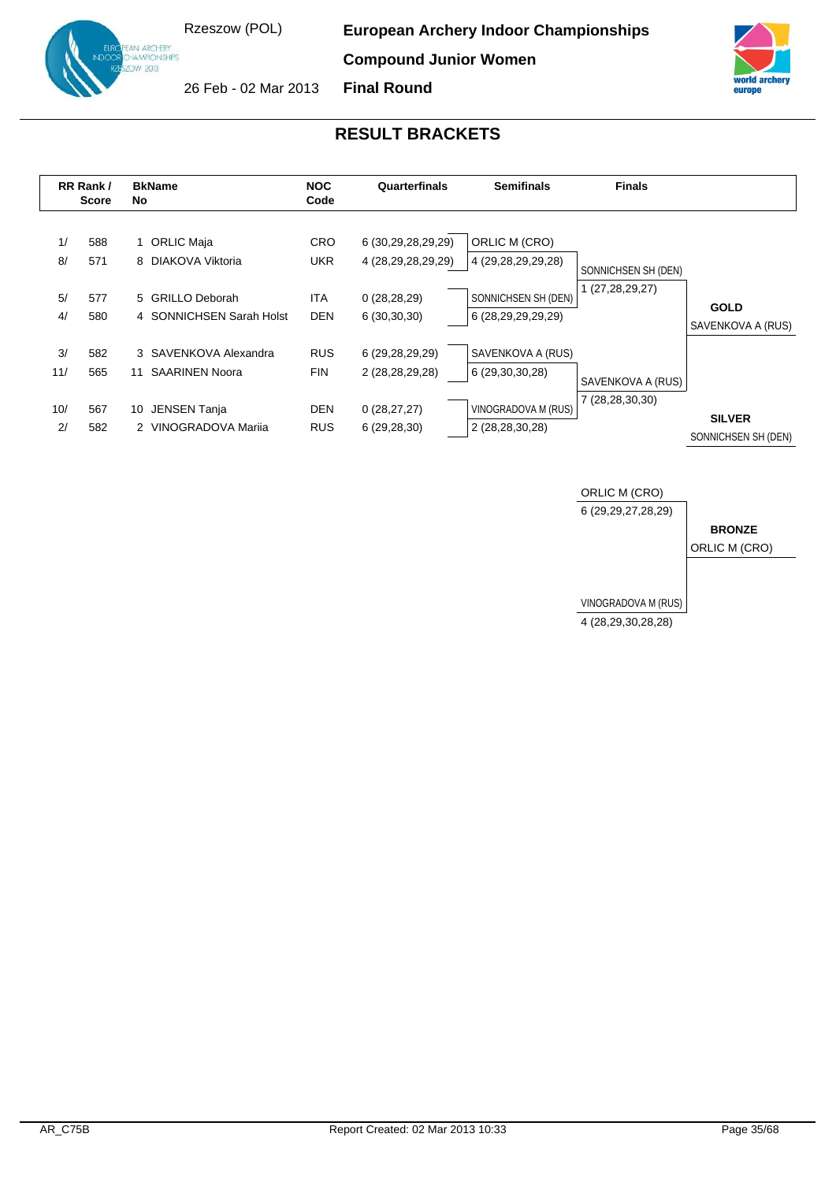Rzeszow (POL)

26 Feb - 02 Mar 2013

**European Archery Indoor Championships**

**Compound Junior Women**

**Final Round**

## RESULT BRACKETS

| RR Rank / Score | | BkNo | Name | NOC Code | Quarterfinals | Semifinals | Finals | |
|---|---|---|---|---|---|---|---|---|
| 1/ | 588 | 1 | ORLIC Maja | CRO | 6 (30,29,28,29,29) | ORLIC M (CRO) | | |
| 8/ | 571 | 8 | DIAKOVA Viktoria | UKR | 4 (28,29,28,29,29) | 4 (29,28,29,29,28) | SONNICHSEN SH (DEN) | |
| 5/ | 577 | 5 | GRILLO Deborah | ITA | 0 (28,28,29) | SONNICHSEN SH (DEN) | 1 (27,28,29,27) | **GOLD** |
| 4/ | 580 | 4 | SONNICHSEN Sarah Holst | DEN | 6 (30,30,30) | 6 (28,29,29,29,29) | | SAVENKOVA A (RUS) |
| 3/ | 582 | 3 | SAVENKOVA Alexandra | RUS | 6 (29,28,29,29) | SAVENKOVA A (RUS) | | |
| 11/ | 565 | 11 | SAARINEN Noora | FIN | 2 (28,28,29,28) | 6 (29,30,30,28) | SAVENKOVA A (RUS) | |
| 10/ | 567 | 10 | JENSEN Tanja | DEN | 0 (28,27,27) | VINOGRADOVA M (RUS) | 7 (28,28,30,30) | **SILVER** |
| 2/ | 582 | 2 | VINOGRADOVA Mariia | RUS | 6 (29,28,30) | 2 (28,28,30,28) | | SONNICHSEN SH (DEN) |

**Bronze Match**

| Finals | |
|---|---|
| ORLIC M (CRO) | |
| 6 (29,29,27,28,29) | **BRONZE** |
| | ORLIC M (CRO) |
| VINOGRADOVA M (RUS) | |
| 4 (28,29,30,28,28) | |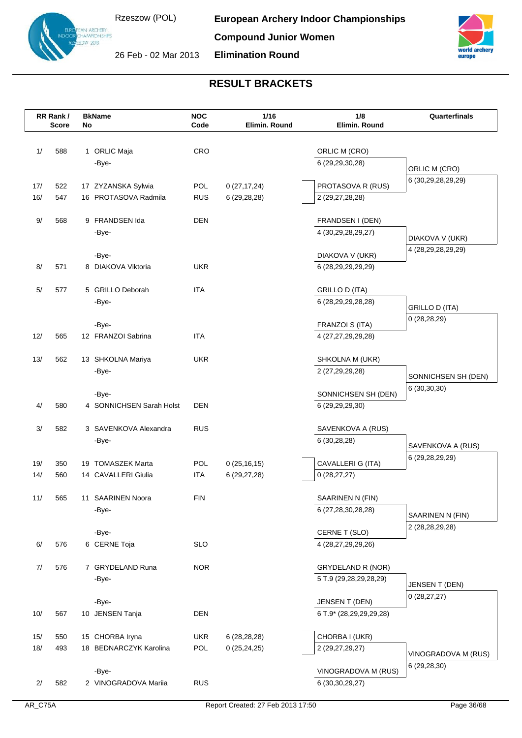# European Archery Indoor Championships

**Compound Junior Women**

**Elimination Round**

Rzeszow (POL)

26 Feb - 02 Mar 2013

## RESULT BRACKETS

| RR Rank / | Score | BkNo | Name | NOC Code | 1/16 Elimin. Round | 1/8 Elimin. Round | Quarterfinals |
|---|---|---|---|---|---|---|---|
| 1/ | 588 | 1 | ORLIC Maja | CRO | | ORLIC M (CRO) | |
| | | | -Bye- | | | 6 (29,29,30,28) | ORLIC M (CRO) |
| | | | | | | | 6 (30,29,28,29,29) |
| 17/ | 522 | 17 | ZYZANSKA Sylwia | POL | 0 (27,17,24) | PROTASOVA R (RUS) | |
| 16/ | 547 | 16 | PROTASOVA Radmila | RUS | 6 (29,28,28) | 2 (29,27,28,28) | |
| 9/ | 568 | 9 | FRANDSEN Ida | DEN | | FRANDSEN I (DEN) | |
| | | | -Bye- | | | 4 (30,29,28,29,27) | DIAKOVA V (UKR) |
| | | | | | | | 4 (28,29,28,29,29) |
| | | | -Bye- | | | DIAKOVA V (UKR) | |
| 8/ | 571 | 8 | DIAKOVA Viktoria | UKR | | 6 (28,29,29,29,29) | |
| 5/ | 577 | 5 | GRILLO Deborah | ITA | | GRILLO D (ITA) | |
| | | | -Bye- | | | 6 (28,29,29,28,28) | GRILLO D (ITA) |
| | | | | | | | 0 (28,28,29) |
| | | | -Bye- | | | FRANZOI S (ITA) | |
| 12/ | 565 | 12 | FRANZOI Sabrina | ITA | | 4 (27,27,29,29,28) | |
| 13/ | 562 | 13 | SHKOLNA Mariya | UKR | | SHKOLNA M (UKR) | |
| | | | -Bye- | | | 2 (27,29,29,28) | SONNICHSEN SH (DEN) |
| | | | | | | | 6 (30,30,30) |
| | | | -Bye- | | | SONNICHSEN SH (DEN) | |
| 4/ | 580 | 4 | SONNICHSEN Sarah Holst | DEN | | 6 (29,29,29,30) | |
| 3/ | 582 | 3 | SAVENKOVA Alexandra | RUS | | SAVENKOVA A (RUS) | |
| | | | -Bye- | | | 6 (30,28,28) | SAVENKOVA A (RUS) |
| | | | | | | | 6 (29,28,29,29) |
| 19/ | 350 | 19 | TOMASZEK Marta | POL | 0 (25,16,15) | CAVALLERI G (ITA) | |
| 14/ | 560 | 14 | CAVALLERI Giulia | ITA | 6 (29,27,28) | 0 (28,27,27) | |
| 11/ | 565 | 11 | SAARINEN Noora | FIN | | SAARINEN N (FIN) | |
| | | | -Bye- | | | 6 (27,28,30,28,28) | SAARINEN N (FIN) |
| | | | | | | | 2 (28,28,29,28) |
| | | | -Bye- | | | CERNE T (SLO) | |
| 6/ | 576 | 6 | CERNE Toja | SLO | | 4 (28,27,29,29,26) | |
| 7/ | 576 | 7 | GRYDELAND Runa | NOR | | GRYDELAND R (NOR) | |
| | | | -Bye- | | | 5 T.9 (29,28,29,28,29) | JENSEN T (DEN) |
| | | | | | | | 0 (28,27,27) |
| | | | -Bye- | | | JENSEN T (DEN) | |
| 10/ | 567 | 10 | JENSEN Tanja | DEN | | 6 T.9* (28,29,29,29,28) | |
| 15/ | 550 | 15 | CHORBA Iryna | UKR | 6 (28,28,28) | CHORBA I (UKR) | |
| 18/ | 493 | 18 | BEDNARCZYK Karolina | POL | 0 (25,24,25) | 2 (29,27,29,27) | VINOGRADOVA M (RUS) |
| | | | | | | | 6 (29,28,30) |
| | | | -Bye- | | | VINOGRADOVA M (RUS) | |
| 2/ | 582 | 2 | VINOGRADOVA Mariia | RUS | | 6 (30,30,29,27) | |

AR_C75A Report Created: 27 Feb 2013 17:50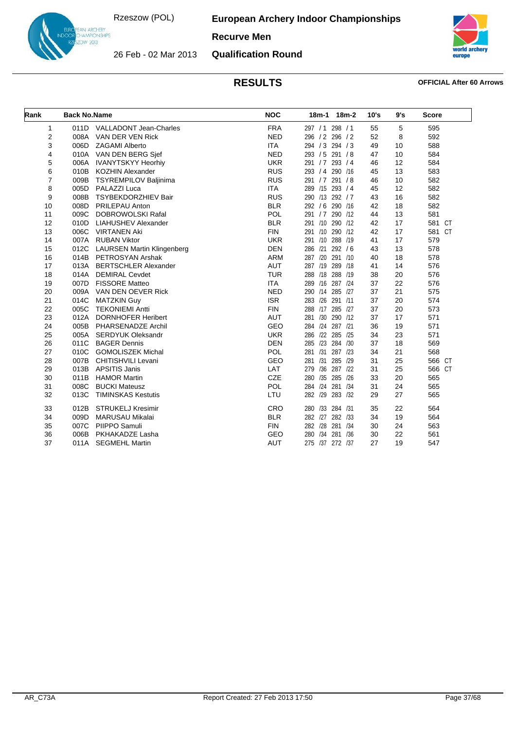# European Archery Indoor Championships

Rzeszow (POL)

26 Feb - 02 Mar 2013

**Recurve Men**

**Qualification Round**

## RESULTS

**OFFICIAL After 60 Arrows**

| Rank | Back No. | Name | NOC | 18m-1 | 18m-2 | 10's | 9's | Score |
|---|---|---|---|---|---|---|---|---|
| 1 | 011D | VALLADONT Jean-Charles | FRA | 297 / 1 | 298 / 1 | 55 | 5 | 595 |
| 2 | 008A | VAN DER VEN Rick | NED | 296 / 2 | 296 / 2 | 52 | 8 | 592 |
| 3 | 006D | ZAGAMI Alberto | ITA | 294 / 3 | 294 / 3 | 49 | 10 | 588 |
| 4 | 010A | VAN DEN BERG Sjef | NED | 293 / 5 | 291 / 8 | 47 | 10 | 584 |
| 5 | 006A | IVANYTSKYY Heorhiy | UKR | 291 / 7 | 293 / 4 | 46 | 12 | 584 |
| 6 | 010B | KOZHIN Alexander | RUS | 293 / 4 | 290 /16 | 45 | 13 | 583 |
| 7 | 009B | TSYREMPILOV Baljinima | RUS | 291 / 7 | 291 / 8 | 46 | 10 | 582 |
| 8 | 005D | PALAZZI Luca | ITA | 289 /15 | 293 / 4 | 45 | 12 | 582 |
| 9 | 008B | TSYBEKDORZHIEV Bair | RUS | 290 /13 | 292 / 7 | 43 | 16 | 582 |
| 10 | 008D | PRILEPAU Anton | BLR | 292 / 6 | 290 /16 | 42 | 18 | 582 |
| 11 | 009C | DOBROWOLSKI Rafal | POL | 291 / 7 | 290 /12 | 44 | 13 | 581 |
| 12 | 010D | LIAHUSHEV Alexander | BLR | 291 /10 | 290 /12 | 42 | 17 | 581 CT |
| 13 | 006C | VIRTANEN Aki | FIN | 291 /10 | 290 /12 | 42 | 17 | 581 CT |
| 14 | 007A | RUBAN Viktor | UKR | 291 /10 | 288 /19 | 41 | 17 | 579 |
| 15 | 012C | LAURSEN Martin Klingenberg | DEN | 286 /21 | 292 / 6 | 43 | 13 | 578 |
| 16 | 014B | PETROSYAN Arshak | ARM | 287 /20 | 291 /10 | 40 | 18 | 578 |
| 17 | 013A | BERTSCHLER Alexander | AUT | 287 /19 | 289 /18 | 41 | 14 | 576 |
| 18 | 014A | DEMIRAL Cevdet | TUR | 288 /18 | 288 /19 | 38 | 20 | 576 |
| 19 | 007D | FISSORE Matteo | ITA | 289 /16 | 287 /24 | 37 | 22 | 576 |
| 20 | 009A | VAN DEN OEVER Rick | NED | 290 /14 | 285 /27 | 37 | 21 | 575 |
| 21 | 014C | MATZKIN Guy | ISR | 283 /26 | 291 /11 | 37 | 20 | 574 |
| 22 | 005C | TEKONIEMI Antti | FIN | 288 /17 | 285 /27 | 37 | 20 | 573 |
| 23 | 012A | DORNHOFER Heribert | AUT | 281 /30 | 290 /12 | 37 | 17 | 571 |
| 24 | 005B | PHARSENADZE Archil | GEO | 284 /24 | 287 /21 | 36 | 19 | 571 |
| 25 | 005A | SERDYUK Oleksandr | UKR | 286 /22 | 285 /25 | 34 | 23 | 571 |
| 26 | 011C | BAGER Dennis | DEN | 285 /23 | 284 /30 | 37 | 18 | 569 |
| 27 | 010C | GOMOLISZEK Michal | POL | 281 /31 | 287 /23 | 34 | 21 | 568 |
| 28 | 007B | CHITISHVILI Levani | GEO | 281 /31 | 285 /29 | 31 | 25 | 566 CT |
| 29 | 013B | APSITIS Janis | LAT | 279 /36 | 287 /22 | 31 | 25 | 566 CT |
| 30 | 011B | HAMOR Martin | CZE | 280 /35 | 285 /26 | 33 | 20 | 565 |
| 31 | 008C | BUCKI Mateusz | POL | 284 /24 | 281 /34 | 31 | 24 | 565 |
| 32 | 013C | TIMINSKAS Kestutis | LTU | 282 /29 | 283 /32 | 29 | 27 | 565 |
| 33 | 012B | STRUKELJ Kresimir | CRO | 280 /33 | 284 /31 | 35 | 22 | 564 |
| 34 | 009D | MARUSAU Mikalai | BLR | 282 /27 | 282 /33 | 34 | 19 | 564 |
| 35 | 007C | PIIPPO Samuli | FIN | 282 /28 | 281 /34 | 30 | 24 | 563 |
| 36 | 006B | PKHAKADZE Lasha | GEO | 280 /34 | 281 /36 | 30 | 22 | 561 |
| 37 | 011A | SEGMEHL Martin | AUT | 275 /37 | 272 /37 | 27 | 19 | 547 |

AR_C73A Report Created: 27 Feb 2013 17:50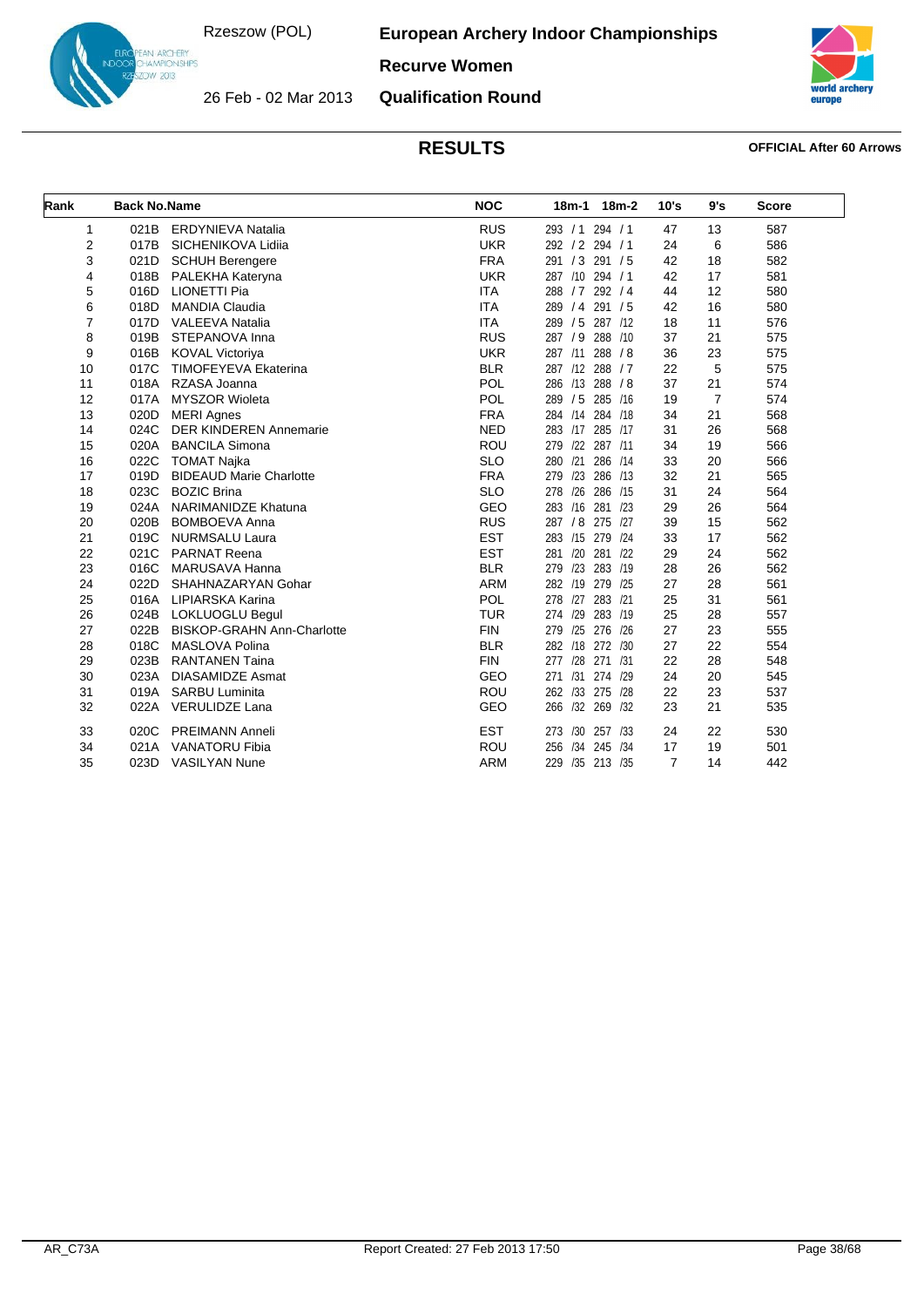# European Archery Indoor Championships

**Recurve Women**

**Qualification Round**

Rzeszow (POL)

26 Feb - 02 Mar 2013

## RESULTS

**OFFICIAL After 60 Arrows**

| Rank | Back No. | Name | NOC | 18m-1 | 18m-2 | 10's | 9's | Score |
|---|---|---|---|---|---|---|---|---|
| 1 | 021B | ERDYNIEVA Natalia | RUS | 293 / 1 | 294 / 1 | 47 | 13 | 587 |
| 2 | 017B | SICHENIKOVA Lidiia | UKR | 292 / 2 | 294 / 1 | 24 | 6 | 586 |
| 3 | 021D | SCHUH Berengere | FRA | 291 / 3 | 291 / 5 | 42 | 18 | 582 |
| 4 | 018B | PALEKHA Kateryna | UKR | 287 /10 | 294 / 1 | 42 | 17 | 581 |
| 5 | 016D | LIONETTI Pia | ITA | 288 / 7 | 292 / 4 | 44 | 12 | 580 |
| 6 | 018D | MANDIA Claudia | ITA | 289 / 4 | 291 / 5 | 42 | 16 | 580 |
| 7 | 017D | VALEEVA Natalia | ITA | 289 / 5 | 287 /12 | 18 | 11 | 576 |
| 8 | 019B | STEPANOVA Inna | RUS | 287 / 9 | 288 /10 | 37 | 21 | 575 |
| 9 | 016B | KOVAL Victoriya | UKR | 287 /11 | 288 / 8 | 36 | 23 | 575 |
| 10 | 017C | TIMOFEYEVA Ekaterina | BLR | 287 /12 | 288 / 7 | 22 | 5 | 575 |
| 11 | 018A | RZASA Joanna | POL | 286 /13 | 288 / 8 | 37 | 21 | 574 |
| 12 | 017A | MYSZOR Wioleta | POL | 289 / 5 | 285 /16 | 19 | 7 | 574 |
| 13 | 020D | MERI Agnes | FRA | 284 /14 | 284 /18 | 34 | 21 | 568 |
| 14 | 024C | DER KINDEREN Annemarie | NED | 283 /17 | 285 /17 | 31 | 26 | 568 |
| 15 | 020A | BANCILA Simona | ROU | 279 /22 | 287 /11 | 34 | 19 | 566 |
| 16 | 022C | TOMAT Najka | SLO | 280 /21 | 286 /14 | 33 | 20 | 566 |
| 17 | 019D | BIDEAUD Marie Charlotte | FRA | 279 /23 | 286 /13 | 32 | 21 | 565 |
| 18 | 023C | BOZIC Brina | SLO | 278 /26 | 286 /15 | 31 | 24 | 564 |
| 19 | 024A | NARIMANIDZE Khatuna | GEO | 283 /16 | 281 /23 | 29 | 26 | 564 |
| 20 | 020B | BOMBOEVA Anna | RUS | 287 / 8 | 275 /27 | 39 | 15 | 562 |
| 21 | 019C | NURMSALU Laura | EST | 283 /15 | 279 /24 | 33 | 17 | 562 |
| 22 | 021C | PARNAT Reena | EST | 281 /20 | 281 /22 | 29 | 24 | 562 |
| 23 | 016C | MARUSAVA Hanna | BLR | 279 /23 | 283 /19 | 28 | 26 | 562 |
| 24 | 022D | SHAHNAZARYAN Gohar | ARM | 282 /19 | 279 /25 | 27 | 28 | 561 |
| 25 | 016A | LIPIARSKA Karina | POL | 278 /27 | 283 /21 | 25 | 31 | 561 |
| 26 | 024B | LOKLUOGLU Begul | TUR | 274 /29 | 283 /19 | 25 | 28 | 557 |
| 27 | 022B | BISKOP-GRAHN Ann-Charlotte | FIN | 279 /25 | 276 /26 | 27 | 23 | 555 |
| 28 | 018C | MASLOVA Polina | BLR | 282 /18 | 272 /30 | 27 | 22 | 554 |
| 29 | 023B | RANTANEN Taina | FIN | 277 /28 | 271 /31 | 22 | 28 | 548 |
| 30 | 023A | DIASAMIDZE Asmat | GEO | 271 /31 | 274 /29 | 24 | 20 | 545 |
| 31 | 019A | SARBU Luminita | ROU | 262 /33 | 275 /28 | 22 | 23 | 537 |
| 32 | 022A | VERULIDZE Lana | GEO | 266 /32 | 269 /32 | 23 | 21 | 535 |
| 33 | 020C | PREIMANN Anneli | EST | 273 /30 | 257 /33 | 24 | 22 | 530 |
| 34 | 021A | VANATORU Fibia | ROU | 256 /34 | 245 /34 | 17 | 19 | 501 |
| 35 | 023D | VASILYAN Nune | ARM | 229 /35 | 213 /35 | 7 | 14 | 442 |

AR_C73A

Report Created: 27 Feb 2013 17:50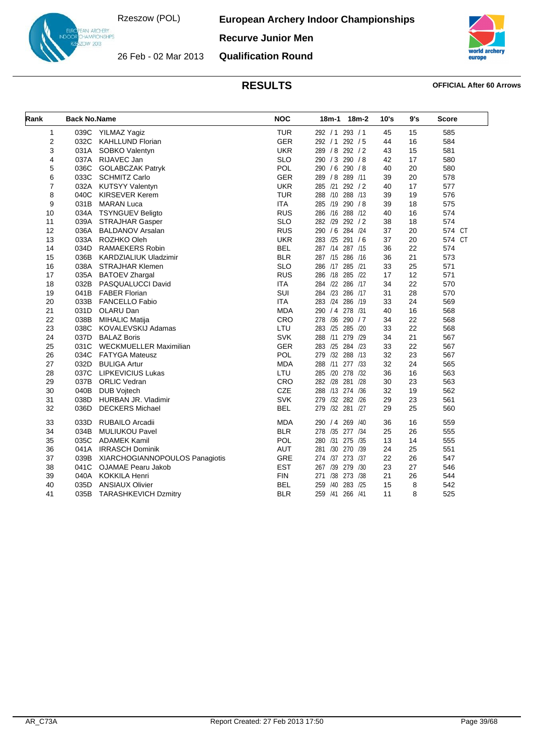# European Archery Indoor Championships

Rzeszow (POL)

26 Feb - 02 Mar 2013

## Recurve Junior Men

## Qualification Round

## RESULTS

**OFFICIAL After 60 Arrows**

| Rank | Back No. | Name | NOC | 18m-1 | 18m-2 | 10's | 9's | Score |
|---|---|---|---|---|---|---|---|---|
| 1 | 039C | YILMAZ Yagiz | TUR | 292 / 1 | 293 / 1 | 45 | 15 | 585 |
| 2 | 032C | KAHLLUND Florian | GER | 292 / 1 | 292 / 5 | 44 | 16 | 584 |
| 3 | 031A | SOBKO Valentyn | UKR | 289 / 8 | 292 / 2 | 43 | 15 | 581 |
| 4 | 037A | RIJAVEC Jan | SLO | 290 / 3 | 290 / 8 | 42 | 17 | 580 |
| 5 | 036C | GOLABCZAK Patryk | POL | 290 / 6 | 290 / 8 | 40 | 20 | 580 |
| 6 | 033C | SCHMITZ Carlo | GER | 289 / 8 | 289 /11 | 39 | 20 | 578 |
| 7 | 032A | KUTSYY Valentyn | UKR | 285 /21 | 292 / 2 | 40 | 17 | 577 |
| 8 | 040C | KIRSEVER Kerem | TUR | 288 /10 | 288 /13 | 39 | 19 | 576 |
| 9 | 031B | MARAN Luca | ITA | 285 /19 | 290 / 8 | 39 | 18 | 575 |
| 10 | 034A | TSYNGUEV Beligto | RUS | 286 /16 | 288 /12 | 40 | 16 | 574 |
| 11 | 039A | STRAJHAR Gasper | SLO | 282 /29 | 292 / 2 | 38 | 18 | 574 |
| 12 | 036A | BALDANOV Arsalan | RUS | 290 / 6 | 284 /24 | 37 | 20 | 574 CT |
| 13 | 033A | ROZHKO Oleh | UKR | 283 /25 | 291 / 6 | 37 | 20 | 574 CT |
| 14 | 034D | RAMAEKERS Robin | BEL | 287 /14 | 287 /15 | 36 | 22 | 574 |
| 15 | 036B | KARDZIALIUK Uladzimir | BLR | 287 /15 | 286 /16 | 36 | 21 | 573 |
| 16 | 038A | STRAJHAR Klemen | SLO | 286 /17 | 285 /21 | 33 | 25 | 571 |
| 17 | 035A | BATOEV Zhargal | RUS | 286 /18 | 285 /22 | 17 | 12 | 571 |
| 18 | 032B | PASQUALUCCI David | ITA | 284 /22 | 286 /17 | 34 | 22 | 570 |
| 19 | 041B | FABER Florian | SUI | 284 /23 | 286 /17 | 31 | 28 | 570 |
| 20 | 033B | FANCELLO Fabio | ITA | 283 /24 | 286 /19 | 33 | 24 | 569 |
| 21 | 031D | OLARU Dan | MDA | 290 / 4 | 278 /31 | 40 | 16 | 568 |
| 22 | 038B | MIHALIC Matija | CRO | 278 /36 | 290 / 7 | 34 | 22 | 568 |
| 23 | 038C | KOVALEVSKIJ Adamas | LTU | 283 /25 | 285 /20 | 33 | 22 | 568 |
| 24 | 037D | BALAZ Boris | SVK | 288 /11 | 279 /29 | 34 | 21 | 567 |
| 25 | 031C | WECKMUELLER Maximilian | GER | 283 /25 | 284 /23 | 33 | 22 | 567 |
| 26 | 034C | FATYGA Mateusz | POL | 279 /32 | 288 /13 | 32 | 23 | 567 |
| 27 | 032D | BULIGA Artur | MDA | 288 /11 | 277 /33 | 32 | 24 | 565 |
| 28 | 037C | LIPKEVICIUS Lukas | LTU | 285 /20 | 278 /32 | 36 | 16 | 563 |
| 29 | 037B | ORLIC Vedran | CRO | 282 /28 | 281 /28 | 30 | 23 | 563 |
| 30 | 040B | DUB Vojtech | CZE | 288 /13 | 274 /36 | 32 | 19 | 562 |
| 31 | 038D | HURBAN JR. Vladimir | SVK | 279 /32 | 282 /26 | 29 | 23 | 561 |
| 32 | 036D | DECKERS Michael | BEL | 279 /32 | 281 /27 | 29 | 25 | 560 |
| 33 | 033D | RUBAILO Arcadii | MDA | 290 / 4 | 269 /40 | 36 | 16 | 559 |
| 34 | 034B | MULIUKOU Pavel | BLR | 278 /35 | 277 /34 | 25 | 26 | 555 |
| 35 | 035C | ADAMEK Kamil | POL | 280 /31 | 275 /35 | 13 | 14 | 555 |
| 36 | 041A | IRRASCH Dominik | AUT | 281 /30 | 270 /39 | 24 | 25 | 551 |
| 37 | 039B | XIARCHOGIANNOPOULOS Panagiotis | GRE | 274 /37 | 273 /37 | 22 | 26 | 547 |
| 38 | 041C | OJAMAE Pearu Jakob | EST | 267 /39 | 279 /30 | 23 | 27 | 546 |
| 39 | 040A | KOKKILA Henri | FIN | 271 /38 | 273 /38 | 21 | 26 | 544 |
| 40 | 035D | ANSIAUX Olivier | BEL | 259 /40 | 283 /25 | 15 | 8 | 542 |
| 41 | 035B | TARASHKEVICH Dzmitry | BLR | 259 /41 | 266 /41 | 11 | 8 | 525 |

AR_C73A    Report Created: 27 Feb 2013 17:50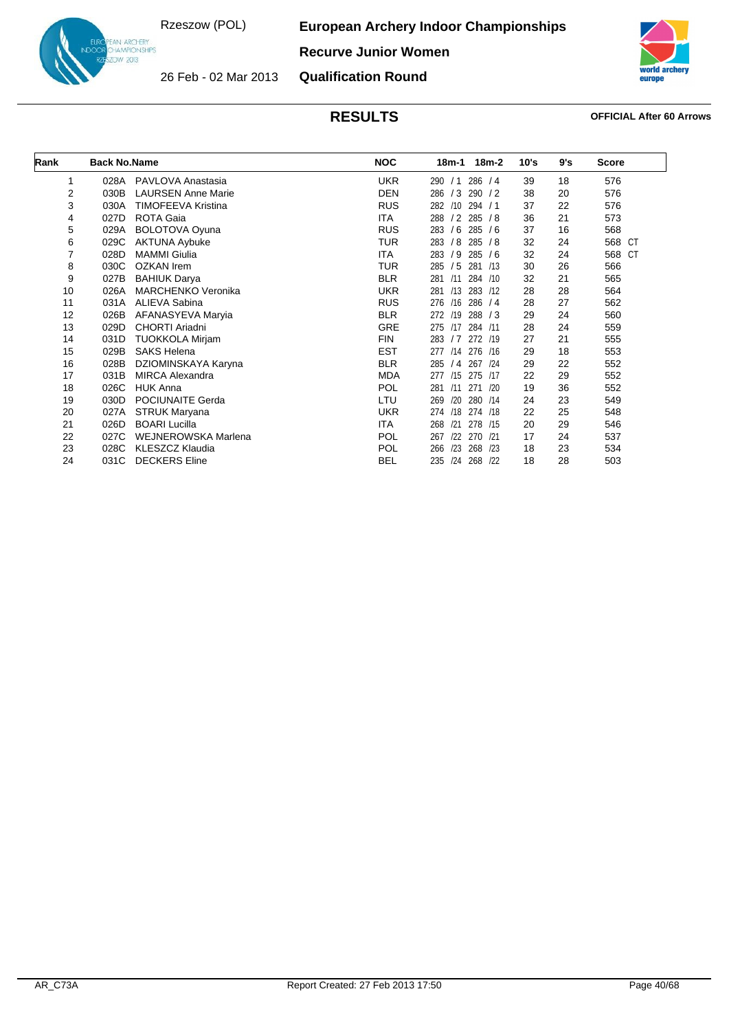# European Archery Indoor Championships

Rzeszow (POL)

26 Feb - 02 Mar 2013

**Recurve Junior Women**

**Qualification Round**

## RESULTS

**OFFICIAL After 60 Arrows**

| Rank | Back No. | Name | NOC | 18m-1 | 18m-2 | 10's | 9's | Score |
|---|---|---|---|---|---|---|---|---|
| 1 | 028A | PAVLOVA Anastasia | UKR | 290 / 1 | 286 / 4 | 39 | 18 | 576 |
| 2 | 030B | LAURSEN Anne Marie | DEN | 286 / 3 | 290 / 2 | 38 | 20 | 576 |
| 3 | 030A | TIMOFEEVA Kristina | RUS | 282 /10 | 294 / 1 | 37 | 22 | 576 |
| 4 | 027D | ROTA Gaia | ITA | 288 / 2 | 285 / 8 | 36 | 21 | 573 |
| 5 | 029A | BOLOTOVA Oyuna | RUS | 283 / 6 | 285 / 6 | 37 | 16 | 568 |
| 6 | 029C | AKTUNA Aybuke | TUR | 283 / 8 | 285 / 8 | 32 | 24 | 568 CT |
| 7 | 028D | MAMMI Giulia | ITA | 283 / 9 | 285 / 6 | 32 | 24 | 568 CT |
| 8 | 030C | OZKAN Irem | TUR | 285 / 5 | 281 /13 | 30 | 26 | 566 |
| 9 | 027B | BAHIUK Darya | BLR | 281 /11 | 284 /10 | 32 | 21 | 565 |
| 10 | 026A | MARCHENKO Veronika | UKR | 281 /13 | 283 /12 | 28 | 28 | 564 |
| 11 | 031A | ALIEVA Sabina | RUS | 276 /16 | 286 / 4 | 28 | 27 | 562 |
| 12 | 026B | AFANASYEVA Maryia | BLR | 272 /19 | 288 / 3 | 29 | 24 | 560 |
| 13 | 029D | CHORTI Ariadni | GRE | 275 /17 | 284 /11 | 28 | 24 | 559 |
| 14 | 031D | TUOKKOLA Mirjam | FIN | 283 / 7 | 272 /19 | 27 | 21 | 555 |
| 15 | 029B | SAKS Helena | EST | 277 /14 | 276 /16 | 29 | 18 | 553 |
| 16 | 028B | DZIOMINSKAYA Karyna | BLR | 285 / 4 | 267 /24 | 29 | 22 | 552 |
| 17 | 031B | MIRCA Alexandra | MDA | 277 /15 | 275 /17 | 22 | 29 | 552 |
| 18 | 026C | HUK Anna | POL | 281 /11 | 271 /20 | 19 | 36 | 552 |
| 19 | 030D | POCIUNAITE Gerda | LTU | 269 /20 | 280 /14 | 24 | 23 | 549 |
| 20 | 027A | STRUK Maryana | UKR | 274 /18 | 274 /18 | 22 | 25 | 548 |
| 21 | 026D | BOARI Lucilla | ITA | 268 /21 | 278 /15 | 20 | 29 | 546 |
| 22 | 027C | WEJNEROWSKA Marlena | POL | 267 /22 | 270 /21 | 17 | 24 | 537 |
| 23 | 028C | KLESZCZ Klaudia | POL | 266 /23 | 268 /23 | 18 | 23 | 534 |
| 24 | 031C | DECKERS Eline | BEL | 235 /24 | 268 /22 | 18 | 28 | 503 |

AR_C73A Report Created: 27 Feb 2013 17:50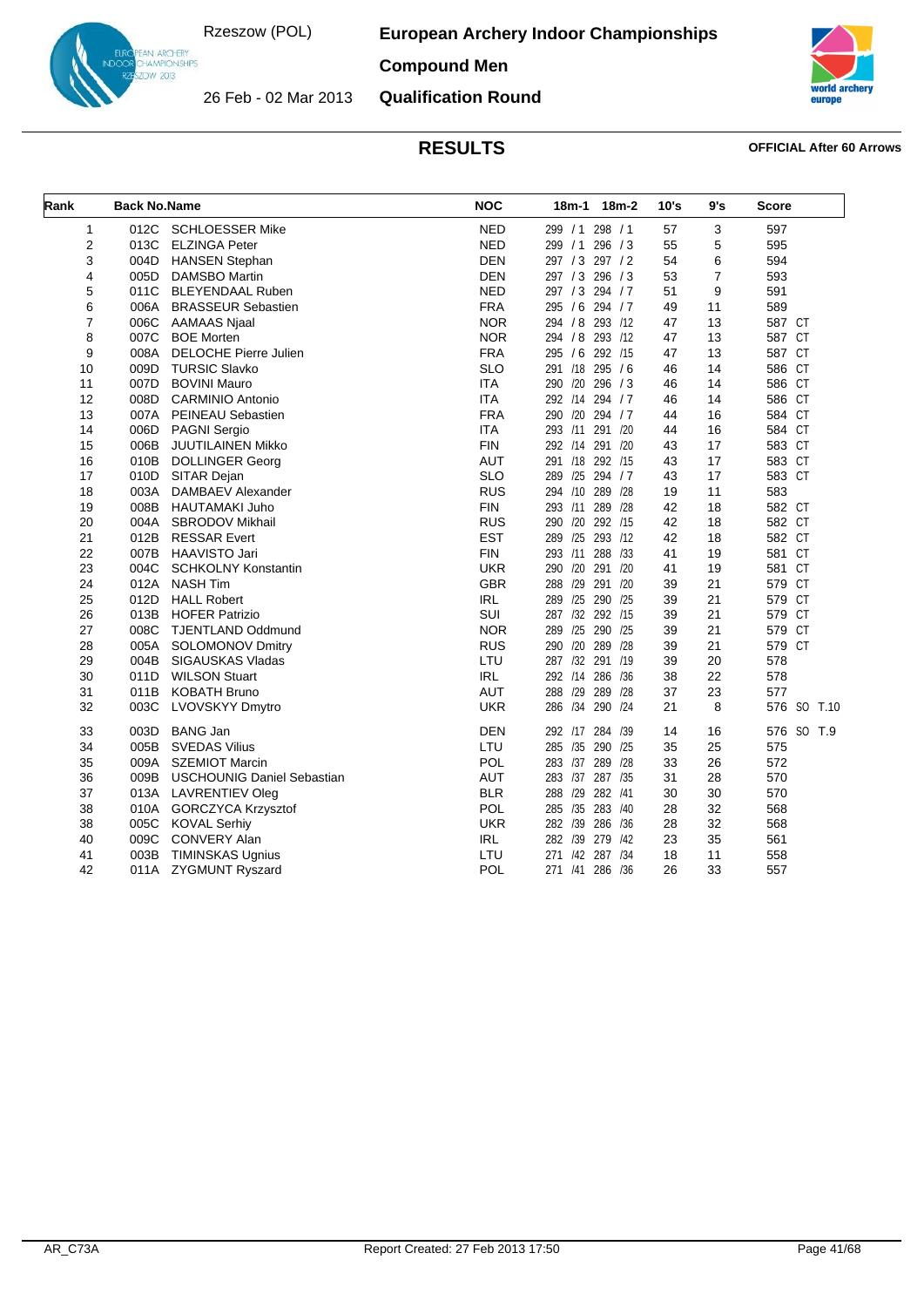Rzeszow (POL)

26 Feb - 02 Mar 2013

**European Archery Indoor Championships**

**Compound Men**

**Qualification Round**

## RESULTS

**OFFICIAL After 60 Arrows**

| Rank | Back No. | Name | NOC | 18m-1 | 18m-2 | 10's | 9's | Score |
|---|---|---|---|---|---|---|---|---|
| 1 | 012C | SCHLOESSER Mike | NED | 299 / 1 | 298 / 1 | 57 | 3 | 597 |
| 2 | 013C | ELZINGA Peter | NED | 299 / 1 | 296 / 3 | 55 | 5 | 595 |
| 3 | 004D | HANSEN Stephan | DEN | 297 / 3 | 297 / 2 | 54 | 6 | 594 |
| 4 | 005D | DAMSBO Martin | DEN | 297 / 3 | 296 / 3 | 53 | 7 | 593 |
| 5 | 011C | BLEYENDAAL Ruben | NED | 297 / 3 | 294 / 7 | 51 | 9 | 591 |
| 6 | 006A | BRASSEUR Sebastien | FRA | 295 / 6 | 294 / 7 | 49 | 11 | 589 |
| 7 | 006C | AAMAAS Njaal | NOR | 294 / 8 | 293 /12 | 47 | 13 | 587 CT |
| 8 | 007C | BOE Morten | NOR | 294 / 8 | 293 /12 | 47 | 13 | 587 CT |
| 9 | 008A | DELOCHE Pierre Julien | FRA | 295 / 6 | 292 /15 | 47 | 13 | 587 CT |
| 10 | 009D | TURSIC Slavko | SLO | 291 /18 | 295 / 6 | 46 | 14 | 586 CT |
| 11 | 007D | BOVINI Mauro | ITA | 290 /20 | 296 / 3 | 46 | 14 | 586 CT |
| 12 | 008D | CARMINIO Antonio | ITA | 292 /14 | 294 / 7 | 46 | 14 | 586 CT |
| 13 | 007A | PEINEAU Sebastien | FRA | 290 /20 | 294 / 7 | 44 | 16 | 584 CT |
| 14 | 006D | PAGNI Sergio | ITA | 293 /11 | 291 /20 | 44 | 16 | 584 CT |
| 15 | 006B | JUUTILAINEN Mikko | FIN | 292 /14 | 291 /20 | 43 | 17 | 583 CT |
| 16 | 010B | DOLLINGER Georg | AUT | 291 /18 | 292 /15 | 43 | 17 | 583 CT |
| 17 | 010D | SITAR Dejan | SLO | 289 /25 | 294 / 7 | 43 | 17 | 583 CT |
| 18 | 003A | DAMBAEV Alexander | RUS | 294 /10 | 289 /28 | 19 | 11 | 583 |
| 19 | 008B | HAUTAMAKI Juho | FIN | 293 /11 | 289 /28 | 42 | 18 | 582 CT |
| 20 | 004A | SBRODOV Mikhail | RUS | 290 /20 | 292 /15 | 42 | 18 | 582 CT |
| 21 | 012B | RESSAR Evert | EST | 289 /25 | 293 /12 | 42 | 18 | 582 CT |
| 22 | 007B | HAAVISTO Jari | FIN | 293 /11 | 288 /33 | 41 | 19 | 581 CT |
| 23 | 004C | SCHKOLNY Konstantin | UKR | 290 /20 | 291 /20 | 41 | 19 | 581 CT |
| 24 | 012A | NASH Tim | GBR | 288 /29 | 291 /20 | 39 | 21 | 579 CT |
| 25 | 012D | HALL Robert | IRL | 289 /25 | 290 /25 | 39 | 21 | 579 CT |
| 26 | 013B | HOFER Patrizio | SUI | 287 /32 | 292 /15 | 39 | 21 | 579 CT |
| 27 | 008C | TJENTLAND Oddmund | NOR | 289 /25 | 290 /25 | 39 | 21 | 579 CT |
| 28 | 005A | SOLOMONOV Dmitry | RUS | 290 /20 | 289 /28 | 39 | 21 | 579 CT |
| 29 | 004B | SIGAUSKAS Vladas | LTU | 287 /32 | 291 /19 | 39 | 20 | 578 |
| 30 | 011D | WILSON Stuart | IRL | 292 /14 | 286 /36 | 38 | 22 | 578 |
| 31 | 011B | KOBATH Bruno | AUT | 288 /29 | 289 /28 | 37 | 23 | 577 |
| 32 | 003C | LVOVSKYY Dmytro | UKR | 286 /34 | 290 /24 | 21 | 8 | 576 SO T.10 |
| 33 | 003D | BANG Jan | DEN | 292 /17 | 284 /39 | 14 | 16 | 576 SO T.9 |
| 34 | 005B | SVEDAS Vilius | LTU | 285 /35 | 290 /25 | 35 | 25 | 575 |
| 35 | 009A | SZEMIOT Marcin | POL | 283 /37 | 289 /28 | 33 | 26 | 572 |
| 36 | 009B | USCHOUNIG Daniel Sebastian | AUT | 283 /37 | 287 /35 | 31 | 28 | 570 |
| 37 | 013A | LAVRENTIEV Oleg | BLR | 288 /29 | 282 /41 | 30 | 30 | 570 |
| 38 | 010A | GORCZYCA Krzysztof | POL | 285 /35 | 283 /40 | 28 | 32 | 568 |
| 38 | 005C | KOVAL Serhiy | UKR | 282 /39 | 286 /36 | 28 | 32 | 568 |
| 40 | 009C | CONVERY Alan | IRL | 282 /39 | 279 /42 | 23 | 35 | 561 |
| 41 | 003B | TIMINSKAS Ugnius | LTU | 271 /42 | 287 /34 | 18 | 11 | 558 |
| 42 | 011A | ZYGMUNT Ryszard | POL | 271 /41 | 286 /36 | 26 | 33 | 557 |

AR_C73A | Report Created: 27 Feb 2013 17:50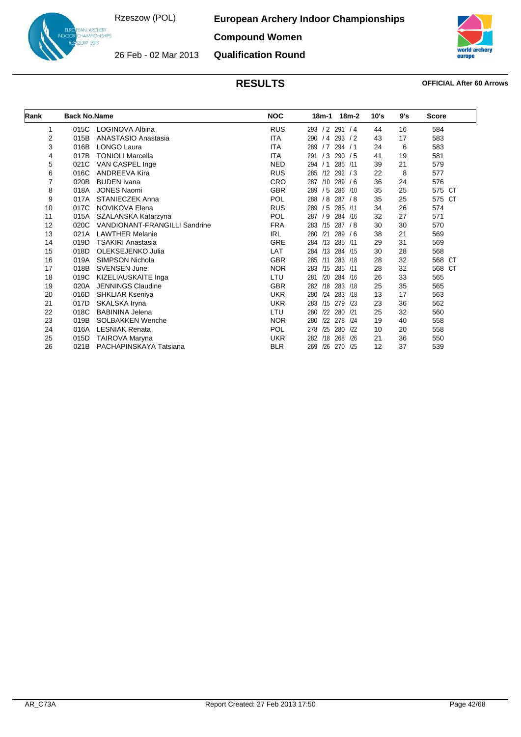Rzeszow (POL)

26 Feb - 02 Mar 2013

**European Archery Indoor Championships**

**Compound Women**

**Qualification Round**

## RESULTS

**OFFICIAL After 60 Arrows**

| Rank | Back No. | Name | NOC | 18m-1 | 18m-2 | 10's | 9's | Score |
|---|---|---|---|---|---|---|---|---|
| 1 | 015C | LOGINOVA Albina | RUS | 293 / 2 | 291 / 4 | 44 | 16 | 584 |
| 2 | 015B | ANASTASIO Anastasia | ITA | 290 / 4 | 293 / 2 | 43 | 17 | 583 |
| 3 | 016B | LONGO Laura | ITA | 289 / 7 | 294 / 1 | 24 | 6 | 583 |
| 4 | 017B | TONIOLI Marcella | ITA | 291 / 3 | 290 / 5 | 41 | 19 | 581 |
| 5 | 021C | VAN CASPEL Inge | NED | 294 / 1 | 285 /11 | 39 | 21 | 579 |
| 6 | 016C | ANDREEVA Kira | RUS | 285 /12 | 292 / 3 | 22 | 8 | 577 |
| 7 | 020B | BUDEN Ivana | CRO | 287 /10 | 289 / 6 | 36 | 24 | 576 |
| 8 | 018A | JONES Naomi | GBR | 289 / 5 | 286 /10 | 35 | 25 | 575 CT |
| 9 | 017A | STANIECZEK Anna | POL | 288 / 8 | 287 / 8 | 35 | 25 | 575 CT |
| 10 | 017C | NOVIKOVA Elena | RUS | 289 / 5 | 285 /11 | 34 | 26 | 574 |
| 11 | 015A | SZALANSKA Katarzyna | POL | 287 / 9 | 284 /16 | 32 | 27 | 571 |
| 12 | 020C | VANDIONANT-FRANGILLI Sandrine | FRA | 283 /15 | 287 / 8 | 30 | 30 | 570 |
| 13 | 021A | LAWTHER Melanie | IRL | 280 /21 | 289 / 6 | 38 | 21 | 569 |
| 14 | 019D | TSAKIRI Anastasia | GRE | 284 /13 | 285 /11 | 29 | 31 | 569 |
| 15 | 018D | OLEKSEJENKO Julia | LAT | 284 /13 | 284 /15 | 30 | 28 | 568 |
| 16 | 019A | SIMPSON Nichola | GBR | 285 /11 | 283 /18 | 28 | 32 | 568 CT |
| 17 | 018B | SVENSEN June | NOR | 283 /15 | 285 /11 | 28 | 32 | 568 CT |
| 18 | 019C | KIZELIAUSKAITE Inga | LTU | 281 /20 | 284 /16 | 26 | 33 | 565 |
| 19 | 020A | JENNINGS Claudine | GBR | 282 /18 | 283 /18 | 25 | 35 | 565 |
| 20 | 016D | SHKLIAR Kseniya | UKR | 280 /24 | 283 /18 | 13 | 17 | 563 |
| 21 | 017D | SKALSKA Iryna | UKR | 283 /15 | 279 /23 | 23 | 36 | 562 |
| 22 | 018C | BABININA Jelena | LTU | 280 /22 | 280 /21 | 25 | 32 | 560 |
| 23 | 019B | SOLBAKKEN Wenche | NOR | 280 /22 | 278 /24 | 19 | 40 | 558 |
| 24 | 016A | LESNIAK Renata | POL | 278 /25 | 280 /22 | 10 | 20 | 558 |
| 25 | 015D | TAIROVA Maryna | UKR | 282 /18 | 268 /26 | 21 | 36 | 550 |
| 26 | 021B | PACHAPINSKAYA Tatsiana | BLR | 269 /26 | 270 /25 | 12 | 37 | 539 |

AR_C73A Report Created: 27 Feb 2013 17:50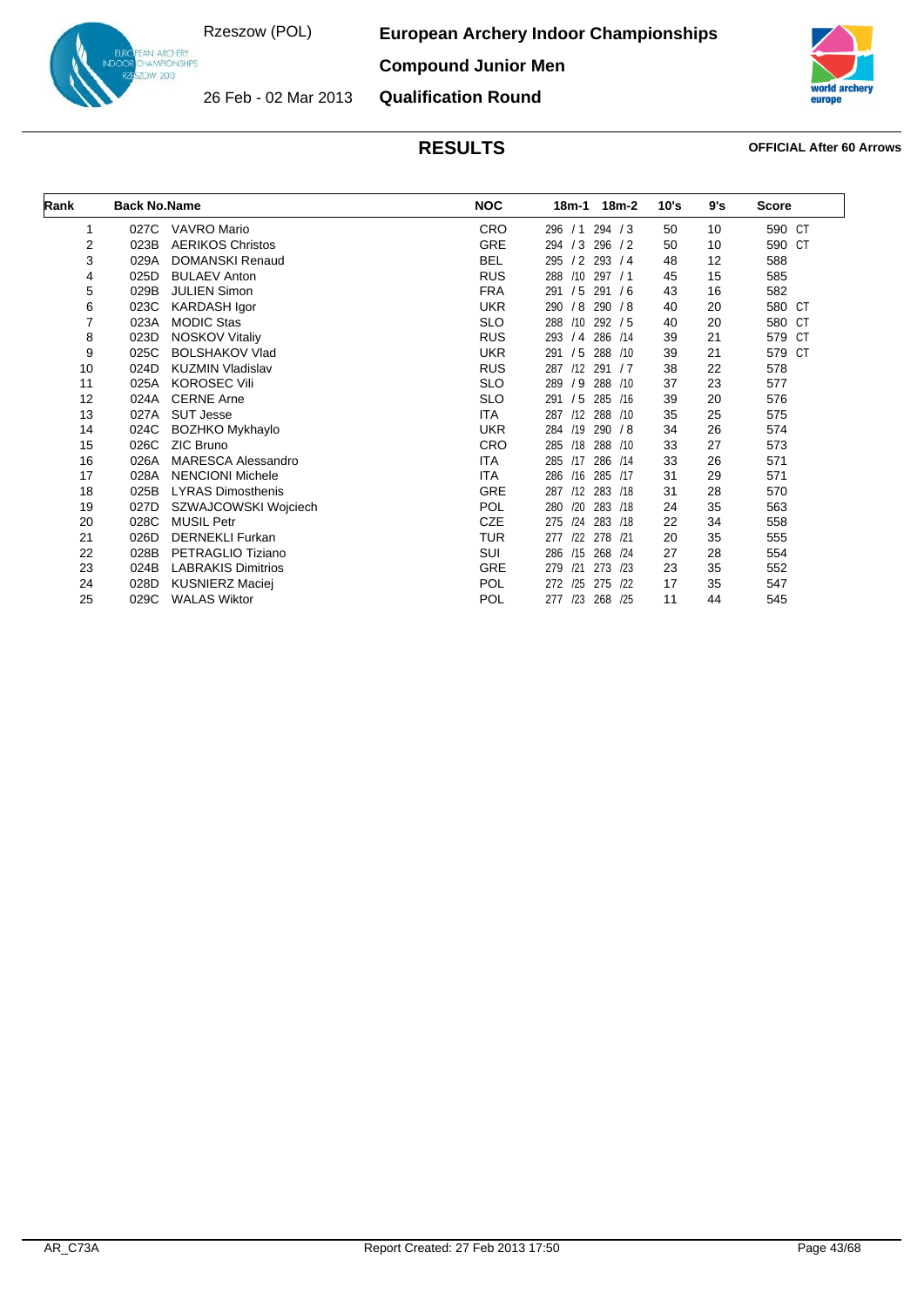# European Archery Indoor Championships

Rzeszow (POL)

26 Feb - 02 Mar 2013

## Compound Junior Men

## Qualification Round

## RESULTS

**OFFICIAL After 60 Arrows**

| Rank | Back No. | Name | NOC | 18m-1 | 18m-2 | 10's | 9's | Score |
|---|---|---|---|---|---|---|---|---|
| 1 | 027C | VAVRO Mario | CRO | 296 / 1 | 294 / 3 | 50 | 10 | 590 CT |
| 2 | 023B | AERIKOS Christos | GRE | 294 / 3 | 296 / 2 | 50 | 10 | 590 CT |
| 3 | 029A | DOMANSKI Renaud | BEL | 295 / 2 | 293 / 4 | 48 | 12 | 588 |
| 4 | 025D | BULAEV Anton | RUS | 288 /10 | 297 / 1 | 45 | 15 | 585 |
| 5 | 029B | JULIEN Simon | FRA | 291 / 5 | 291 / 6 | 43 | 16 | 582 |
| 6 | 023C | KARDASH Igor | UKR | 290 / 8 | 290 / 8 | 40 | 20 | 580 CT |
| 7 | 023A | MODIC Stas | SLO | 288 /10 | 292 / 5 | 40 | 20 | 580 CT |
| 8 | 023D | NOSKOV Vitaliy | RUS | 293 / 4 | 286 /14 | 39 | 21 | 579 CT |
| 9 | 025C | BOLSHAKOV Vlad | UKR | 291 / 5 | 288 /10 | 39 | 21 | 579 CT |
| 10 | 024D | KUZMIN Vladislav | RUS | 287 /12 | 291 / 7 | 38 | 22 | 578 |
| 11 | 025A | KOROSEC Vili | SLO | 289 / 9 | 288 /10 | 37 | 23 | 577 |
| 12 | 024A | CERNE Arne | SLO | 291 / 5 | 285 /16 | 39 | 20 | 576 |
| 13 | 027A | SUT Jesse | ITA | 287 /12 | 288 /10 | 35 | 25 | 575 |
| 14 | 024C | BOZHKO Mykhaylo | UKR | 284 /19 | 290 / 8 | 34 | 26 | 574 |
| 15 | 026C | ZIC Bruno | CRO | 285 /18 | 288 /10 | 33 | 27 | 573 |
| 16 | 026A | MARESCA Alessandro | ITA | 285 /17 | 286 /14 | 33 | 26 | 571 |
| 17 | 028A | NENCIONI Michele | ITA | 286 /16 | 285 /17 | 31 | 29 | 571 |
| 18 | 025B | LYRAS Dimosthenis | GRE | 287 /12 | 283 /18 | 31 | 28 | 570 |
| 19 | 027D | SZWAJCOWSKI Wojciech | POL | 280 /20 | 283 /18 | 24 | 35 | 563 |
| 20 | 028C | MUSIL Petr | CZE | 275 /24 | 283 /18 | 22 | 34 | 558 |
| 21 | 026D | DERNEKLI Furkan | TUR | 277 /22 | 278 /21 | 20 | 35 | 555 |
| 22 | 028B | PETRAGLIO Tiziano | SUI | 286 /15 | 268 /24 | 27 | 28 | 554 |
| 23 | 024B | LABRAKIS Dimitrios | GRE | 279 /21 | 273 /23 | 23 | 35 | 552 |
| 24 | 028D | KUSNIERZ Maciej | POL | 272 /25 | 275 /22 | 17 | 35 | 547 |
| 25 | 029C | WALAS Wiktor | POL | 277 /23 | 268 /25 | 11 | 44 | 545 |

AR_C73A Report Created: 27 Feb 2013 17:50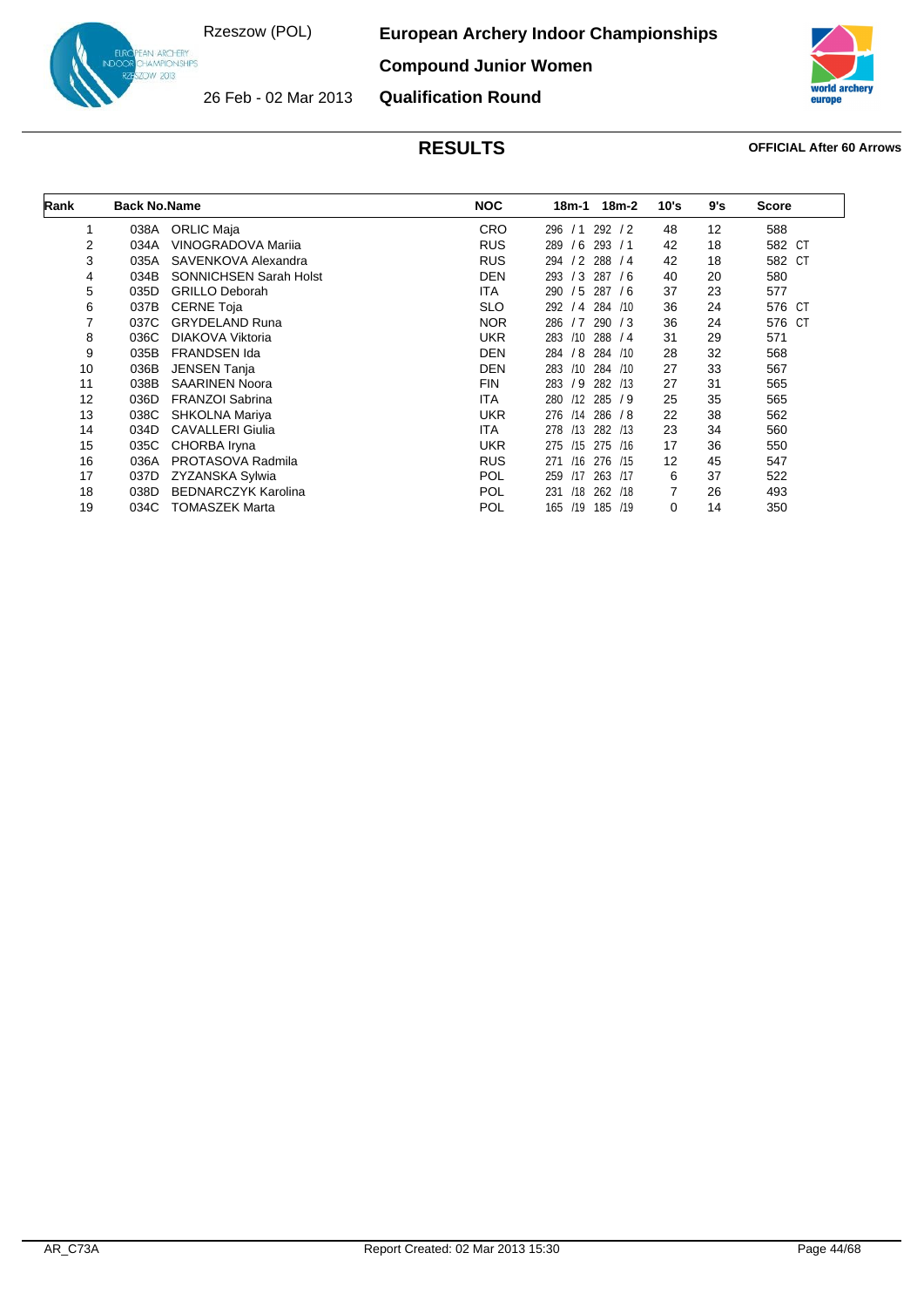# European Archery Indoor Championships

## Compound Junior Women

## Qualification Round

Rzeszow (POL)

26 Feb - 02 Mar 2013

## RESULTS

**OFFICIAL After 60 Arrows**

| Rank | Back No. | Name | NOC | 18m-1 | 18m-2 | 10's | 9's | Score |
|---|---|---|---|---|---|---|---|---|
| 1 | 038A | ORLIC Maja | CRO | 296 / 1 | 292 / 2 | 48 | 12 | 588 |
| 2 | 034A | VINOGRADOVA Mariia | RUS | 289 / 6 | 293 / 1 | 42 | 18 | 582 CT |
| 3 | 035A | SAVENKOVA Alexandra | RUS | 294 / 2 | 288 / 4 | 42 | 18 | 582 CT |
| 4 | 034B | SONNICHSEN Sarah Holst | DEN | 293 / 3 | 287 / 6 | 40 | 20 | 580 |
| 5 | 035D | GRILLO Deborah | ITA | 290 / 5 | 287 / 6 | 37 | 23 | 577 |
| 6 | 037B | CERNE Toja | SLO | 292 / 4 | 284 /10 | 36 | 24 | 576 CT |
| 7 | 037C | GRYDELAND Runa | NOR | 286 / 7 | 290 / 3 | 36 | 24 | 576 CT |
| 8 | 036C | DIAKOVA Viktoria | UKR | 283 /10 | 288 / 4 | 31 | 29 | 571 |
| 9 | 035B | FRANDSEN Ida | DEN | 284 / 8 | 284 /10 | 28 | 32 | 568 |
| 10 | 036B | JENSEN Tanja | DEN | 283 /10 | 284 /10 | 27 | 33 | 567 |
| 11 | 038B | SAARINEN Noora | FIN | 283 / 9 | 282 /13 | 27 | 31 | 565 |
| 12 | 036D | FRANZOI Sabrina | ITA | 280 /12 | 285 / 9 | 25 | 35 | 565 |
| 13 | 038C | SHKOLNA Mariya | UKR | 276 /14 | 286 / 8 | 22 | 38 | 562 |
| 14 | 034D | CAVALLERI Giulia | ITA | 278 /13 | 282 /13 | 23 | 34 | 560 |
| 15 | 035C | CHORBA Iryna | UKR | 275 /15 | 275 /16 | 17 | 36 | 550 |
| 16 | 036A | PROTASOVA Radmila | RUS | 271 /16 | 276 /15 | 12 | 45 | 547 |
| 17 | 037D | ZYZANSKA Sylwia | POL | 259 /17 | 263 /17 | 6 | 37 | 522 |
| 18 | 038D | BEDNARCZYK Karolina | POL | 231 /18 | 262 /18 | 7 | 26 | 493 |
| 19 | 034C | TOMASZEK Marta | POL | 165 /19 | 185 /19 | 0 | 14 | 350 |

AR_C73A

Report Created: 02 Mar 2013 15:30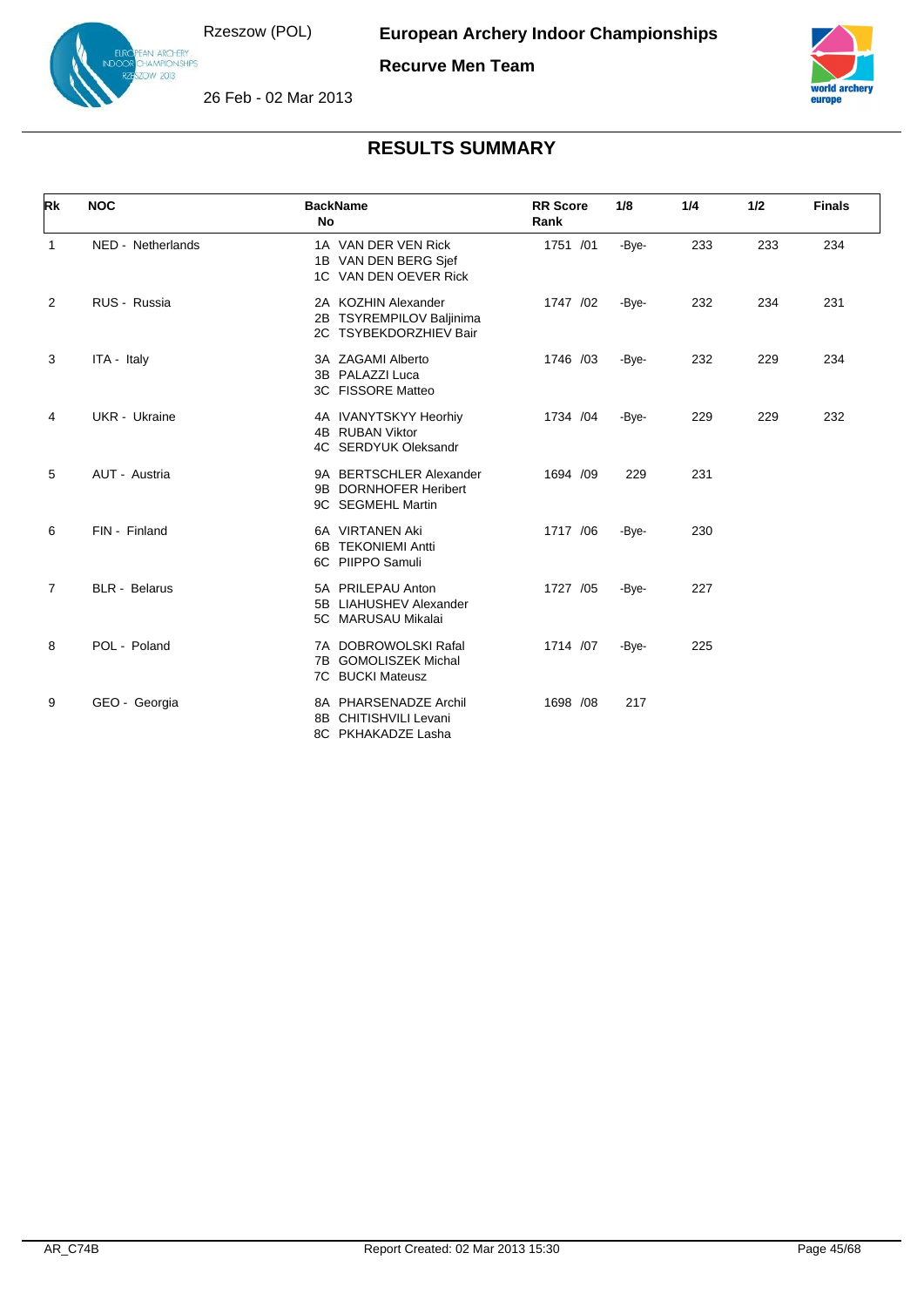# European Archery Indoor Championships

## Recurve Men Team

Rzeszow (POL)

26 Feb - 02 Mar 2013

## RESULTS SUMMARY

| Rk | NOC | BackName No | RR Score Rank | 1/8 | 1/4 | 1/2 | Finals |
|---|---|---|---|---|---|---|---|
| 1 | NED - Netherlands | 1A VAN DER VEN Rick<br>1B VAN DEN BERG Sjef<br>1C VAN DEN OEVER Rick | 1751 /01 | -Bye- | 233 | 233 | 234 |
| 2 | RUS - Russia | 2A KOZHIN Alexander<br>2B TSYREMPILOV Baljinima<br>2C TSYBEKDORZHIEV Bair | 1747 /02 | -Bye- | 232 | 234 | 231 |
| 3 | ITA - Italy | 3A ZAGAMI Alberto<br>3B PALAZZI Luca<br>3C FISSORE Matteo | 1746 /03 | -Bye- | 232 | 229 | 234 |
| 4 | UKR - Ukraine | 4A IVANYTSKYY Heorhiy<br>4B RUBAN Viktor<br>4C SERDYUK Oleksandr | 1734 /04 | -Bye- | 229 | 229 | 232 |
| 5 | AUT - Austria | 9A BERTSCHLER Alexander<br>9B DORNHOFER Heribert<br>9C SEGMEHL Martin | 1694 /09 | 229 | 231 | | |
| 6 | FIN - Finland | 6A VIRTANEN Aki<br>6B TEKONIEMI Antti<br>6C PIIPPO Samuli | 1717 /06 | -Bye- | 230 | | |
| 7 | BLR - Belarus | 5A PRILEPAU Anton<br>5B LIAHUSHEV Alexander<br>5C MARUSAU Mikalai | 1727 /05 | -Bye- | 227 | | |
| 8 | POL - Poland | 7A DOBROWOLSKI Rafal<br>7B GOMOLISZEK Michal<br>7C BUCKI Mateusz | 1714 /07 | -Bye- | 225 | | |
| 9 | GEO - Georgia | 8A PHARSENADZE Archil<br>8B CHITISHVILI Levani<br>8C PKHAKADZE Lasha | 1698 /08 | 217 | | | |

AR_C74B    Report Created: 02 Mar 2013 15:30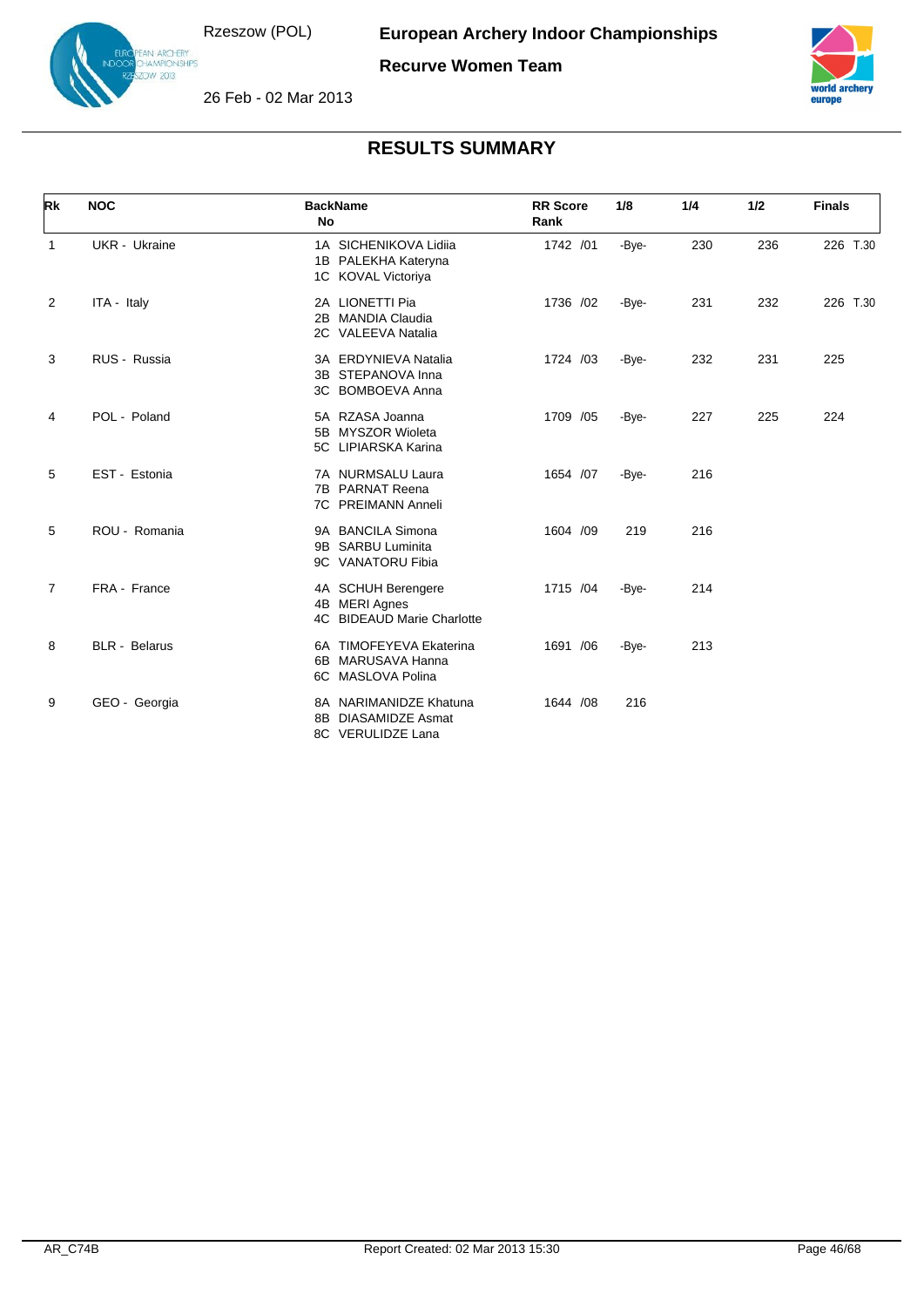Rzeszow (POL)

**European Archery Indoor Championships**

**Recurve Women Team**

26 Feb - 02 Mar 2013

## RESULTS SUMMARY

| Rk | NOC | BackName No | RR Score Rank | 1/8 | 1/4 | 1/2 | Finals |
|---|---|---|---|---|---|---|---|
| 1 | UKR - Ukraine | 1A SICHENIKOVA Lidiia<br>1B PALEKHA Kateryna<br>1C KOVAL Victoriya | 1742 /01 | -Bye- | 230 | 236 | 226 T.30 |
| 2 | ITA - Italy | 2A LIONETTI Pia<br>2B MANDIA Claudia<br>2C VALEEVA Natalia | 1736 /02 | -Bye- | 231 | 232 | 226 T.30 |
| 3 | RUS - Russia | 3A ERDYNIEVA Natalia<br>3B STEPANOVA Inna<br>3C BOMBOEVA Anna | 1724 /03 | -Bye- | 232 | 231 | 225 |
| 4 | POL - Poland | 5A RZASA Joanna<br>5B MYSZOR Wioleta<br>5C LIPIARSKA Karina | 1709 /05 | -Bye- | 227 | 225 | 224 |
| 5 | EST - Estonia | 7A NURMSALU Laura<br>7B PARNAT Reena<br>7C PREIMANN Anneli | 1654 /07 | -Bye- | 216 | | |
| 5 | ROU - Romania | 9A BANCILA Simona<br>9B SARBU Luminita<br>9C VANATORU Fibia | 1604 /09 | 219 | 216 | | |
| 7 | FRA - France | 4A SCHUH Berengere<br>4B MERI Agnes<br>4C BIDEAUD Marie Charlotte | 1715 /04 | -Bye- | 214 | | |
| 8 | BLR - Belarus | 6A TIMOFEYEVA Ekaterina<br>6B MARUSAVA Hanna<br>6C MASLOVA Polina | 1691 /06 | -Bye- | 213 | | |
| 9 | GEO - Georgia | 8A NARIMANIDZE Khatuna<br>8B DIASAMIDZE Asmat<br>8C VERULIDZE Lana | 1644 /08 | 216 | | | |

AR_C74B Report Created: 02 Mar 2013 15:30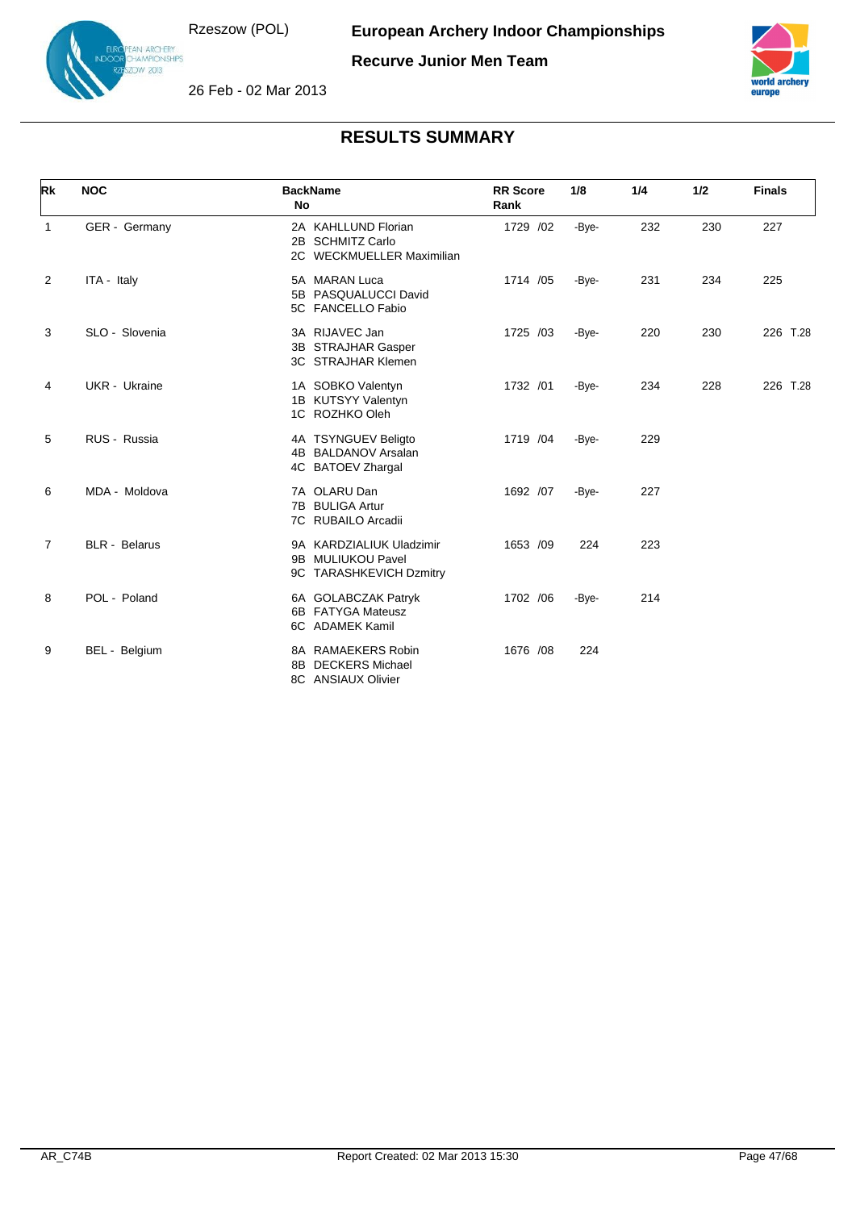# European Archery Indoor Championships

## Recurve Junior Men Team

Rzeszow (POL)

26 Feb - 02 Mar 2013

## RESULTS SUMMARY

| Rk | NOC | BackName No | RR Score Rank | 1/8 | 1/4 | 1/2 | Finals |
|---|---|---|---|---|---|---|---|
| 1 | GER - Germany | 2A KAHLLUND Florian<br>2B SCHMITZ Carlo<br>2C WECKMUELLER Maximilian | 1729 /02 | -Bye- | 232 | 230 | 227 |
| 2 | ITA - Italy | 5A MARAN Luca<br>5B PASQUALUCCI David<br>5C FANCELLO Fabio | 1714 /05 | -Bye- | 231 | 234 | 225 |
| 3 | SLO - Slovenia | 3A RIJAVEC Jan<br>3B STRAJHAR Gasper<br>3C STRAJHAR Klemen | 1725 /03 | -Bye- | 220 | 230 | 226 T.28 |
| 4 | UKR - Ukraine | 1A SOBKO Valentyn<br>1B KUTSYY Valentyn<br>1C ROZHKO Oleh | 1732 /01 | -Bye- | 234 | 228 | 226 T.28 |
| 5 | RUS - Russia | 4A TSYNGUEV Beligto<br>4B BALDANOV Arsalan<br>4C BATOEV Zhargal | 1719 /04 | -Bye- | 229 | | |
| 6 | MDA - Moldova | 7A OLARU Dan<br>7B BULIGA Artur<br>7C RUBAILO Arcadii | 1692 /07 | -Bye- | 227 | | |
| 7 | BLR - Belarus | 9A KARDZIALIUK Uladzimir<br>9B MULIUKOU Pavel<br>9C TARASHKEVICH Dzmitry | 1653 /09 | 224 | 223 | | |
| 8 | POL - Poland | 6A GOLABCZAK Patryk<br>6B FATYGA Mateusz<br>6C ADAMEK Kamil | 1702 /06 | -Bye- | 214 | | |
| 9 | BEL - Belgium | 8A RAMAEKERS Robin<br>8B DECKERS Michael<br>8C ANSIAUX Olivier | 1676 /08 | 224 | | | |

AR_C74B Report Created: 02 Mar 2013 15:30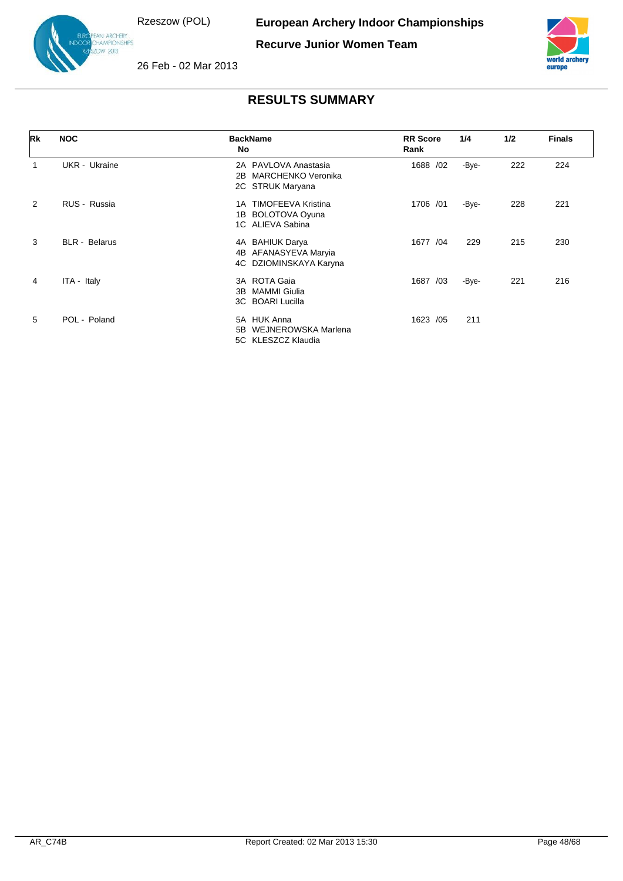# European Archery Indoor Championships

## Recurve Junior Women Team

Rzeszow (POL)

26 Feb - 02 Mar 2013

## RESULTS SUMMARY

| Rk | NOC | BackName No | RR Score Rank | 1/4 | 1/2 | Finals |
|---|---|---|---|---|---|---|
| 1 | UKR - Ukraine | 2A PAVLOVA Anastasia<br>2B MARCHENKO Veronika<br>2C STRUK Maryana | 1688 /02 | -Bye- | 222 | 224 |
| 2 | RUS - Russia | 1A TIMOFEEVA Kristina<br>1B BOLOTOVA Oyuna<br>1C ALIEVA Sabina | 1706 /01 | -Bye- | 228 | 221 |
| 3 | BLR - Belarus | 4A BAHIUK Darya<br>4B AFANASYEVA Maryia<br>4C DZIOMINSKAYA Karyna | 1677 /04 | 229 | 215 | 230 |
| 4 | ITA - Italy | 3A ROTA Gaia<br>3B MAMMI Giulia<br>3C BOARI Lucilla | 1687 /03 | -Bye- | 221 | 216 |
| 5 | POL - Poland | 5A HUK Anna<br>5B WEJNEROWSKA Marlena<br>5C KLESZCZ Klaudia | 1623 /05 | 211 | | |

AR_C74B    Report Created: 02 Mar 2013 15:30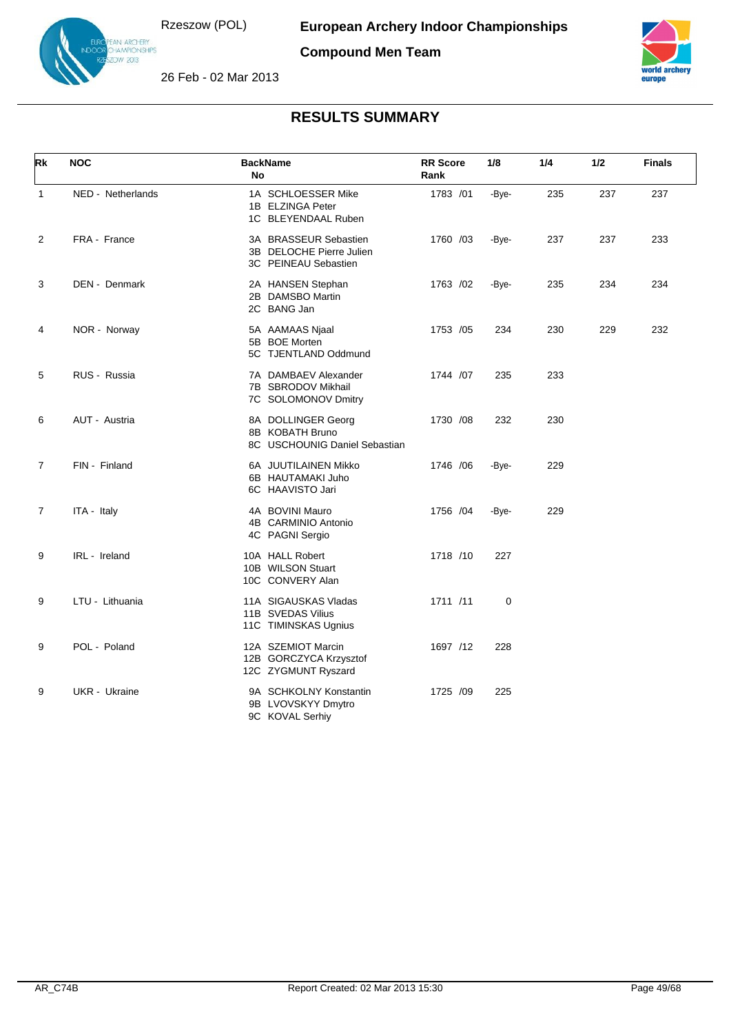# European Archery Indoor Championships

## Compound Men Team

Rzeszow (POL)

26 Feb - 02 Mar 2013

## RESULTS SUMMARY

| Rk | NOC | BackName No | RR Score Rank | 1/8 | 1/4 | 1/2 | Finals |
|---|---|---|---|---|---|---|---|
| 1 | NED - Netherlands | 1A SCHLOESSER Mike<br>1B ELZINGA Peter<br>1C BLEYENDAAL Ruben | 1783 /01 | -Bye- | 235 | 237 | 237 |
| 2 | FRA - France | 3A BRASSEUR Sebastien<br>3B DELOCHE Pierre Julien<br>3C PEINEAU Sebastien | 1760 /03 | -Bye- | 237 | 237 | 233 |
| 3 | DEN - Denmark | 2A HANSEN Stephan<br>2B DAMSBO Martin<br>2C BANG Jan | 1763 /02 | -Bye- | 235 | 234 | 234 |
| 4 | NOR - Norway | 5A AAMAAS Njaal<br>5B BOE Morten<br>5C TJENTLAND Oddmund | 1753 /05 | 234 | 230 | 229 | 232 |
| 5 | RUS - Russia | 7A DAMBAEV Alexander<br>7B SBRODOV Mikhail<br>7C SOLOMONOV Dmitry | 1744 /07 | 235 | 233 | | |
| 6 | AUT - Austria | 8A DOLLINGER Georg<br>8B KOBATH Bruno<br>8C USCHOUNIG Daniel Sebastian | 1730 /08 | 232 | 230 | | |
| 7 | FIN - Finland | 6A JUUTILAINEN Mikko<br>6B HAUTAMAKI Juho<br>6C HAAVISTO Jari | 1746 /06 | -Bye- | 229 | | |
| 7 | ITA - Italy | 4A BOVINI Mauro<br>4B CARMINIO Antonio<br>4C PAGNI Sergio | 1756 /04 | -Bye- | 229 | | |
| 9 | IRL - Ireland | 10A HALL Robert<br>10B WILSON Stuart<br>10C CONVERY Alan | 1718 /10 | 227 | | | |
| 9 | LTU - Lithuania | 11A SIGAUSKAS Vladas<br>11B SVEDAS Vilius<br>11C TIMINSKAS Ugnius | 1711 /11 | 0 | | | |
| 9 | POL - Poland | 12A SZEMIOT Marcin<br>12B GORCZYCA Krzysztof<br>12C ZYGMUNT Ryszard | 1697 /12 | 228 | | | |
| 9 | UKR - Ukraine | 9A SCHKOLNY Konstantin<br>9B LVOVSKYY Dmytro<br>9C KOVAL Serhiy | 1725 /09 | 225 | | | |

AR_C74B Report Created: 02 Mar 2013 15:30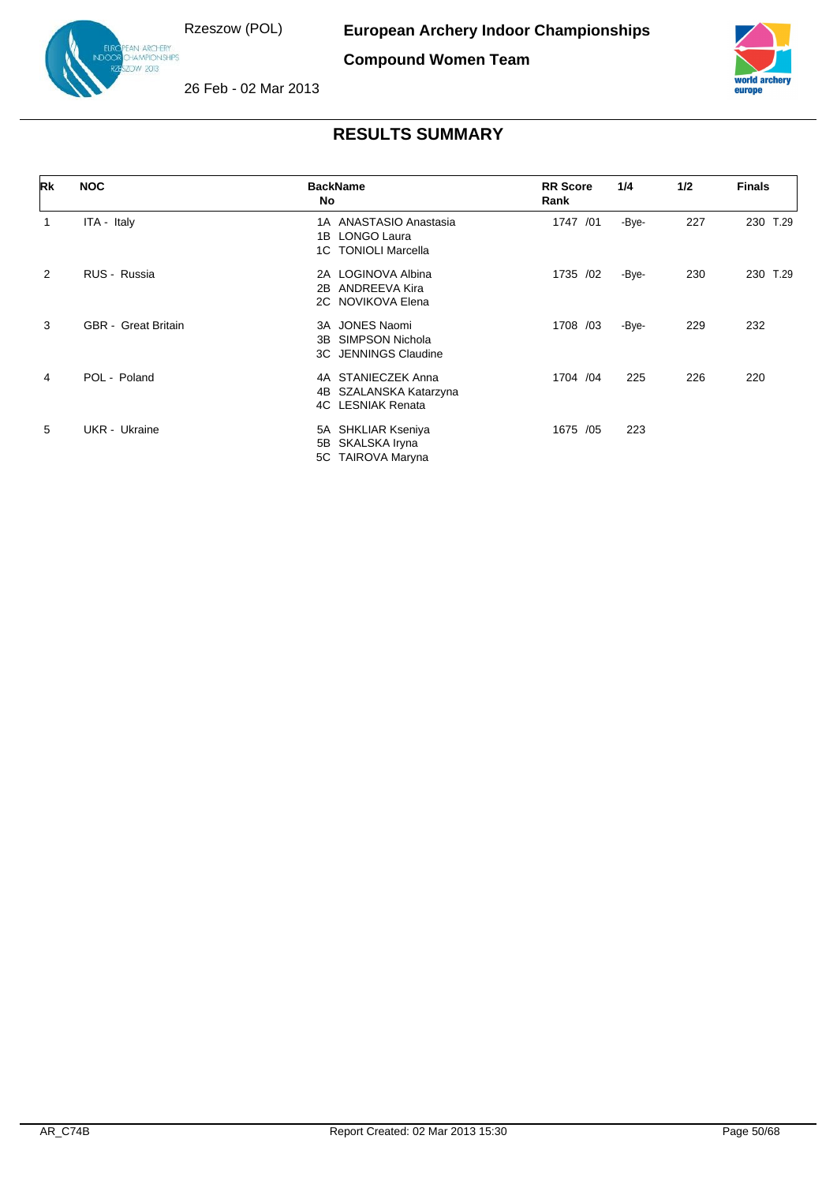Rzeszow (POL)

**European Archery Indoor Championships**

**Compound Women Team**

26 Feb - 02 Mar 2013

## RESULTS SUMMARY

| Rk | NOC | BackName No | RR Score Rank | 1/4 | 1/2 | Finals |
|---|---|---|---|---|---|---|
| 1 | ITA - Italy | 1A ANASTASIO Anastasia<br>1B LONGO Laura<br>1C TONIOLI Marcella | 1747 /01 | -Bye- | 227 | 230 T.29 |
| 2 | RUS - Russia | 2A LOGINOVA Albina<br>2B ANDREEVA Kira<br>2C NOVIKOVA Elena | 1735 /02 | -Bye- | 230 | 230 T.29 |
| 3 | GBR - Great Britain | 3A JONES Naomi<br>3B SIMPSON Nichola<br>3C JENNINGS Claudine | 1708 /03 | -Bye- | 229 | 232 |
| 4 | POL - Poland | 4A STANIECZEK Anna<br>4B SZALANSKA Katarzyna<br>4C LESNIAK Renata | 1704 /04 | 225 | 226 | 220 |
| 5 | UKR - Ukraine | 5A SHKLIAR Kseniya<br>5B SKALSKA Iryna<br>5C TAIROVA Maryna | 1675 /05 | 223 | | |

AR_C74B Report Created: 02 Mar 2013 15:30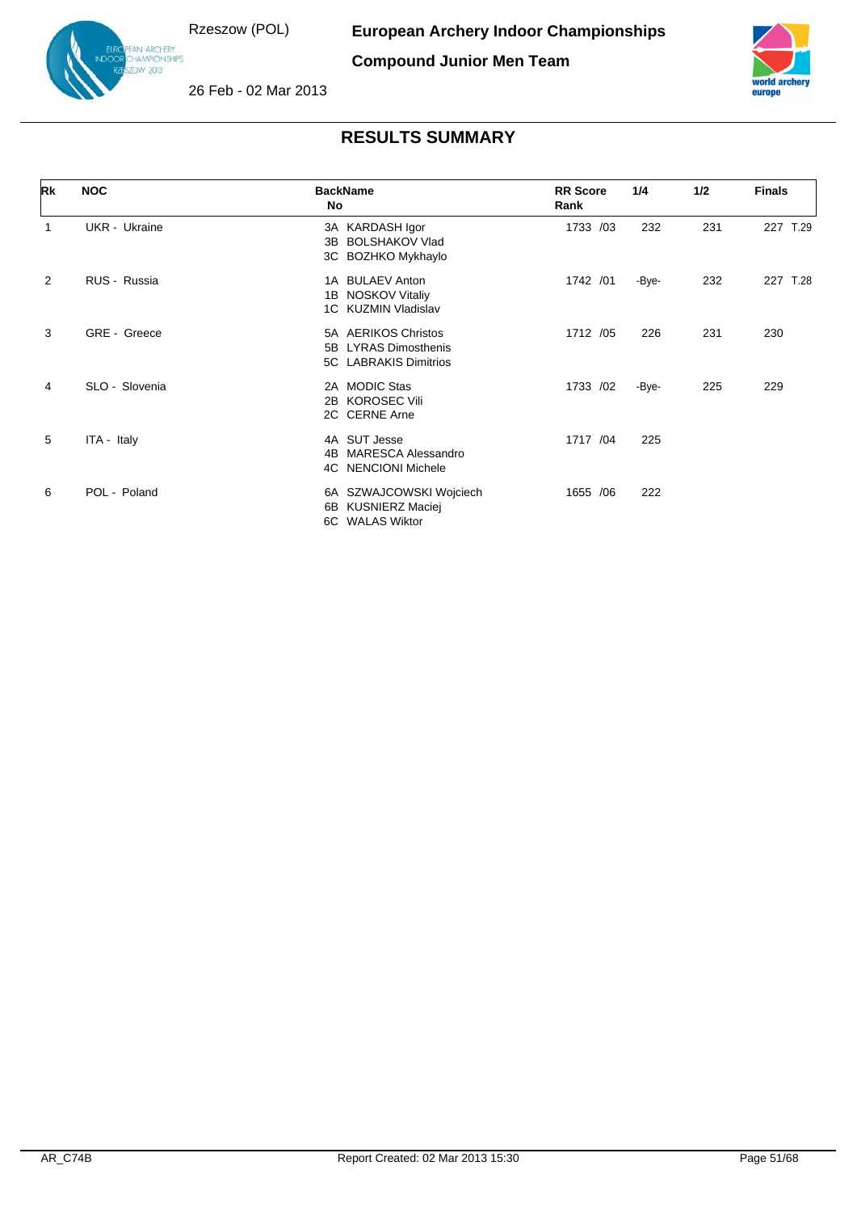Rzeszow (POL)

**European Archery Indoor Championships**

**Compound Junior Men Team**

26 Feb - 02 Mar 2013

## RESULTS SUMMARY

| Rk | NOC | BackName No | RR Score Rank | 1/4 | 1/2 | Finals |
|---|---|---|---|---|---|---|
| 1 | UKR - Ukraine | 3A KARDASH Igor<br>3B BOLSHAKOV Vlad<br>3C BOZHKO Mykhaylo | 1733 /03 | 232 | 231 | 227 T.29 |
| 2 | RUS - Russia | 1A BULAEV Anton<br>1B NOSKOV Vitaliy<br>1C KUZMIN Vladislav | 1742 /01 | -Bye- | 232 | 227 T.28 |
| 3 | GRE - Greece | 5A AERIKOS Christos<br>5B LYRAS Dimosthenis<br>5C LABRAKIS Dimitrios | 1712 /05 | 226 | 231 | 230 |
| 4 | SLO - Slovenia | 2A MODIC Stas<br>2B KOROSEC Vili<br>2C CERNE Arne | 1733 /02 | -Bye- | 225 | 229 |
| 5 | ITA - Italy | 4A SUT Jesse<br>4B MARESCA Alessandro<br>4C NENCIONI Michele | 1717 /04 | 225 | | |
| 6 | POL - Poland | 6A SZWAJCOWSKI Wojciech<br>6B KUSNIERZ Maciej<br>6C WALAS Wiktor | 1655 /06 | 222 | | |

AR_C74B Report Created: 02 Mar 2013 15:30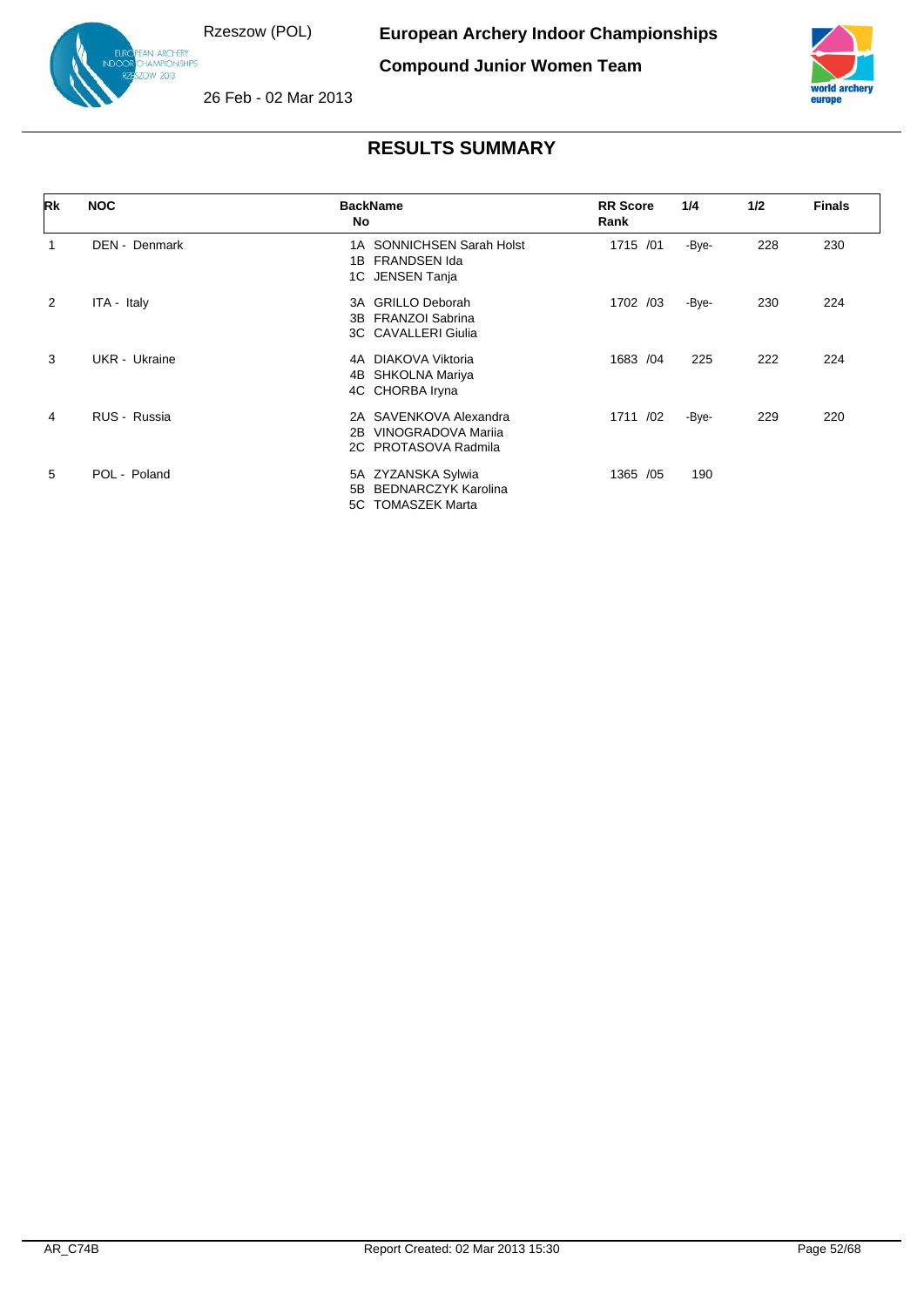Rzeszow (POL)

**European Archery Indoor Championships**

**Compound Junior Women Team**

26 Feb - 02 Mar 2013

## RESULTS SUMMARY

| Rk | NOC | BackName No | RR Score Rank | 1/4 | 1/2 | Finals |
|---|---|---|---|---|---|---|
| 1 | DEN - Denmark | 1A SONNICHSEN Sarah Holst<br>1B FRANDSEN Ida<br>1C JENSEN Tanja | 1715 /01 | -Bye- | 228 | 230 |
| 2 | ITA - Italy | 3A GRILLO Deborah<br>3B FRANZOI Sabrina<br>3C CAVALLERI Giulia | 1702 /03 | -Bye- | 230 | 224 |
| 3 | UKR - Ukraine | 4A DIAKOVA Viktoria<br>4B SHKOLNA Mariya<br>4C CHORBA Iryna | 1683 /04 | 225 | 222 | 224 |
| 4 | RUS - Russia | 2A SAVENKOVA Alexandra<br>2B VINOGRADOVA Mariia<br>2C PROTASOVA Radmila | 1711 /02 | -Bye- | 229 | 220 |
| 5 | POL - Poland | 5A ZYZANSKA Sylwia<br>5B BEDNARCZYK Karolina<br>5C TOMASZEK Marta | 1365 /05 | 190 | | |

AR_C74B Report Created: 02 Mar 2013 15:30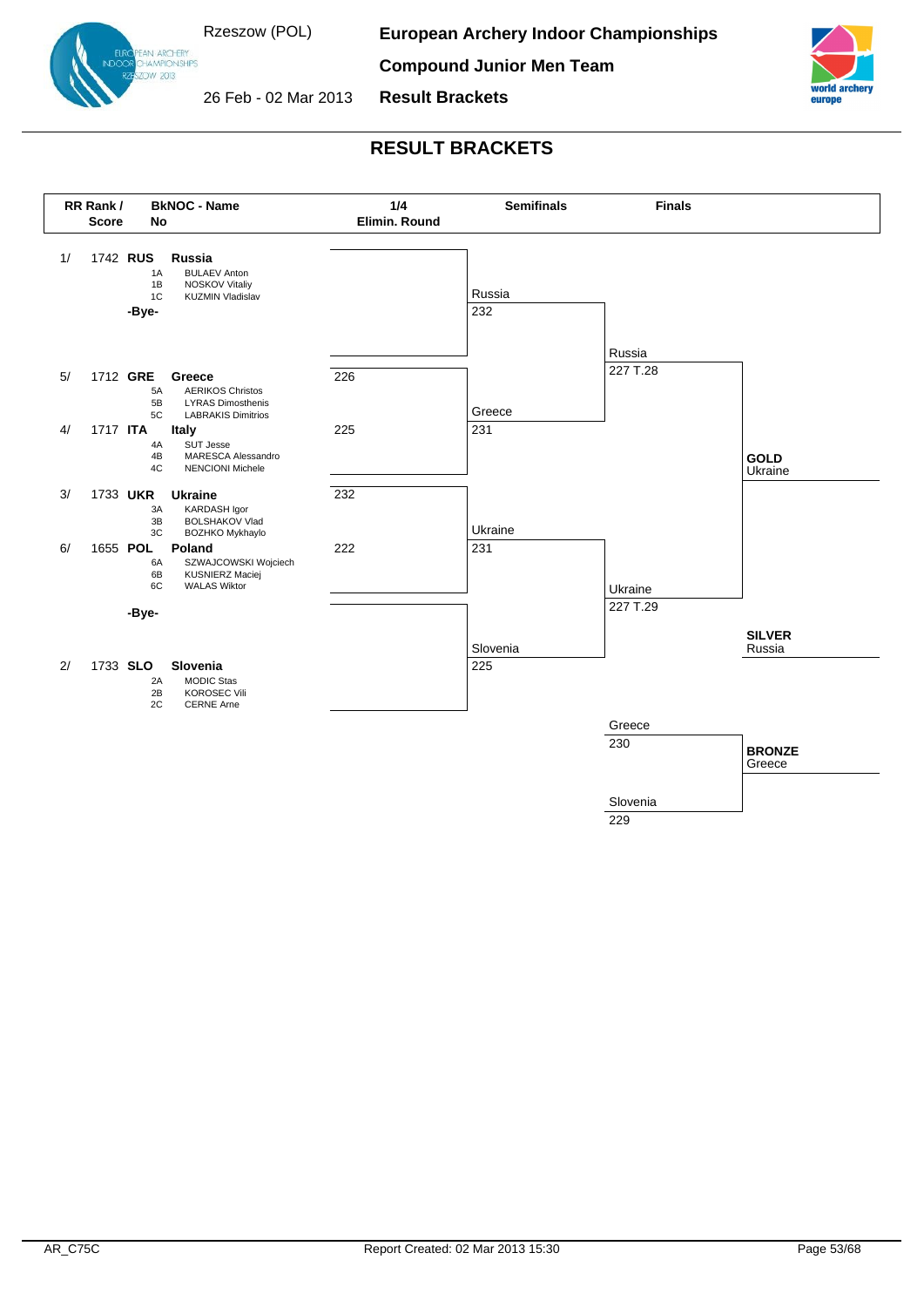# RESULT BRACKETS

| RR Rank / Score | BkNOC - No | Name | 1/4 Elimin. Round |
|---|---|---|---|
| 1/ 1742 | RUS | **Russia** | |
| | 1A | BULAEV Anton | |
| | 1B | NOSKOV Vitaliy | |
| | 1C | KUZMIN Vladislav | |
| | | -Bye- | |
| 5/ 1712 | GRE | **Greece** | 226 |
| | 5A | AERIKOS Christos | |
| | 5B | LYRAS Dimosthenis | |
| | 5C | LABRAKIS Dimitrios | |
| 4/ 1717 | ITA | **Italy** | 225 |
| | 4A | SUT Jesse | |
| | 4B | MARESCA Alessandro | |
| | 4C | NENCIONI Michele | |
| 3/ 1733 | UKR | **Ukraine** | 232 |
| | 3A | KARDASH Igor | |
| | 3B | BOLSHAKOV Vlad | |
| | 3C | BOZHKO Mykhaylo | |
| 6/ 1655 | POL | **Poland** | 222 |
| | 6A | SZWAJCOWSKI Wojciech | |
| | 6B | KUSNIERZ Maciej | |
| | 6C | WALAS Wiktor | |
| | | -Bye- | |
| 2/ 1733 | SLO | **Slovenia** | |
| | 2A | MODIC Stas | |
| | 2B | KOROSEC Vili | |
| | 2C | CERNE Arne | |

## Semifinals

| Match | Team | Score |
|---|---|---|
| 1 | Russia | 232 |
| 1 | Greece | 231 |
| 2 | Ukraine | 231 |
| 2 | Slovenia | 225 |

## Finals

| Match | Team | Score |
|---|---|---|
| Gold | Russia | 227 T.28 |
| Gold | Ukraine | 227 T.29 |
| Bronze | Greece | 230 |
| Bronze | Slovenia | 229 |

**GOLD** Ukraine

**SILVER** Russia

**BRONZE** Greece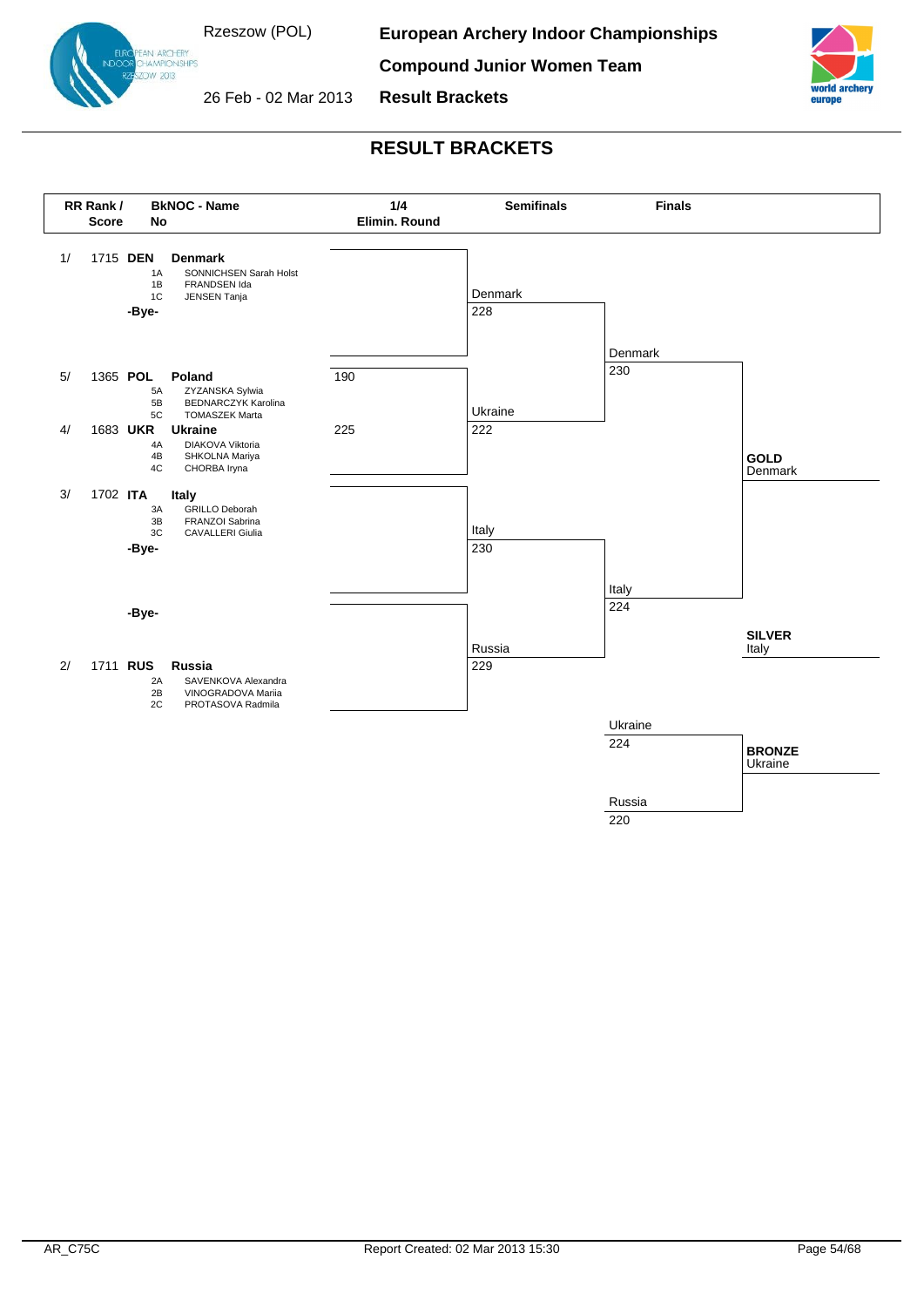# European Archery Indoor Championships

Rzeszow (POL) — 26 Feb - 02 Mar 2013

**Compound Junior Women Team**

**Result Brackets**

## RESULT BRACKETS

| RR Rank / Score | BkNOC - No | Name | 1/4 Elimin. Round | Semifinals | Finals |
|---|---|---|---|---|---|
| 1/ 1715 | DEN | **Denmark** — 1A SONNICHSEN Sarah Holst, 1B FRANDSEN Ida, 1C JENSEN Tanja | | Denmark 228 | Denmark 230 |
| | -Bye- | | | | |
| 5/ 1365 | POL | **Poland** — 5A ZYZANSKA Sylwia, 5B BEDNARCZYK Karolina, 5C TOMASZEK Marta | 190 | | |
| 4/ 1683 | UKR | **Ukraine** — 4A DIAKOVA Viktoria, 4B SHKOLNA Mariya, 4C CHORBA Iryna | 225 | Ukraine 222 | |
| 3/ 1702 | ITA | **Italy** — 3A GRILLO Deborah, 3B FRANZOI Sabrina, 3C CAVALLERI Giulia | | Italy 230 | Italy 224 |
| | -Bye- | | | | |
| | -Bye- | | | | |
| 2/ 1711 | RUS | **Russia** — 2A SAVENKOVA Alexandra, 2B VINOGRADOVA Mariia, 2C PROTASOVA Radmila | | Russia 229 | |

**Bronze match:** Ukraine 224 – Russia 220

**GOLD** Denmark

**SILVER** Italy

**BRONZE** Ukraine

AR_C75C — Report Created: 02 Mar 2013 15:30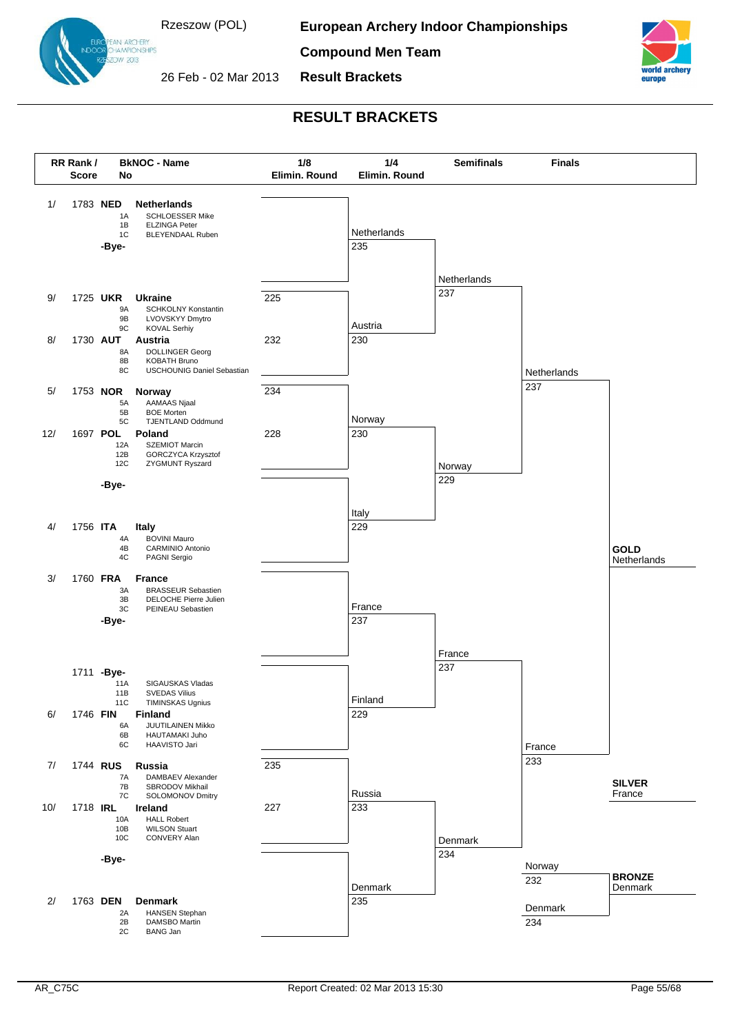# RESULT BRACKETS

**European Archery Indoor Championships**

**Compound Men Team**

**Result Brackets**

Rzeszow (POL) — 26 Feb - 02 Mar 2013

| RR Rank / Score | BkNOC - Name | Athletes |
|---|---|---|
| 1/ 1783 | **NED** Netherlands | 1A SCHLOESSER Mike; 1B ELZINGA Peter; 1C BLEYENDAAL Ruben |
| 9/ 1725 | **UKR** Ukraine | 9A SCHKOLNY Konstantin; 9B LVOVSKYY Dmytro; 9C KOVAL Serhiy |
| 8/ 1730 | **AUT** Austria | 8A DOLLINGER Georg; 8B KOBATH Bruno; 8C USCHOUNIG Daniel Sebastian |
| 5/ 1753 | **NOR** Norway | 5A AAMAAS Njaal; 5B BOE Morten; 5C TJENTLAND Oddmund |
| 12/ 1697 | **POL** Poland | 12A SZEMIOT Marcin; 12B GORCZYCA Krzysztof; 12C ZYGMUNT Ryszard |
| 4/ 1756 | **ITA** Italy | 4A BOVINI Mauro; 4B CARMINIO Antonio; 4C PAGNI Sergio |
| 3/ 1760 | **FRA** France | 3A BRASSEUR Sebastien; 3B DELOCHE Pierre Julien; 3C PEINEAU Sebastien |
| 1711 | -Bye- | 11A SIGAUSKAS Vladas; 11B SVEDAS Vilius; 11C TIMINSKAS Ugnius |
| 6/ 1746 | **FIN** Finland | 6A JUUTILAINEN Mikko; 6B HAUTAMAKI Juho; 6C HAAVISTO Jari |
| 7/ 1744 | **RUS** Russia | 7A DAMBAEV Alexander; 7B SBRODOV Mikhail; 7C SOLOMONOV Dmitry |
| 10/ 1718 | **IRL** Ireland | 10A HALL Robert; 10B WILSON Stuart; 10C CONVERY Alan |
| 2/ 1763 | **DEN** Denmark | 2A HANSEN Stephan; 2B DAMSBO Martin; 2C BANG Jan |

## 1/8 Elimin. Round

| Match | Score | Score |
|---|---|---|
| Netherlands vs -Bye- | | |
| Ukraine vs Austria | 225 | 232 |
| Norway vs Poland | 234 | 228 |
| -Bye- vs Italy | | |
| France vs -Bye- | | |
| -Bye- vs Finland | | |
| Russia vs Ireland | 235 | 227 |
| -Bye- vs Denmark | | |

## 1/4 Elimin. Round

| Match | Score | Score |
|---|---|---|
| Netherlands vs Austria | 235 | 230 |
| Norway vs Italy | 230 | 229 |
| France vs Finland | 237 | 229 |
| Russia vs Denmark | 233 | 235 |

## Semifinals

| Match | Score | Score |
|---|---|---|
| Netherlands vs Norway | 237 | 229 |
| France vs Denmark | 237 | 234 |

## Finals

| Match | Score | Score |
|---|---|---|
| Netherlands vs France | 237 | 233 |
| Norway vs Denmark (Bronze) | 232 | 234 |

**GOLD** Netherlands

**SILVER** France

**BRONZE** Denmark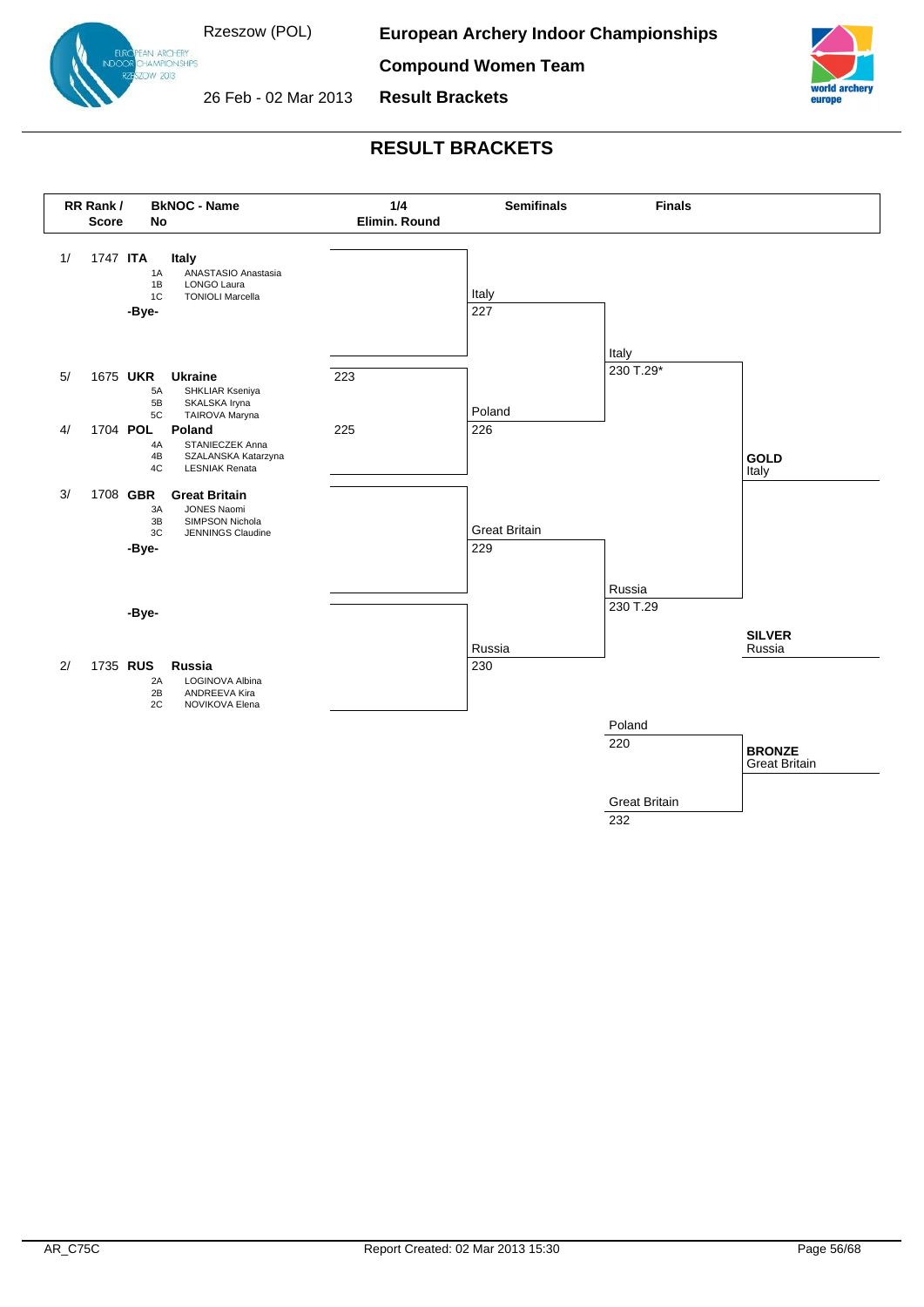# European Archery Indoor Championships

## Compound Women Team

### Result Brackets

Rzeszow (POL)

26 Feb - 02 Mar 2013

## RESULT BRACKETS

| RR Rank / Score | BkNOC - No | Name | 1/4 Elimin. Round | Semifinals | Finals | |
|---|---|---|---|---|---|---|
| 1/ 1747 | ITA | Italy | | | | |
| | 1A | ANASTASIO Anastasia | | | | |
| | 1B | LONGO Laura | | | | |
| | 1C | TONIOLI Marcella | | Italy 227 | | |
| | -Bye- | | | | Italy 230 T.29* | |
| 5/ 1675 | UKR | Ukraine | 223 | | | |
| | 5A | SHKLIAR Kseniya | | | | |
| | 5B | SKALSKA Iryna | | | | |
| | 5C | TAIROVA Maryna | | Poland 226 | | |
| 4/ 1704 | POL | Poland | 225 | | | |
| | 4A | STANIECZEK Anna | | | | |
| | 4B | SZALANSKA Katarzyna | | | | **GOLD** Italy |
| | 4C | LESNIAK Renata | | | | |
| 3/ 1708 | GBR | Great Britain | | | | |
| | 3A | JONES Naomi | | | | |
| | 3B | SIMPSON Nichola | | | | |
| | 3C | JENNINGS Claudine | | Great Britain 229 | | |
| | -Bye- | | | | Russia 230 T.29 | |
| | -Bye- | | | | | |
| | | | | Russia 230 | | **SILVER** Russia |
| 2/ 1735 | RUS | Russia | | | | |
| | 2A | LOGINOVA Albina | | | | |
| | 2B | ANDREEVA Kira | | | | |
| | 2C | NOVIKOVA Elena | | | | |

**Bronze Medal Match**

| Finals | |
|---|---|
| Poland 220 | **BRONZE** Great Britain |
| Great Britain 232 | |

AR_C75C

Report Created: 02 Mar 2013 15:30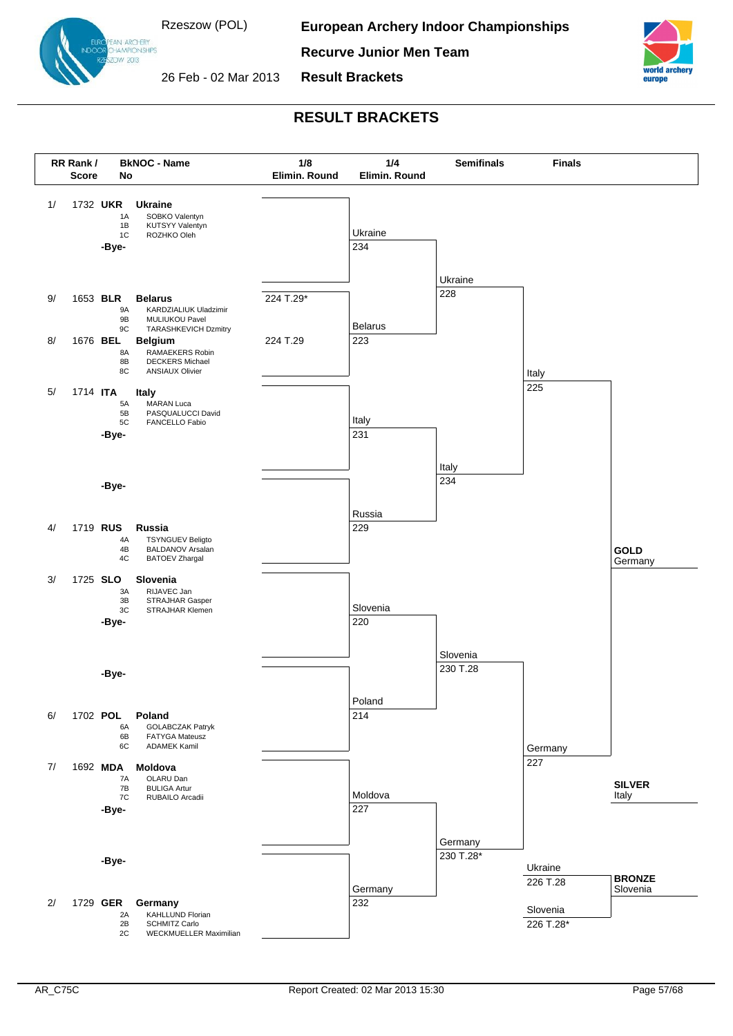Rzeszow (POL)

26 Feb - 02 Mar 2013

**European Archery Indoor Championships**

**Recurve Junior Men Team**

**Result Brackets**

# RESULT BRACKETS

| RR Rank / Score | BkNOC - Name | 1/8 Elimin. Round | 1/4 Elimin. Round | Semifinals | Finals |
|---|---|---|---|---|---|
| 1/ 1732 | **UKR** **Ukraine** 1A SOBKO Valentyn, 1B KUTSYY Valentyn, 1C ROZHKO Oleh | | Ukraine 234 | Ukraine 228 | Italy 225 |
| | -Bye- | | | | |
| 9/ 1653 | **BLR** **Belarus** 9A KARDZIALIUK Uladzimir, 9B MULIUKOU Pavel, 9C TARASHKEVICH Dzmitry | 224 T.29* | Belarus 223 | | |
| 8/ 1676 | **BEL** **Belgium** 8A RAMAEKERS Robin, 8B DECKERS Michael, 8C ANSIAUX Olivier | 224 T.29 | | | |
| 5/ 1714 | **ITA** **Italy** 5A MARAN Luca, 5B PASQUALUCCI David, 5C FANCELLO Fabio | | Italy 231 | Italy 234 | |
| | -Bye- | | | | |
| | -Bye- | | | | |
| 4/ 1719 | **RUS** **Russia** 4A TSYNGUEV Beligto, 4B BALDANOV Arsalan, 4C BATOEV Zhargal | | Russia 229 | | |
| 3/ 1725 | **SLO** **Slovenia** 3A RIJAVEC Jan, 3B STRAJHAR Gasper, 3C STRAJHAR Klemen | | Slovenia 220 | Slovenia 230 T.28 | Germany 227 |
| | -Bye- | | | | |
| | -Bye- | | | | |
| 6/ 1702 | **POL** **Poland** 6A GOLABCZAK Patryk, 6B FATYGA Mateusz, 6C ADAMEK Kamil | | Poland 214 | | |
| 7/ 1692 | **MDA** **Moldova** 7A OLARU Dan, 7B BULIGA Artur, 7C RUBAILO Arcadii | | Moldova 227 | Germany 230 T.28* | |
| | -Bye- | | | | |
| | -Bye- | | | | |
| 2/ 1729 | **GER** **Germany** 2A KAHLLUND Florian, 2B SCHMITZ Carlo, 2C WECKMUELLER Maximilian | | Germany 232 | | |

**Bronze Final:** Ukraine 226 T.28 – Slovenia 226 T.28*

**GOLD** Germany

**SILVER** Italy

**BRONZE** Slovenia

AR_C75C — Report Created: 02 Mar 2013 15:30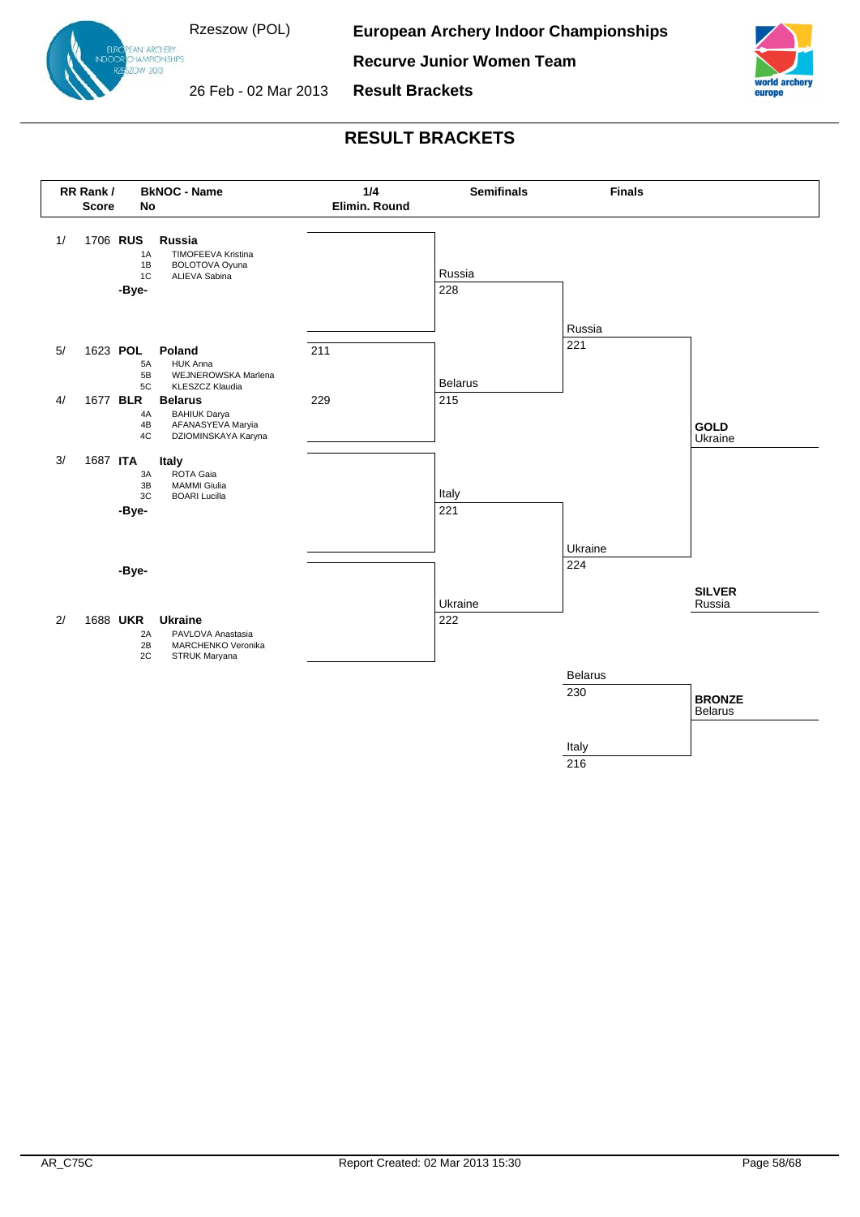# RESULT BRACKETS

| RR Rank / Score | BkNOC - No | Name | 1/4 Elimin. Round | Semifinals | Finals |
|---|---|---|---|---|---|
| 1/ 1706 | RUS | Russia | | Russia 228 | Russia 221 |
| | 1A | TIMOFEEVA Kristina | | | |
| | 1B | BOLOTOVA Oyuna | | | |
| | 1C | ALIEVA Sabina | | | |
| | -Bye- | | | | |
| 5/ 1623 | POL | Poland | 211 | | |
| | 5A | HUK Anna | | | |
| | 5B | WEJNEROWSKA Marlena | | | |
| | 5C | KLESZCZ Klaudia | | | |
| 4/ 1677 | BLR | Belarus | 229 | Belarus 215 | |
| | 4A | BAHIUK Darya | | | |
| | 4B | AFANASYEVA Maryia | | | |
| | 4C | DZIOMINSKAYA Karyna | | | |
| 3/ 1687 | ITA | Italy | | Italy 221 | |
| | 3A | ROTA Gaia | | | |
| | 3B | MAMMI Giulia | | | |
| | 3C | BOARI Lucilla | | | |
| | -Bye- | | | | |
| | -Bye- | | | | |
| 2/ 1688 | UKR | Ukraine | | Ukraine 222 | Ukraine 224 |
| | 2A | PAVLOVA Anastasia | | | |
| | 2B | MARCHENKO Veronika | | | |
| | 2C | STRUK Maryana | | | |

**Bronze Final:** Belarus 230 – Italy 216

**GOLD** Ukraine

**SILVER** Russia

**BRONZE** Belarus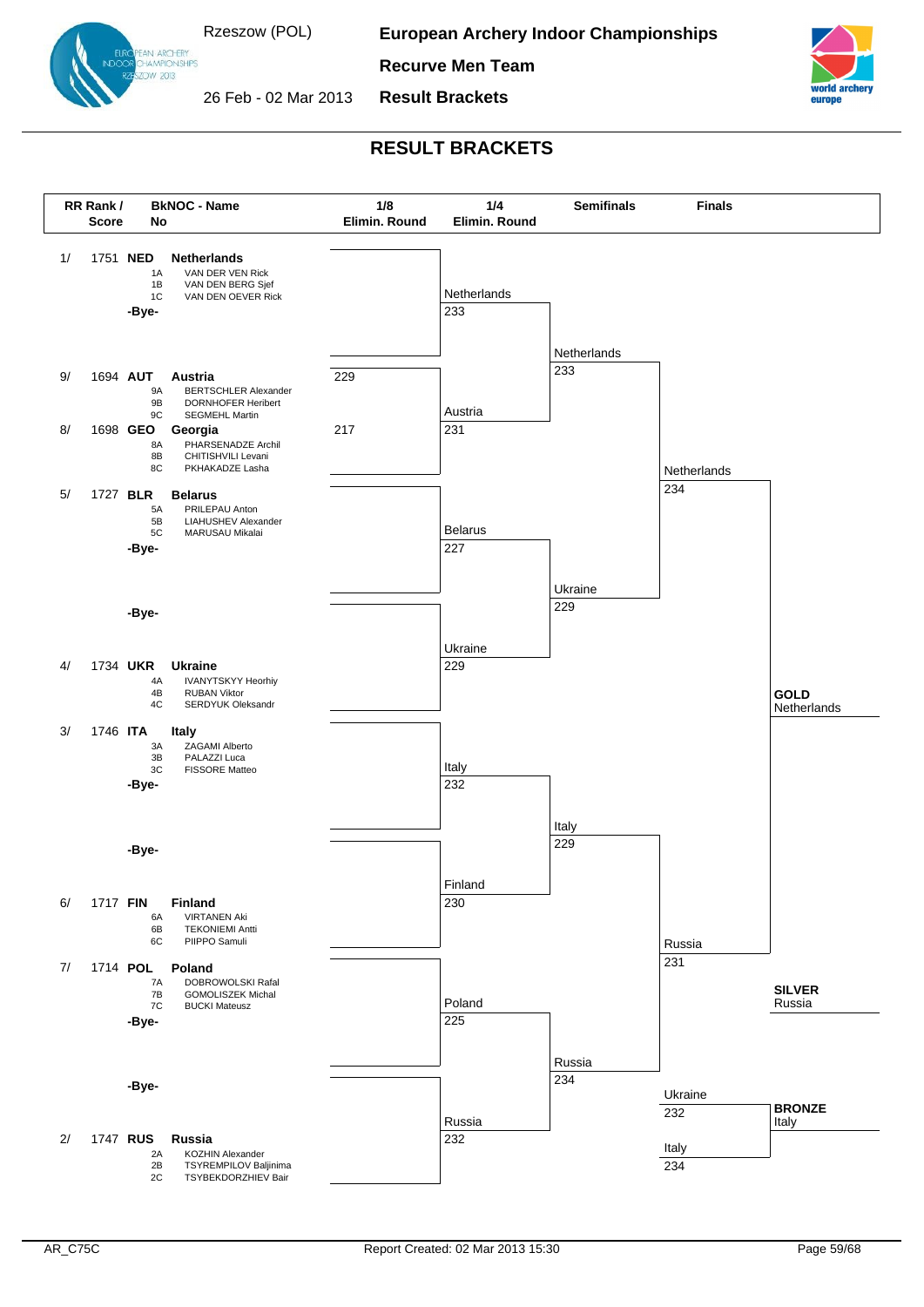# European Archery Indoor Championships

**Rzeszow (POL)**

**26 Feb - 02 Mar 2013**

**Recurve Men Team**

**Result Brackets**

## RESULT BRACKETS

| RR Rank / Score | BkNOC - No | Name |
|---|---|---|
| 1/ 1751 | **NED** | **Netherlands** |
| | 1A | VAN DER VEN Rick |
| | 1B | VAN DEN BERG Sjef |
| | 1C | VAN DEN OEVER Rick |
| 9/ 1694 | **AUT** | **Austria** |
| | 9A | BERTSCHLER Alexander |
| | 9B | DORNHOFER Heribert |
| | 9C | SEGMEHL Martin |
| 8/ 1698 | **GEO** | **Georgia** |
| | 8A | PHARSENADZE Archil |
| | 8B | CHITISHVILI Levani |
| | 8C | PKHAKADZE Lasha |
| 5/ 1727 | **BLR** | **Belarus** |
| | 5A | PRILEPAU Anton |
| | 5B | LIAHUSHEV Alexander |
| | 5C | MARUSAU Mikalai |
| 4/ 1734 | **UKR** | **Ukraine** |
| | 4A | IVANYTSKYY Heorhiy |
| | 4B | RUBAN Viktor |
| | 4C | SERDYUK Oleksandr |
| 3/ 1746 | **ITA** | **Italy** |
| | 3A | ZAGAMI Alberto |
| | 3B | PALAZZI Luca |
| | 3C | FISSORE Matteo |
| 6/ 1717 | **FIN** | **Finland** |
| | 6A | VIRTANEN Aki |
| | 6B | TEKONIEMI Antti |
| | 6C | PIIPPO Samuli |
| 7/ 1714 | **POL** | **Poland** |
| | 7A | DOBROWOLSKI Rafal |
| | 7B | GOMOLISZEK Michal |
| | 7C | BUCKI Mateusz |
| 2/ 1747 | **RUS** | **Russia** |
| | 2A | KOZHIN Alexander |
| | 2B | TSYREMPILOV Baljinima |
| | 2C | TSYBEKDORZHIEV Bair |

### 1/8 Elimin. Round

| Match | Result |
|---|---|
| Netherlands vs -Bye- | Netherlands advances |
| Austria vs Georgia | 229 – 217 |
| Belarus vs -Bye- | Belarus advances |
| -Bye- vs Ukraine | Ukraine advances |
| Italy vs -Bye- | Italy advances |
| -Bye- vs Finland | Finland advances |
| Poland vs -Bye- | Poland advances |
| -Bye- vs Russia | Russia advances |

### 1/4 Elimin. Round

| Match | Score |
|---|---|
| Netherlands vs Austria | 233 – 231 |
| Belarus vs Ukraine | 227 – 229 |
| Italy vs Finland | 232 – 230 |
| Poland vs Russia | 225 – 232 |

### Semifinals

| Match | Score |
|---|---|
| Netherlands vs Ukraine | 233 – 229 |
| Italy vs Russia | 229 – 234 |

### Finals

| Match | Score |
|---|---|
| Netherlands vs Russia | 234 – 231 |
| Ukraine vs Italy (Bronze) | 232 – 234 |

**GOLD** Netherlands

**SILVER** Russia

**BRONZE** Italy

AR_C75C — Report Created: 02 Mar 2013 15:30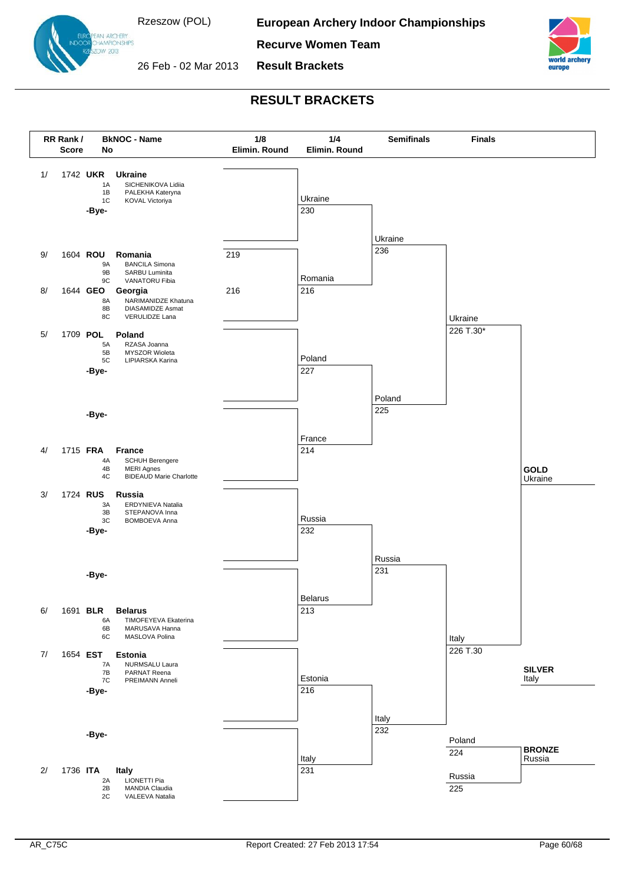# RESULT BRACKETS

European Archery Indoor Championships — Recurve Women Team — Result Brackets

Rzeszow (POL), 26 Feb - 02 Mar 2013

| RR Rank / Score | BkNOC - Name | Members |
|---|---|---|
| 1/ 1742 | UKR Ukraine | 1A SICHENIKOVA Lidiia; 1B PALEKHA Kateryna; 1C KOVAL Victoriya |
| 9/ 1604 | ROU Romania | 9A BANCILA Simona; 9B SARBU Luminita; 9C VANATORU Fibia |
| 8/ 1644 | GEO Georgia | 8A NARIMANIDZE Khatuna; 8B DIASAMIDZE Asmat; 8C VERULIDZE Lana |
| 5/ 1709 | POL Poland | 5A RZASA Joanna; 5B MYSZOR Wioleta; 5C LIPIARSKA Karina |
| 4/ 1715 | FRA France | 4A SCHUH Berengere; 4B MERI Agnes; 4C BIDEAUD Marie Charlotte |
| 3/ 1724 | RUS Russia | 3A ERDYNIEVA Natalia; 3B STEPANOVA Inna; 3C BOMBOEVA Anna |
| 6/ 1691 | BLR Belarus | 6A TIMOFEYEVA Ekaterina; 6B MARUSAVA Hanna; 6C MASLOVA Polina |
| 7/ 1654 | EST Estonia | 7A NURMSALU Laura; 7B PARNAT Reena; 7C PREIMANN Anneli |
| 2/ 1736 | ITA Italy | 2A LIONETTI Pia; 2B MANDIA Claudia; 2C VALEEVA Natalia |

## 1/8 Elimin. Round

| Match | Result |
|---|---|
| Ukraine vs -Bye- | Ukraine |
| Romania vs Georgia | 219 – 216 |
| Poland vs -Bye- | Poland |
| -Bye- vs France | France |
| Russia vs -Bye- | Russia |
| -Bye- vs Belarus | Belarus |
| Estonia vs -Bye- | Estonia |
| -Bye- vs Italy | Italy |

## 1/4 Elimin. Round

| Match | Score |
|---|---|
| Ukraine vs Romania | 230 – 216 |
| Poland vs France | 227 – 214 |
| Russia vs Belarus | 232 – 213 |
| Estonia vs Italy | 216 – 231 |

## Semifinals

| Match | Score |
|---|---|
| Ukraine vs Poland | 236 – 225 |
| Russia vs Italy | 231 – 232 |

## Finals

| Match | Score |
|---|---|
| Ukraine vs Italy | 226 T.30* – 226 T.30 |
| Poland vs Russia (Bronze) | 224 – 225 |

**GOLD** Ukraine

**SILVER** Italy

**BRONZE** Russia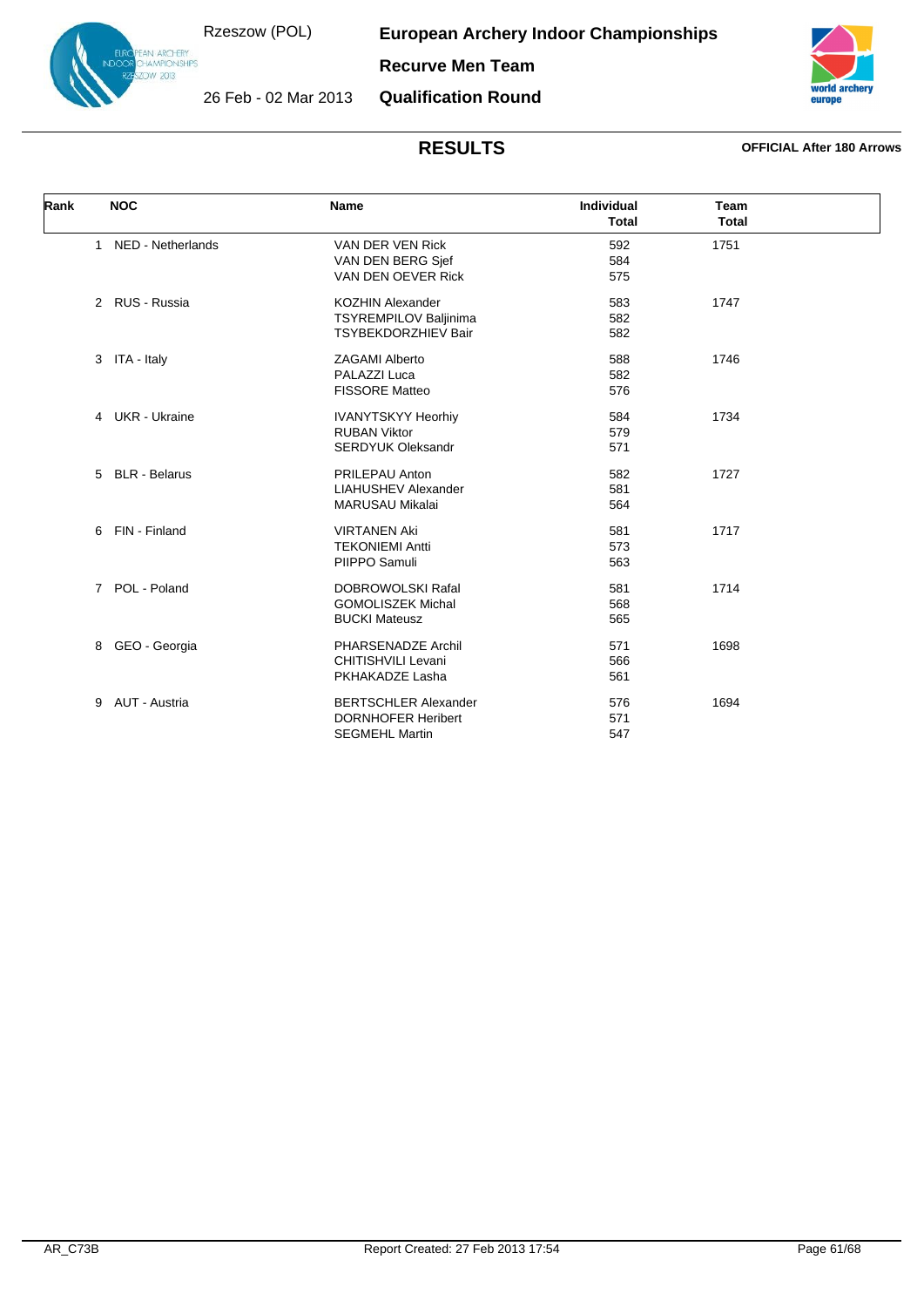Rzeszow (POL)

26 Feb - 02 Mar 2013

# European Archery Indoor Championships

## Recurve Men Team

## Qualification Round

## RESULTS

**OFFICIAL After 180 Arrows**

| Rank | NOC | Name | Individual Total | Team Total |
|---|---|---|---|---|
| 1 | NED - Netherlands | VAN DER VEN Rick | 592 | 1751 |
| | | VAN DEN BERG Sjef | 584 | |
| | | VAN DEN OEVER Rick | 575 | |
| 2 | RUS - Russia | KOZHIN Alexander | 583 | 1747 |
| | | TSYREMPILOV Baljinima | 582 | |
| | | TSYBEKDORZHIEV Bair | 582 | |
| 3 | ITA - Italy | ZAGAMI Alberto | 588 | 1746 |
| | | PALAZZI Luca | 582 | |
| | | FISSORE Matteo | 576 | |
| 4 | UKR - Ukraine | IVANYTSKYY Heorhiy | 584 | 1734 |
| | | RUBAN Viktor | 579 | |
| | | SERDYUK Oleksandr | 571 | |
| 5 | BLR - Belarus | PRILEPAU Anton | 582 | 1727 |
| | | LIAHUSHEV Alexander | 581 | |
| | | MARUSAU Mikalai | 564 | |
| 6 | FIN - Finland | VIRTANEN Aki | 581 | 1717 |
| | | TEKONIEMI Antti | 573 | |
| | | PIIPPO Samuli | 563 | |
| 7 | POL - Poland | DOBROWOLSKI Rafal | 581 | 1714 |
| | | GOMOLISZEK Michal | 568 | |
| | | BUCKI Mateusz | 565 | |
| 8 | GEO - Georgia | PHARSENADZE Archil | 571 | 1698 |
| | | CHITISHVILI Levani | 566 | |
| | | PKHAKADZE Lasha | 561 | |
| 9 | AUT - Austria | BERTSCHLER Alexander | 576 | 1694 |
| | | DORNHOFER Heribert | 571 | |
| | | SEGMEHL Martin | 547 | |

AR_C73B

Report Created: 27 Feb 2013 17:54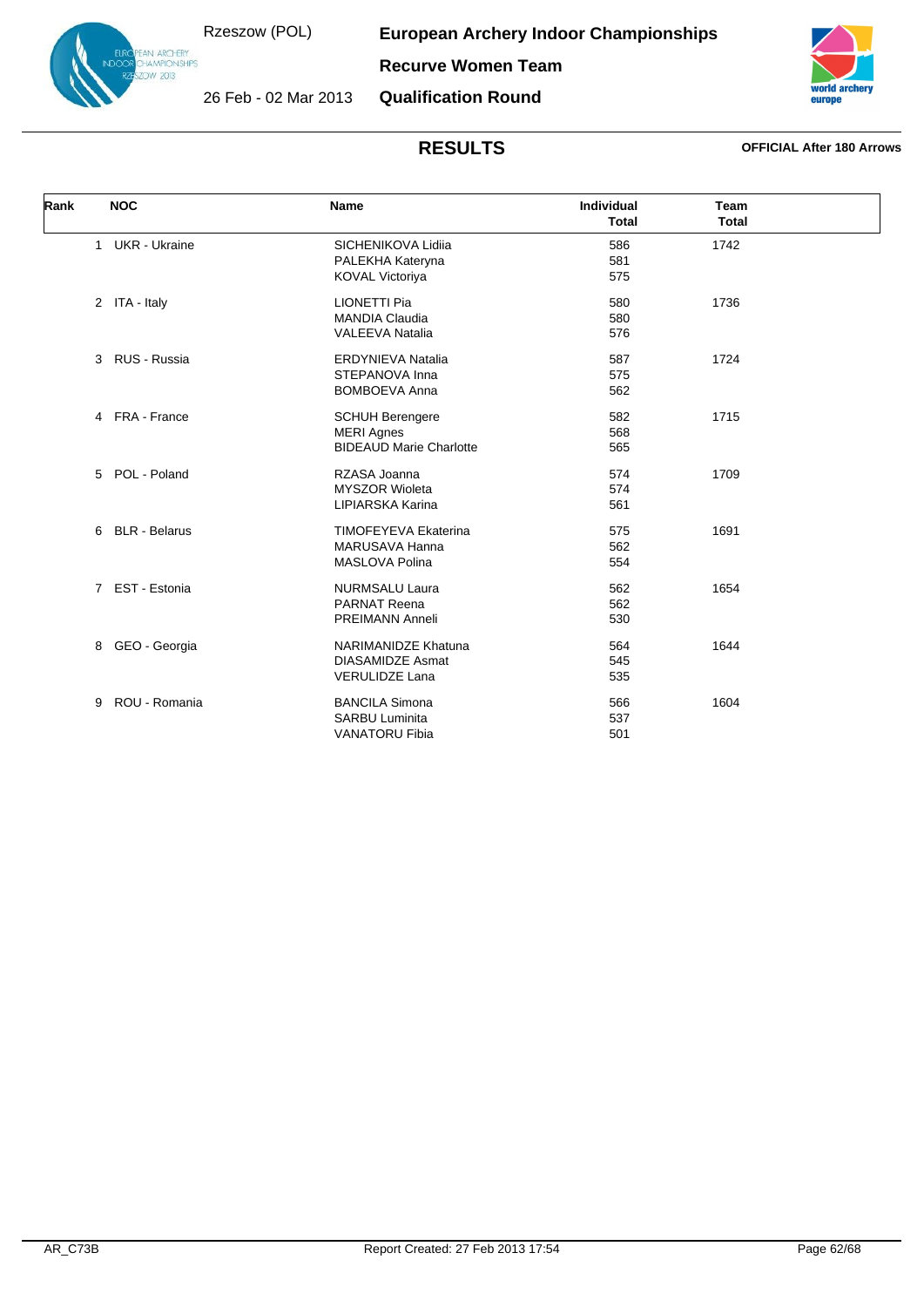# European Archery Indoor Championships

## Recurve Women Team

### Qualification Round

Rzeszow (POL)

26 Feb - 02 Mar 2013

## RESULTS

**OFFICIAL After 180 Arrows**

| Rank | NOC | Name | Individual Total | Team Total |
|---|---|---|---|---|
| 1 | UKR - Ukraine | SICHENIKOVA Lidiia | 586 | 1742 |
| | | PALEKHA Kateryna | 581 | |
| | | KOVAL Victoriya | 575 | |
| 2 | ITA - Italy | LIONETTI Pia | 580 | 1736 |
| | | MANDIA Claudia | 580 | |
| | | VALEEVA Natalia | 576 | |
| 3 | RUS - Russia | ERDYNIEVA Natalia | 587 | 1724 |
| | | STEPANOVA Inna | 575 | |
| | | BOMBOEVA Anna | 562 | |
| 4 | FRA - France | SCHUH Berengere | 582 | 1715 |
| | | MERI Agnes | 568 | |
| | | BIDEAUD Marie Charlotte | 565 | |
| 5 | POL - Poland | RZASA Joanna | 574 | 1709 |
| | | MYSZOR Wioleta | 574 | |
| | | LIPIARSKA Karina | 561 | |
| 6 | BLR - Belarus | TIMOFEYEVA Ekaterina | 575 | 1691 |
| | | MARUSAVA Hanna | 562 | |
| | | MASLOVA Polina | 554 | |
| 7 | EST - Estonia | NURMSALU Laura | 562 | 1654 |
| | | PARNAT Reena | 562 | |
| | | PREIMANN Anneli | 530 | |
| 8 | GEO - Georgia | NARIMANIDZE Khatuna | 564 | 1644 |
| | | DIASAMIDZE Asmat | 545 | |
| | | VERULIDZE Lana | 535 | |
| 9 | ROU - Romania | BANCILA Simona | 566 | 1604 |
| | | SARBU Luminita | 537 | |
| | | VANATORU Fibia | 501 | |

AR_C73B Report Created: 27 Feb 2013 17:54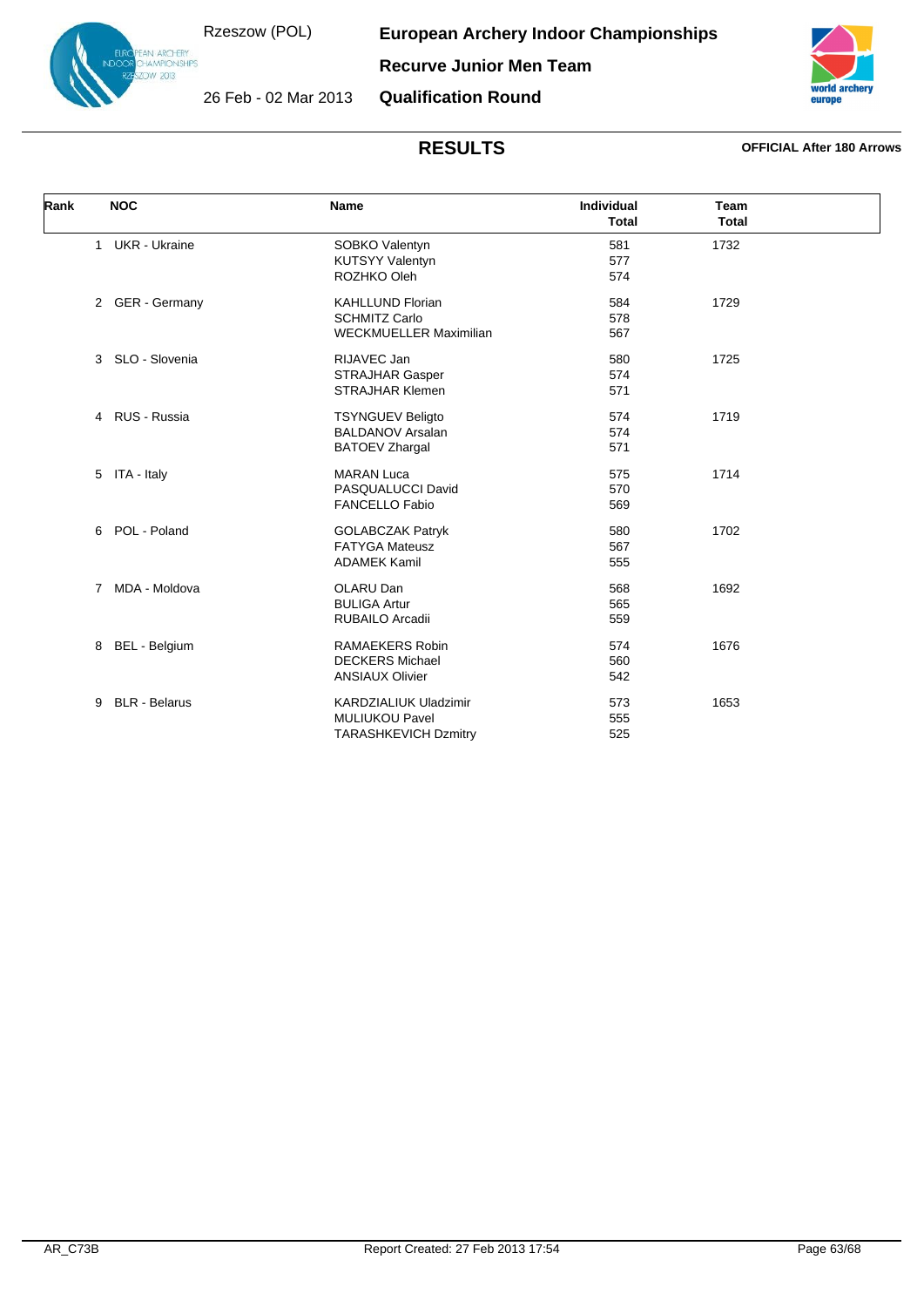# European Archery Indoor Championships

Rzeszow (POL)

26 Feb - 02 Mar 2013

## Recurve Junior Men Team

## Qualification Round

## RESULTS

**OFFICIAL After 180 Arrows**

| Rank | NOC | Name | Individual Total | Team Total |
|---|---|---|---|---|
| 1 | UKR - Ukraine | SOBKO Valentyn | 581 | 1732 |
| | | KUTSYY Valentyn | 577 | |
| | | ROZHKO Oleh | 574 | |
| 2 | GER - Germany | KAHLLUND Florian | 584 | 1729 |
| | | SCHMITZ Carlo | 578 | |
| | | WECKMUELLER Maximilian | 567 | |
| 3 | SLO - Slovenia | RIJAVEC Jan | 580 | 1725 |
| | | STRAJHAR Gasper | 574 | |
| | | STRAJHAR Klemen | 571 | |
| 4 | RUS - Russia | TSYNGUEV Beligto | 574 | 1719 |
| | | BALDANOV Arsalan | 574 | |
| | | BATOEV Zhargal | 571 | |
| 5 | ITA - Italy | MARAN Luca | 575 | 1714 |
| | | PASQUALUCCI David | 570 | |
| | | FANCELLO Fabio | 569 | |
| 6 | POL - Poland | GOLABCZAK Patryk | 580 | 1702 |
| | | FATYGA Mateusz | 567 | |
| | | ADAMEK Kamil | 555 | |
| 7 | MDA - Moldova | OLARU Dan | 568 | 1692 |
| | | BULIGA Artur | 565 | |
| | | RUBAILO Arcadii | 559 | |
| 8 | BEL - Belgium | RAMAEKERS Robin | 574 | 1676 |
| | | DECKERS Michael | 560 | |
| | | ANSIAUX Olivier | 542 | |
| 9 | BLR - Belarus | KARDZIALIUK Uladzimir | 573 | 1653 |
| | | MULIUKOU Pavel | 555 | |
| | | TARASHKEVICH Dzmitry | 525 | |

AR_C73B

Report Created: 27 Feb 2013 17:54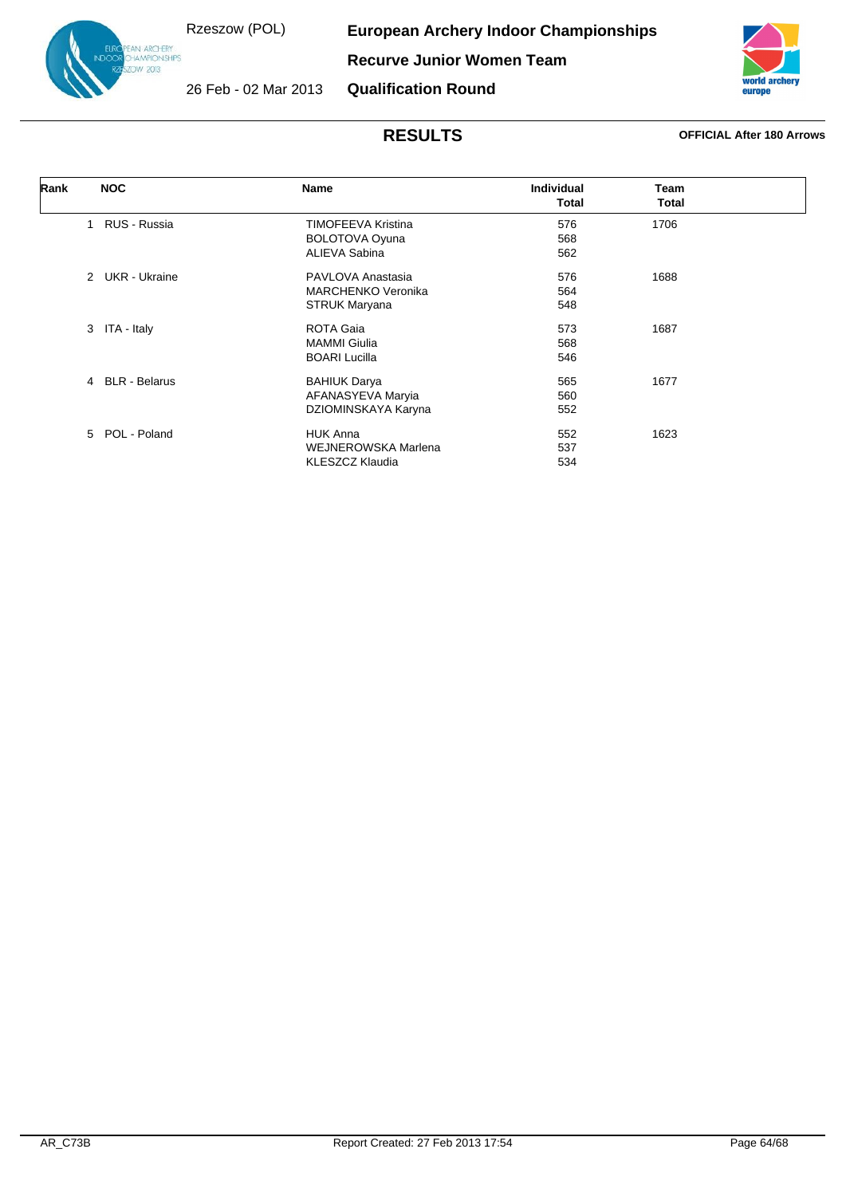# European Archery Indoor Championships

Rzeszow (POL)

26 Feb - 02 Mar 2013

**Recurve Junior Women Team**

**Qualification Round**

## RESULTS

**OFFICIAL After 180 Arrows**

| Rank | NOC | Name | Individual Total | Team Total |
|---|---|---|---|---|
| 1 | RUS - Russia | TIMOFEEVA Kristina | 576 | 1706 |
| | | BOLOTOVA Oyuna | 568 | |
| | | ALIEVA Sabina | 562 | |
| 2 | UKR - Ukraine | PAVLOVA Anastasia | 576 | 1688 |
| | | MARCHENKO Veronika | 564 | |
| | | STRUK Maryana | 548 | |
| 3 | ITA - Italy | ROTA Gaia | 573 | 1687 |
| | | MAMMI Giulia | 568 | |
| | | BOARI Lucilla | 546 | |
| 4 | BLR - Belarus | BAHIUK Darya | 565 | 1677 |
| | | AFANASYEVA Maryia | 560 | |
| | | DZIOMINSKAYA Karyna | 552 | |
| 5 | POL - Poland | HUK Anna | 552 | 1623 |
| | | WEJNEROWSKA Marlena | 537 | |
| | | KLESZCZ Klaudia | 534 | |

AR_C73B    Report Created: 27 Feb 2013 17:54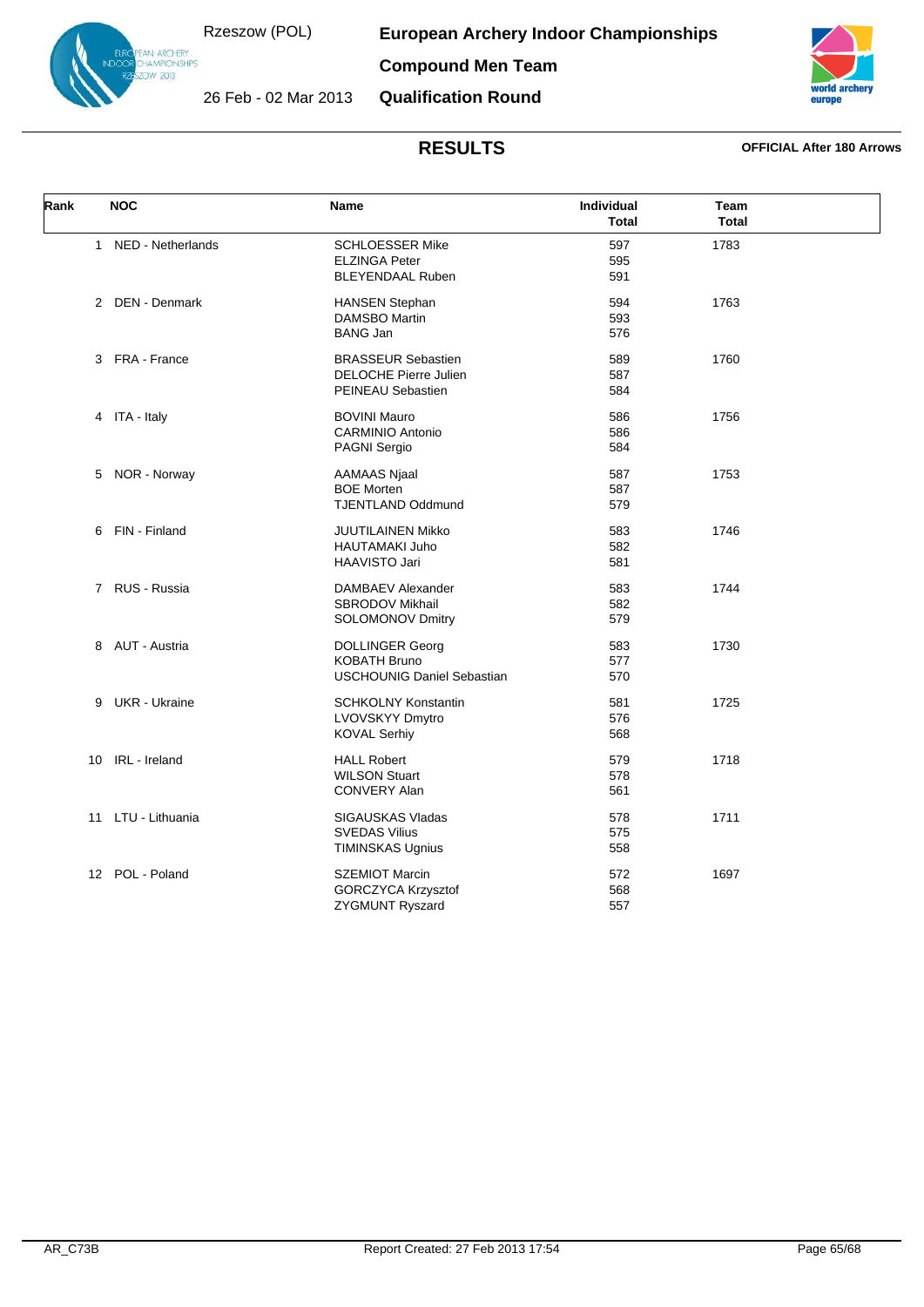Rzeszow (POL)

26 Feb - 02 Mar 2013

# European Archery Indoor Championships

## Compound Men Team

## Qualification Round

## RESULTS

**OFFICIAL After 180 Arrows**

| Rank | NOC | Name | Individual Total | Team Total |
|---|---|---|---|---|
| 1 | NED - Netherlands | SCHLOESSER Mike | 597 | 1783 |
| | | ELZINGA Peter | 595 | |
| | | BLEYENDAAL Ruben | 591 | |
| 2 | DEN - Denmark | HANSEN Stephan | 594 | 1763 |
| | | DAMSBO Martin | 593 | |
| | | BANG Jan | 576 | |
| 3 | FRA - France | BRASSEUR Sebastien | 589 | 1760 |
| | | DELOCHE Pierre Julien | 587 | |
| | | PEINEAU Sebastien | 584 | |
| 4 | ITA - Italy | BOVINI Mauro | 586 | 1756 |
| | | CARMINIO Antonio | 586 | |
| | | PAGNI Sergio | 584 | |
| 5 | NOR - Norway | AAMAAS Njaal | 587 | 1753 |
| | | BOE Morten | 587 | |
| | | TJENTLAND Oddmund | 579 | |
| 6 | FIN - Finland | JUUTILAINEN Mikko | 583 | 1746 |
| | | HAUTAMAKI Juho | 582 | |
| | | HAAVISTO Jari | 581 | |
| 7 | RUS - Russia | DAMBAEV Alexander | 583 | 1744 |
| | | SBRODOV Mikhail | 582 | |
| | | SOLOMONOV Dmitry | 579 | |
| 8 | AUT - Austria | DOLLINGER Georg | 583 | 1730 |
| | | KOBATH Bruno | 577 | |
| | | USCHOUNIG Daniel Sebastian | 570 | |
| 9 | UKR - Ukraine | SCHKOLNY Konstantin | 581 | 1725 |
| | | LVOVSKYY Dmytro | 576 | |
| | | KOVAL Serhiy | 568 | |
| 10 | IRL - Ireland | HALL Robert | 579 | 1718 |
| | | WILSON Stuart | 578 | |
| | | CONVERY Alan | 561 | |
| 11 | LTU - Lithuania | SIGAUSKAS Vladas | 578 | 1711 |
| | | SVEDAS Vilius | 575 | |
| | | TIMINSKAS Ugnius | 558 | |
| 12 | POL - Poland | SZEMIOT Marcin | 572 | 1697 |
| | | GORCZYCA Krzysztof | 568 | |
| | | ZYGMUNT Ryszard | 557 | |

AR_C73B    Report Created: 27 Feb 2013 17:54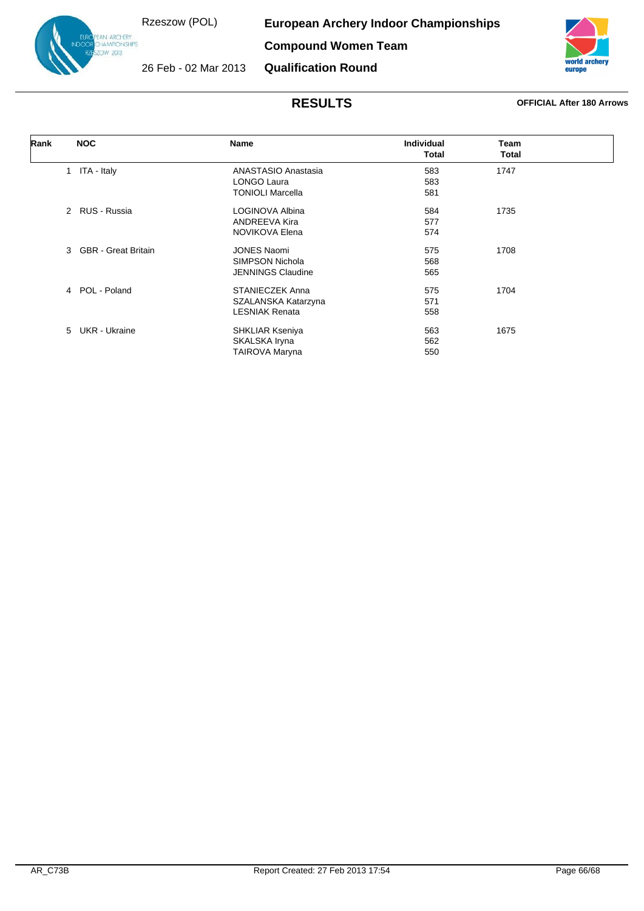# European Archery Indoor Championships

Rzeszow (POL)

26 Feb - 02 Mar 2013

## Compound Women Team

## Qualification Round

## RESULTS

**OFFICIAL After 180 Arrows**

| Rank | NOC | Name | Individual Total | Team Total |
|---|---|---|---|---|
| 1 | ITA - Italy | ANASTASIO Anastasia | 583 | 1747 |
| | | LONGO Laura | 583 | |
| | | TONIOLI Marcella | 581 | |
| 2 | RUS - Russia | LOGINOVA Albina | 584 | 1735 |
| | | ANDREEVA Kira | 577 | |
| | | NOVIKOVA Elena | 574 | |
| 3 | GBR - Great Britain | JONES Naomi | 575 | 1708 |
| | | SIMPSON Nichola | 568 | |
| | | JENNINGS Claudine | 565 | |
| 4 | POL - Poland | STANIECZEK Anna | 575 | 1704 |
| | | SZALANSKA Katarzyna | 571 | |
| | | LESNIAK Renata | 558 | |
| 5 | UKR - Ukraine | SHKLIAR Kseniya | 563 | 1675 |
| | | SKALSKA Iryna | 562 | |
| | | TAIROVA Maryna | 550 | |

AR_C73B

Report Created: 27 Feb 2013 17:54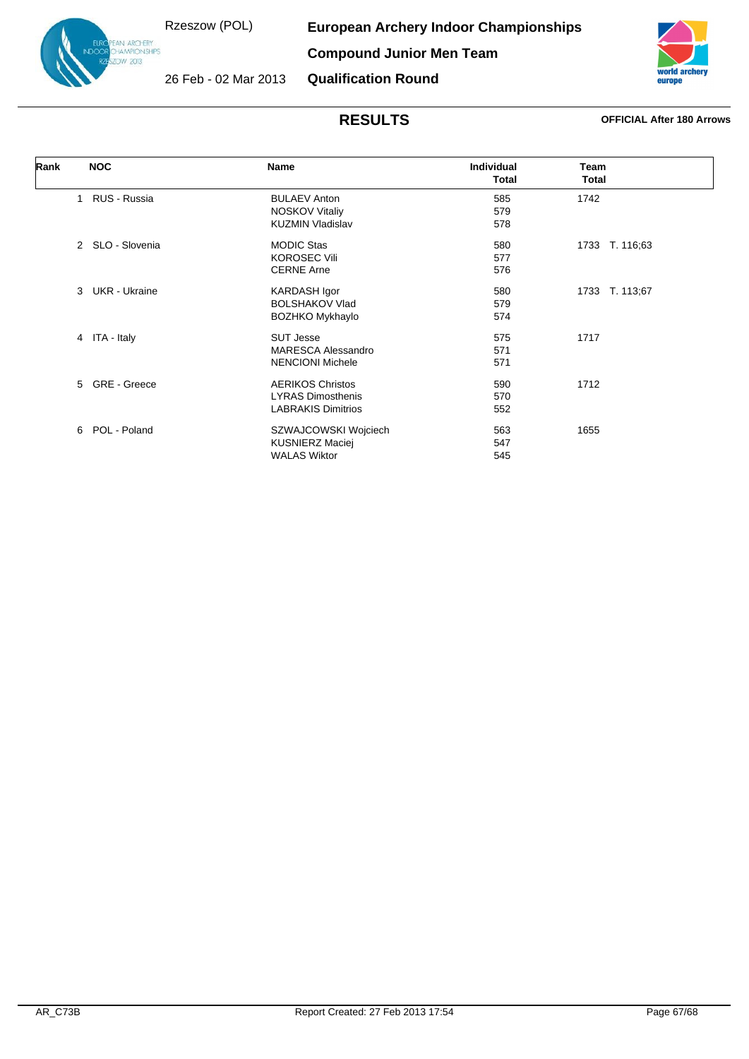Rzeszow (POL)

26 Feb - 02 Mar 2013

**European Archery Indoor Championships**

**Compound Junior Men Team**

**Qualification Round**

## RESULTS

**OFFICIAL After 180 Arrows**

| Rank | NOC | Name | Individual Total | Team Total |
|---|---|---|---|---|
| 1 | RUS - Russia | BULAEV Anton | 585 | 1742 |
| | | NOSKOV Vitaliy | 579 | |
| | | KUZMIN Vladislav | 578 | |
| 2 | SLO - Slovenia | MODIC Stas | 580 | 1733 T. 116;63 |
| | | KOROSEC Vili | 577 | |
| | | CERNE Arne | 576 | |
| 3 | UKR - Ukraine | KARDASH Igor | 580 | 1733 T. 113;67 |
| | | BOLSHAKOV Vlad | 579 | |
| | | BOZHKO Mykhaylo | 574 | |
| 4 | ITA - Italy | SUT Jesse | 575 | 1717 |
| | | MARESCA Alessandro | 571 | |
| | | NENCIONI Michele | 571 | |
| 5 | GRE - Greece | AERIKOS Christos | 590 | 1712 |
| | | LYRAS Dimosthenis | 570 | |
| | | LABRAKIS Dimitrios | 552 | |
| 6 | POL - Poland | SZWAJCOWSKI Wojciech | 563 | 1655 |
| | | KUSNIERZ Maciej | 547 | |
| | | WALAS Wiktor | 545 | |

AR_C73B Report Created: 27 Feb 2013 17:54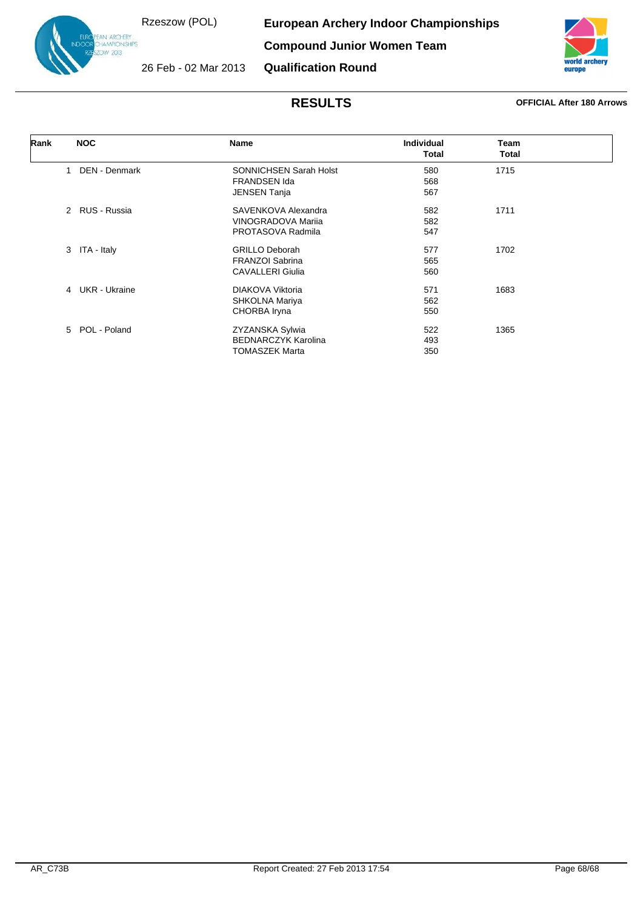Rzeszow (POL)

26 Feb - 02 Mar 2013

**European Archery Indoor Championships**

**Compound Junior Women Team**

**Qualification Round**

## RESULTS

**OFFICIAL After 180 Arrows**

| Rank | NOC | Name | Individual Total | Team Total |
|---|---|---|---|---|
| 1 | DEN - Denmark | SONNICHSEN Sarah Holst | 580 | 1715 |
| | | FRANDSEN Ida | 568 | |
| | | JENSEN Tanja | 567 | |
| 2 | RUS - Russia | SAVENKOVA Alexandra | 582 | 1711 |
| | | VINOGRADOVA Mariia | 582 | |
| | | PROTASOVA Radmila | 547 | |
| 3 | ITA - Italy | GRILLO Deborah | 577 | 1702 |
| | | FRANZOI Sabrina | 565 | |
| | | CAVALLERI Giulia | 560 | |
| 4 | UKR - Ukraine | DIAKOVA Viktoria | 571 | 1683 |
| | | SHKOLNA Mariya | 562 | |
| | | CHORBA Iryna | 550 | |
| 5 | POL - Poland | ZYZANSKA Sylwia | 522 | 1365 |
| | | BEDNARCZYK Karolina | 493 | |
| | | TOMASZEK Marta | 350 | |

AR_C73B

Report Created: 27 Feb 2013 17:54